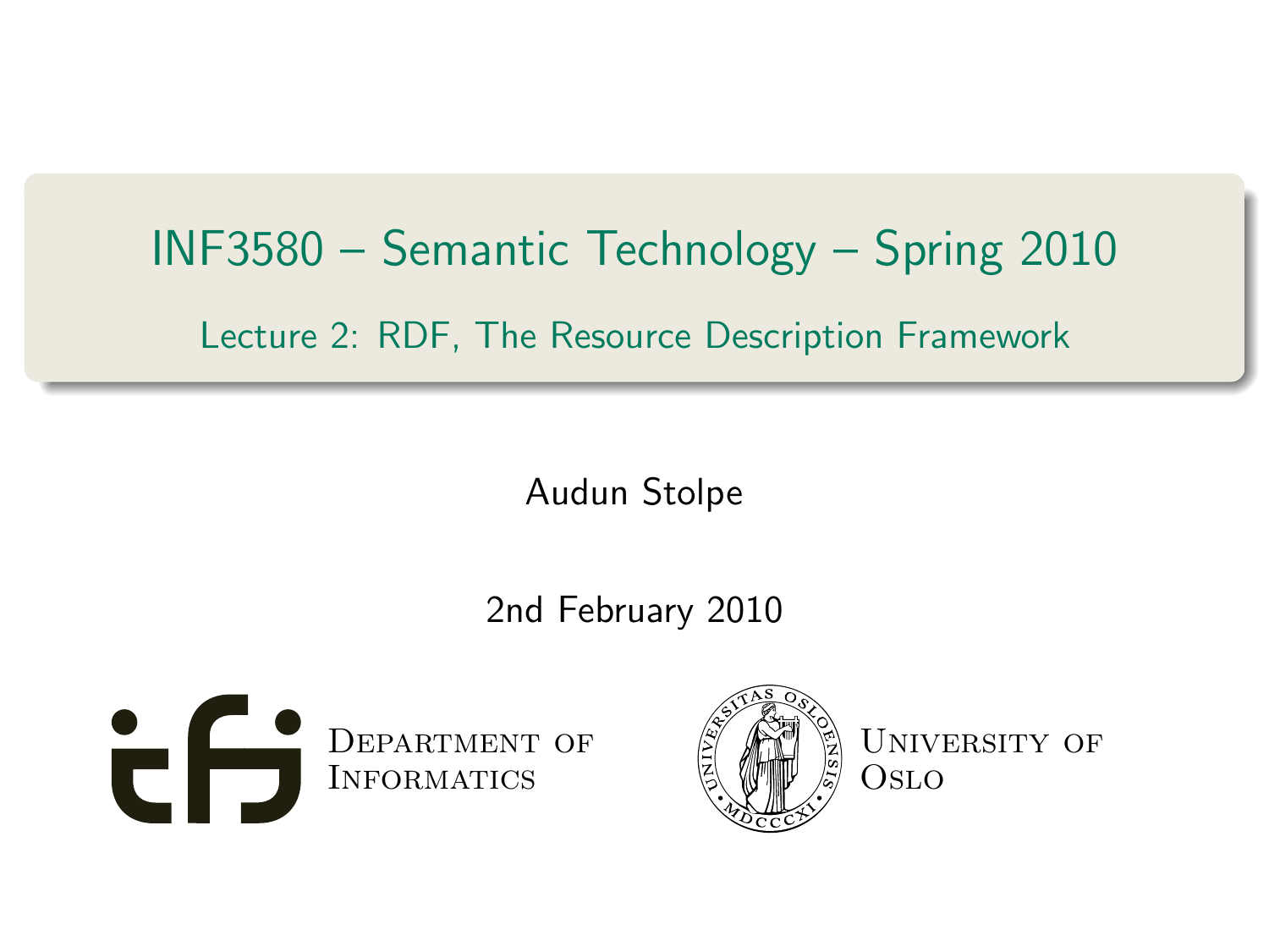# INF3580 – Semantic Technology – Spring 2010

## Lecture 2: RDF, The Resource Description Framework

Audun Stolpe

2nd February 2010

Department of Informatics

University of Oslo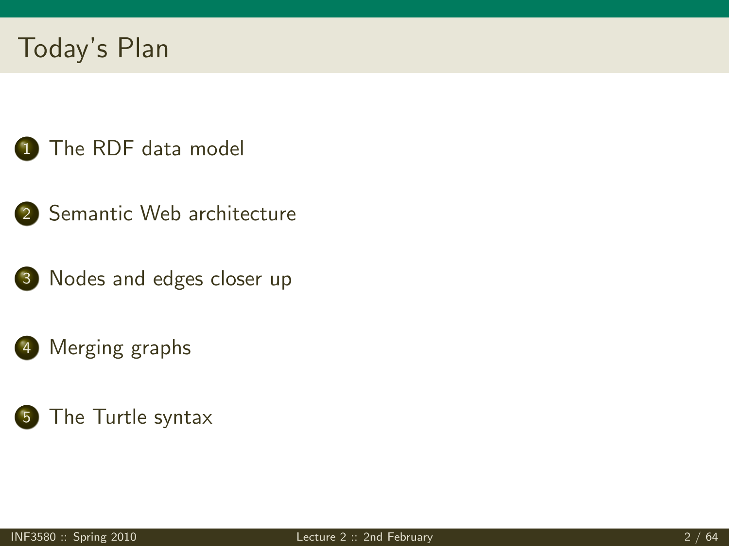# Today's Plan

1. The RDF data model
2. Semantic Web architecture
3. Nodes and edges closer up
4. Merging graphs
5. The Turtle syntax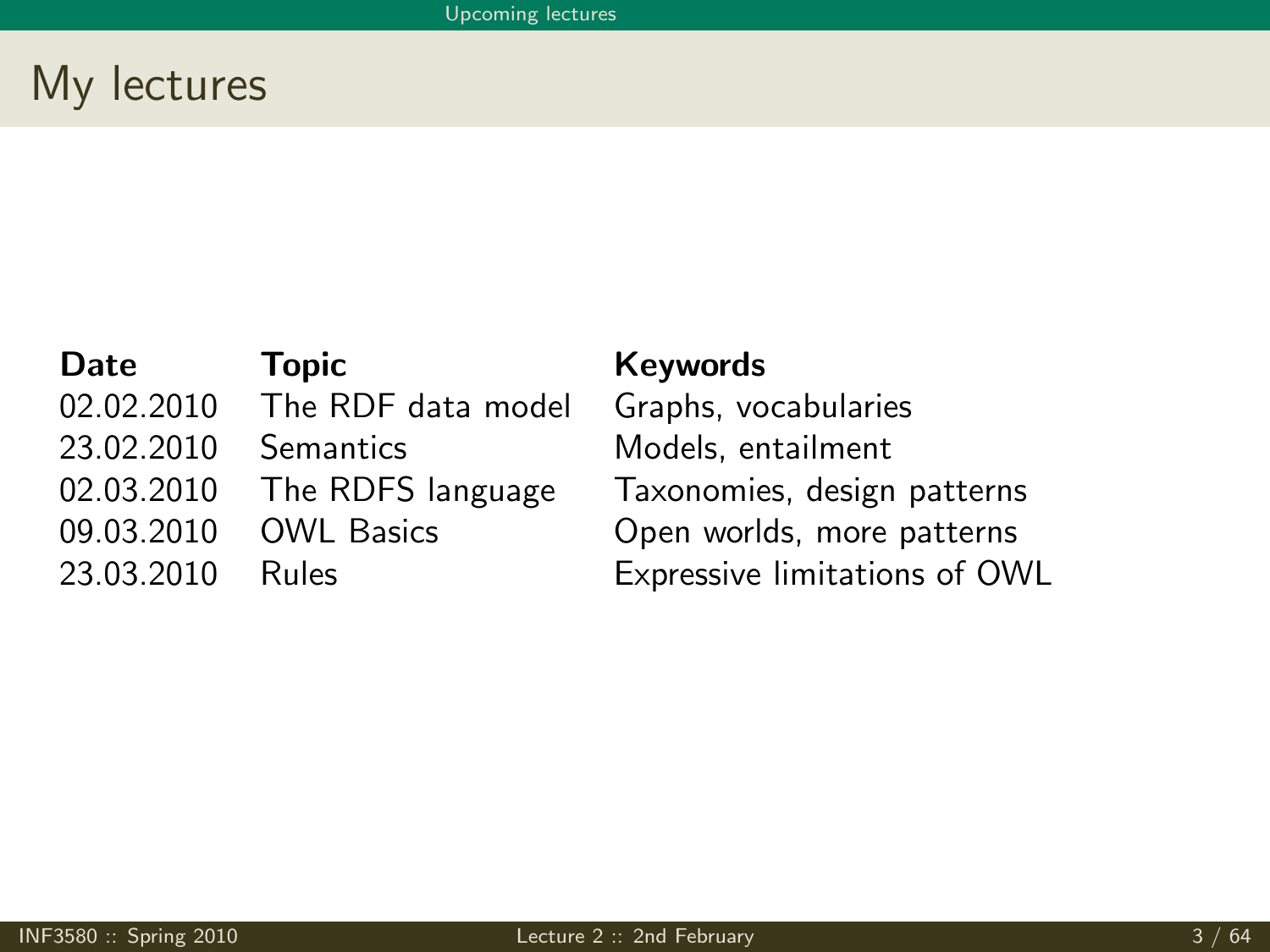# My lectures

| Date | Topic | Keywords |
| --- | --- | --- |
| 02.02.2010 | The RDF data model | Graphs, vocabularies |
| 23.02.2010 | Semantics | Models, entailment |
| 02.03.2010 | The RDFS language | Taxonomies, design patterns |
| 09.03.2010 | OWL Basics | Open worlds, more patterns |
| 23.03.2010 | Rules | Expressive limitations of OWL |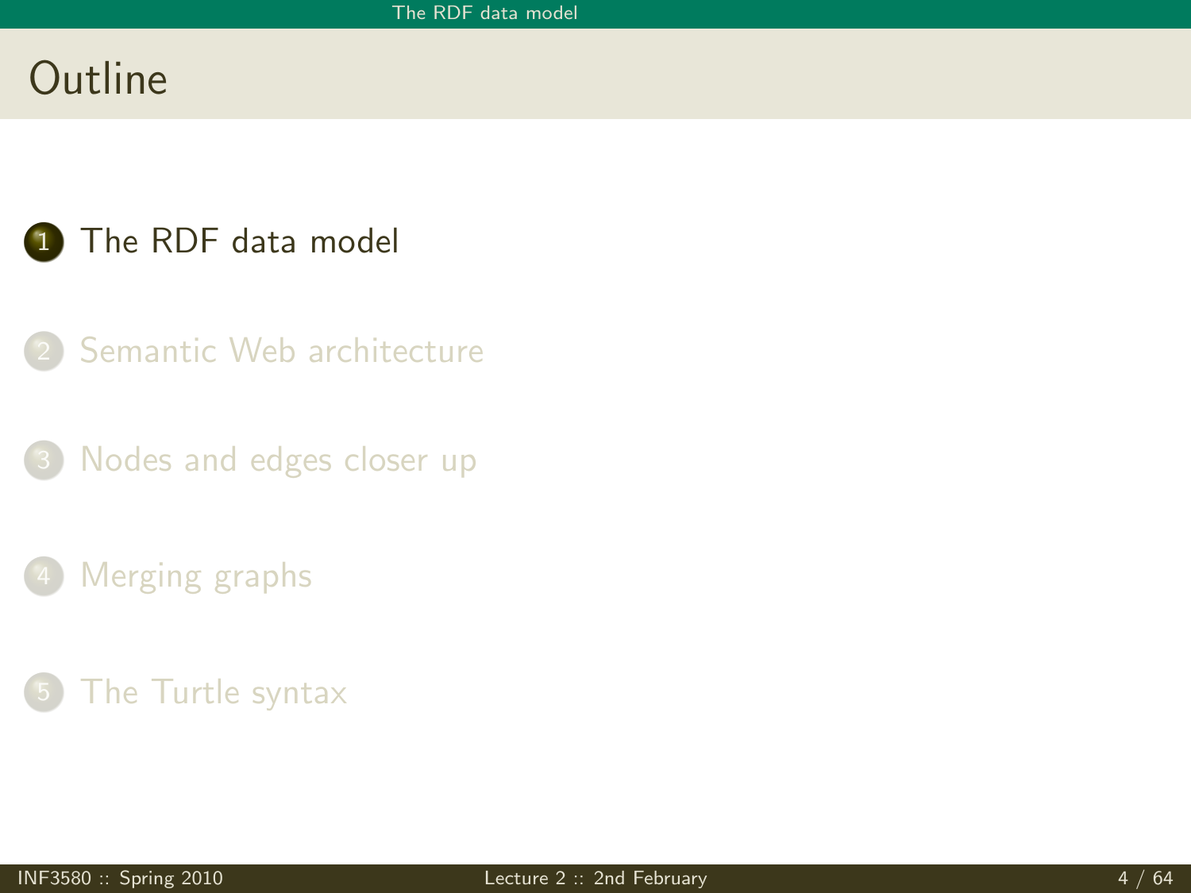# Outline

1. The RDF data model
2. Semantic Web architecture
3. Nodes and edges closer up
4. Merging graphs
5. The Turtle syntax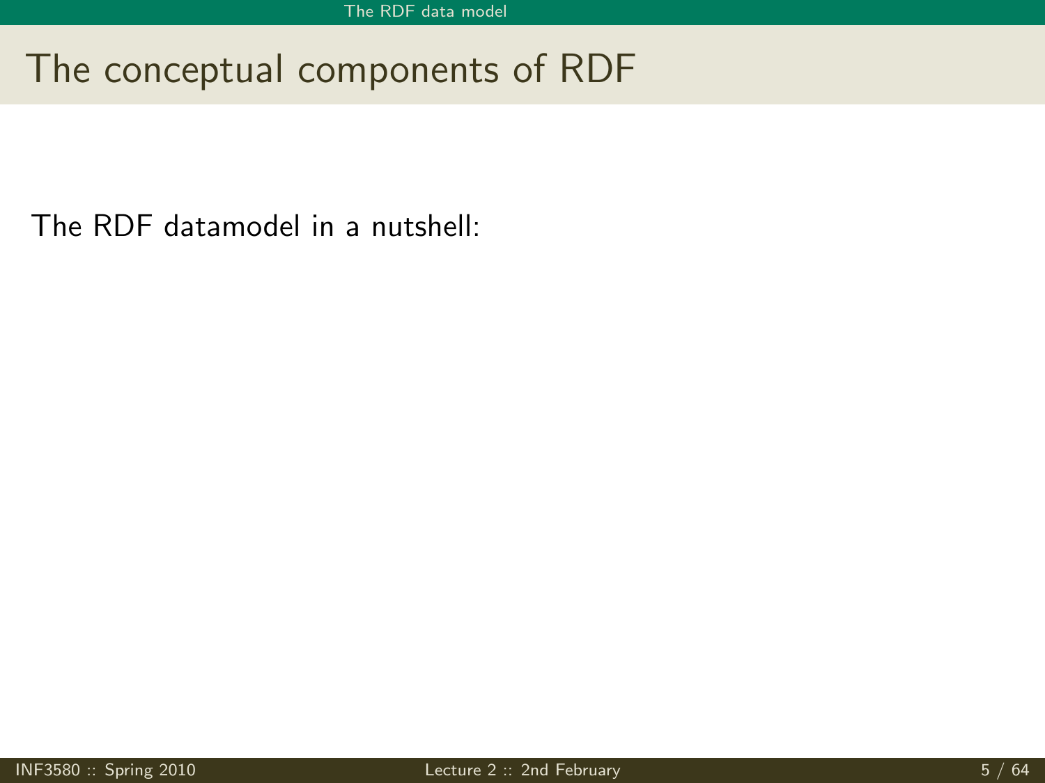# The conceptual components of RDF

The RDF datamodel in a nutshell: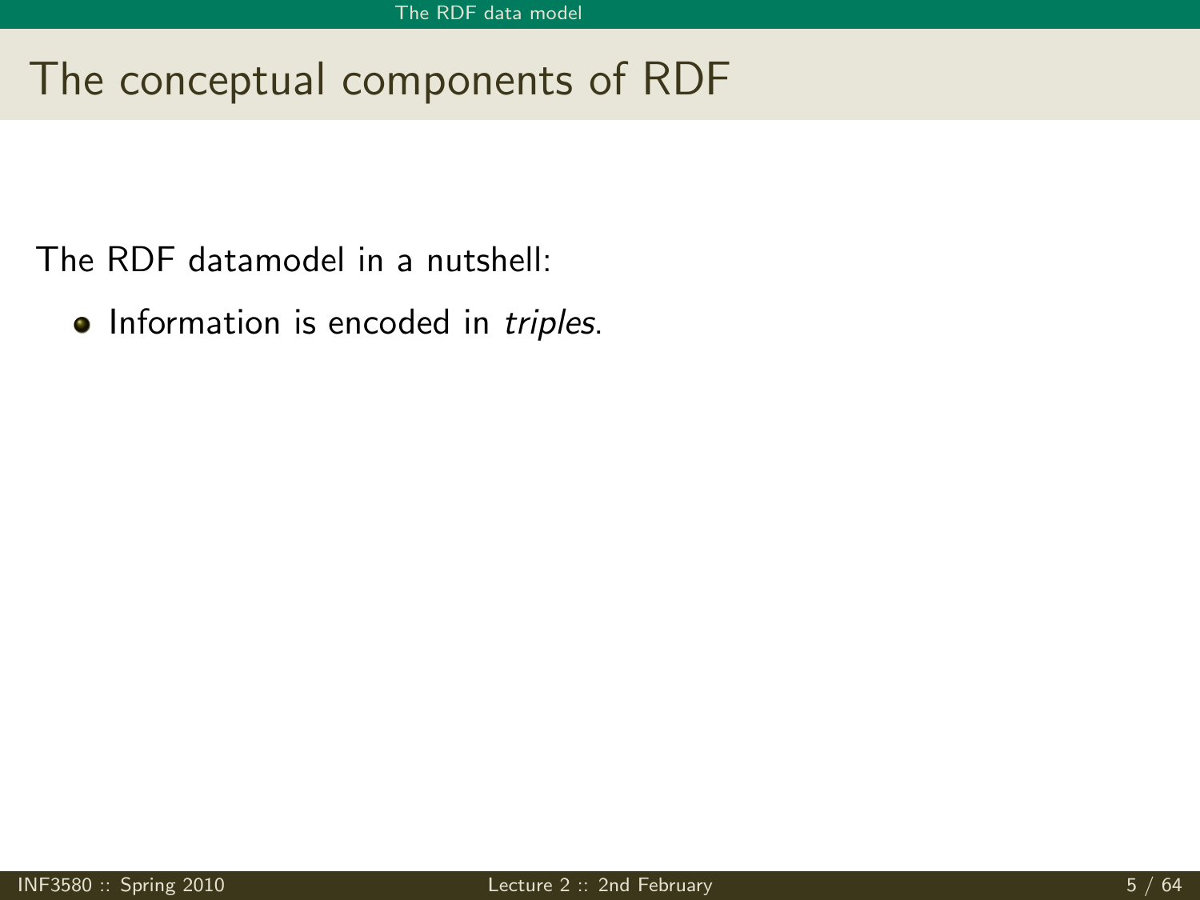# The conceptual components of RDF

The RDF datamodel in a nutshell:

- Information is encoded in *triples*.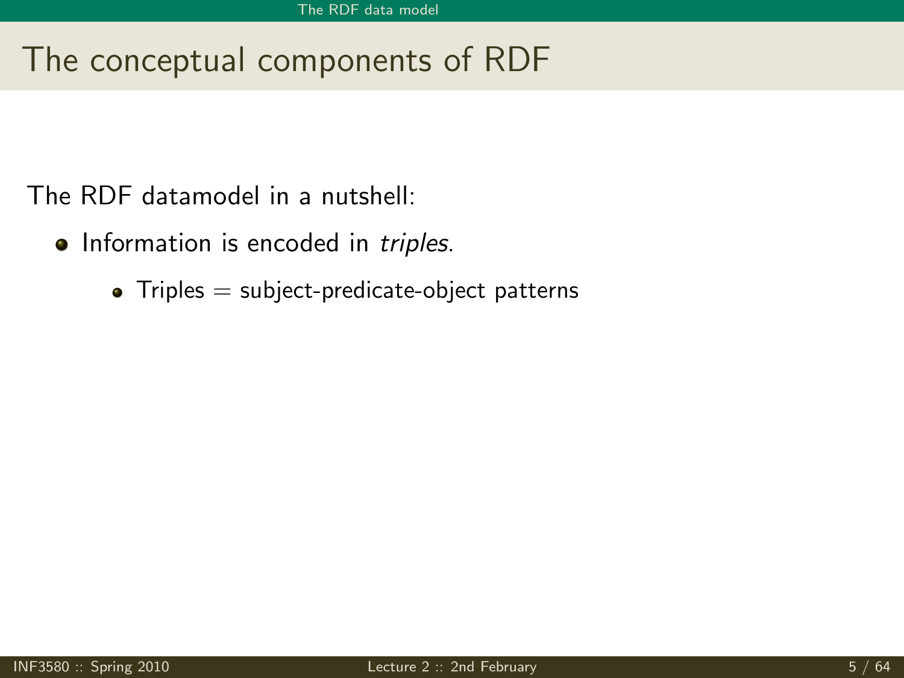# The conceptual components of RDF

The RDF datamodel in a nutshell:

- Information is encoded in *triples*.
  - Triples = subject-predicate-object patterns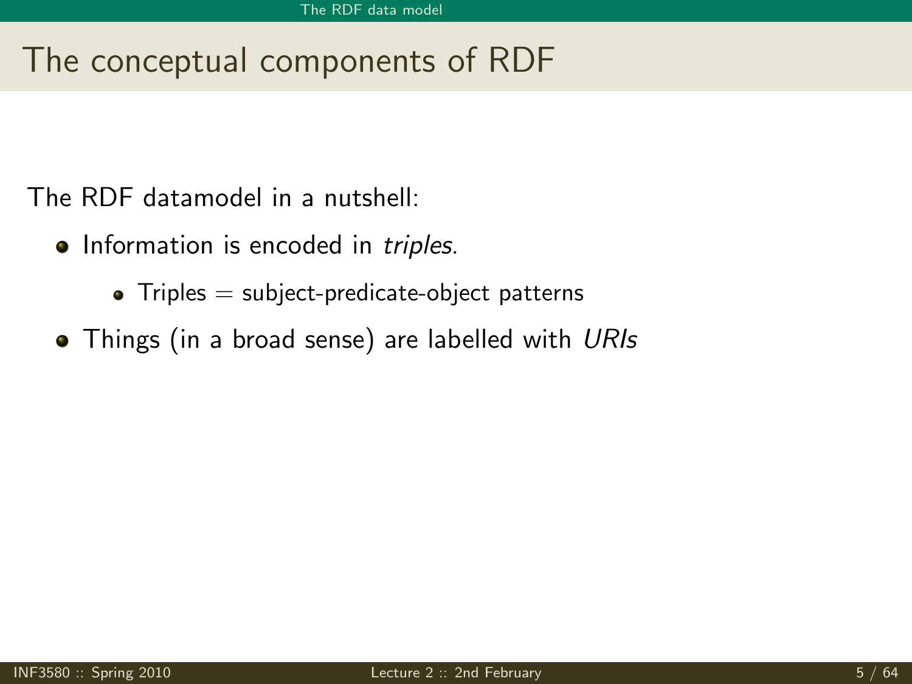# The conceptual components of RDF

The RDF datamodel in a nutshell:

- Information is encoded in *triples*.
  - Triples = subject-predicate-object patterns
- Things (in a broad sense) are labelled with *URIs*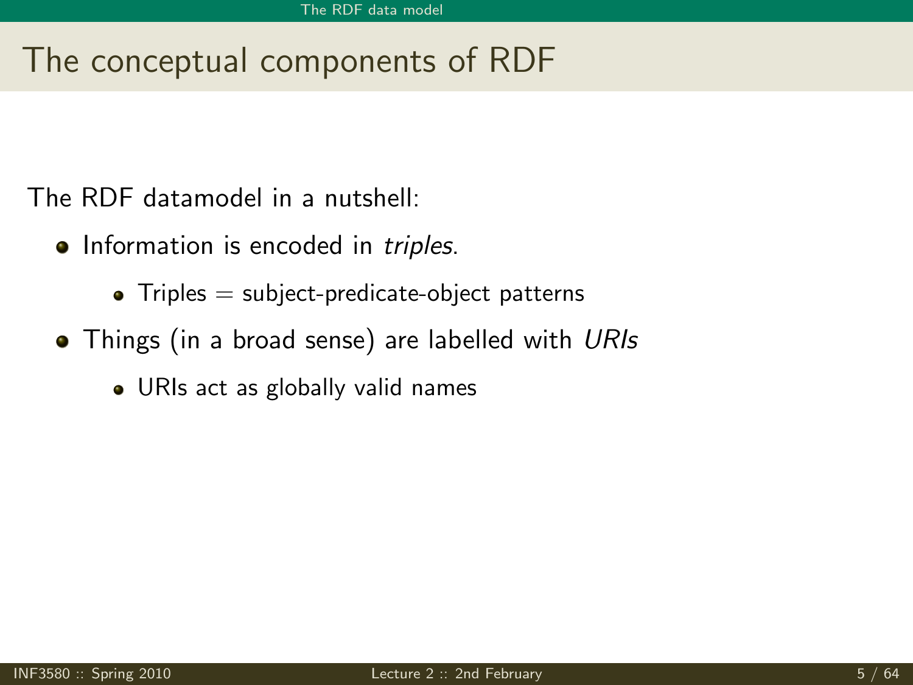# The conceptual components of RDF

The RDF datamodel in a nutshell:

- Information is encoded in *triples*.
  - Triples = subject-predicate-object patterns
- Things (in a broad sense) are labelled with *URIs*
  - URIs act as globally valid names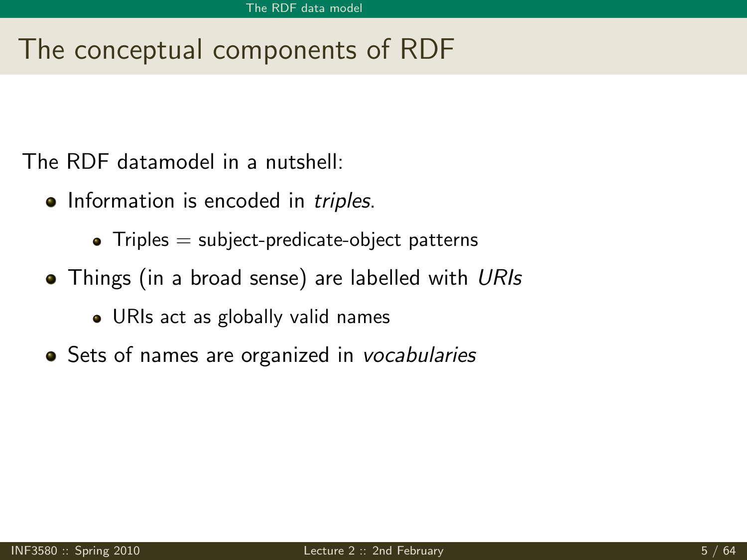# The conceptual components of RDF

The RDF datamodel in a nutshell:

- Information is encoded in *triples*.
  - Triples = subject-predicate-object patterns
- Things (in a broad sense) are labelled with *URIs*
  - URIs act as globally valid names
- Sets of names are organized in *vocabularies*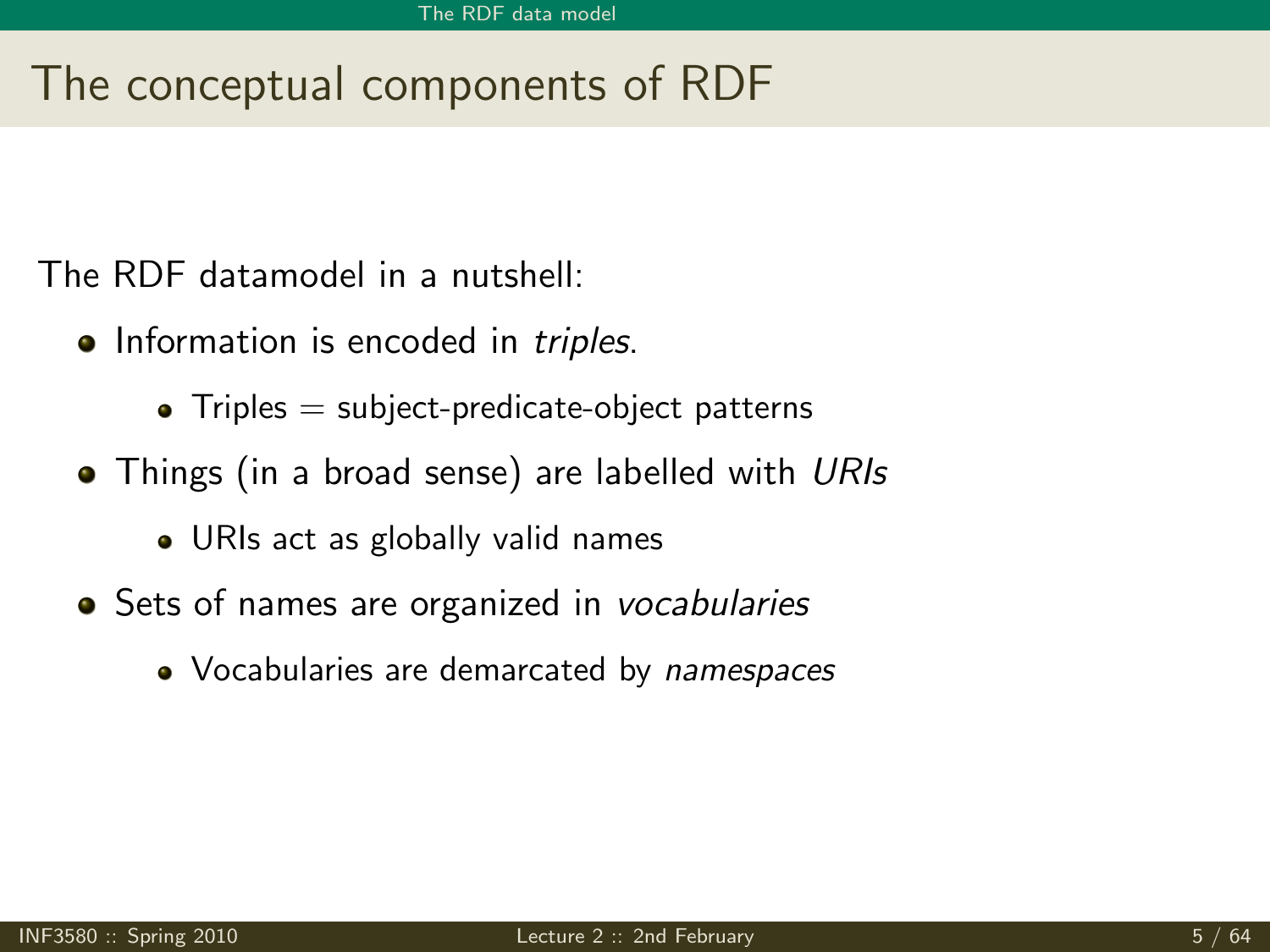# The conceptual components of RDF

The RDF datamodel in a nutshell:

- Information is encoded in *triples*.
  - Triples = subject-predicate-object patterns
- Things (in a broad sense) are labelled with *URIs*
  - URIs act as globally valid names
- Sets of names are organized in *vocabularies*
  - Vocabularies are demarcated by *namespaces*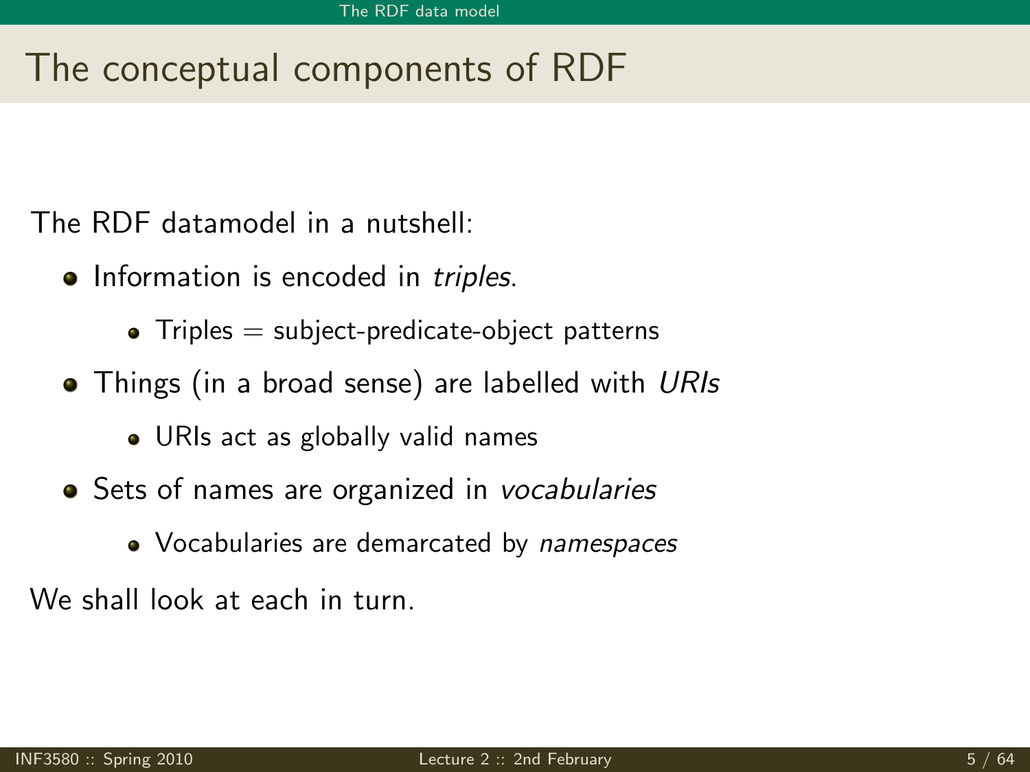# The conceptual components of RDF

The RDF datamodel in a nutshell:

- Information is encoded in *triples*.
  - Triples = subject-predicate-object patterns
- Things (in a broad sense) are labelled with *URIs*
  - URIs act as globally valid names
- Sets of names are organized in *vocabularies*
  - Vocabularies are demarcated by *namespaces*

We shall look at each in turn.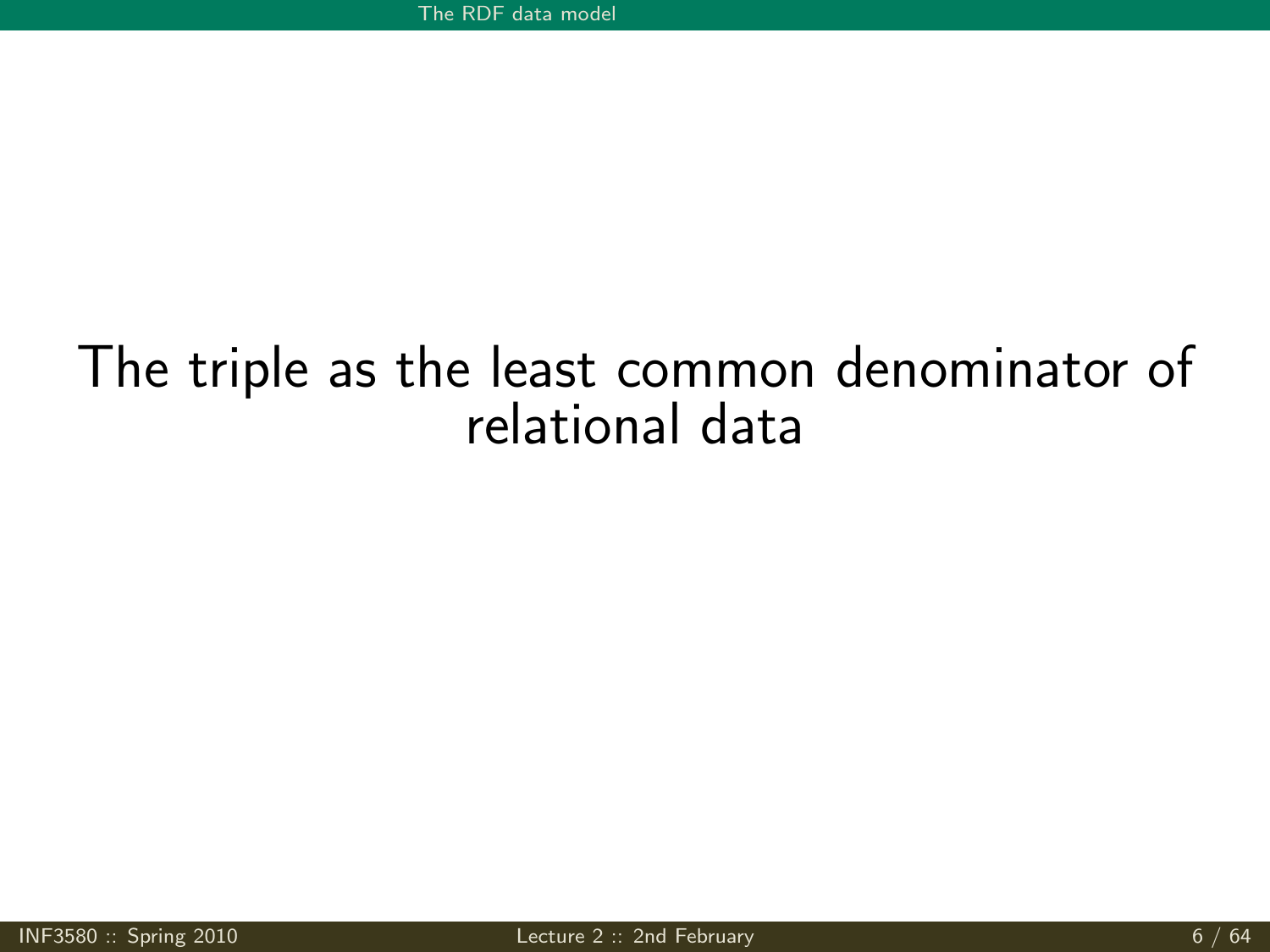# The triple as the least common denominator of relational data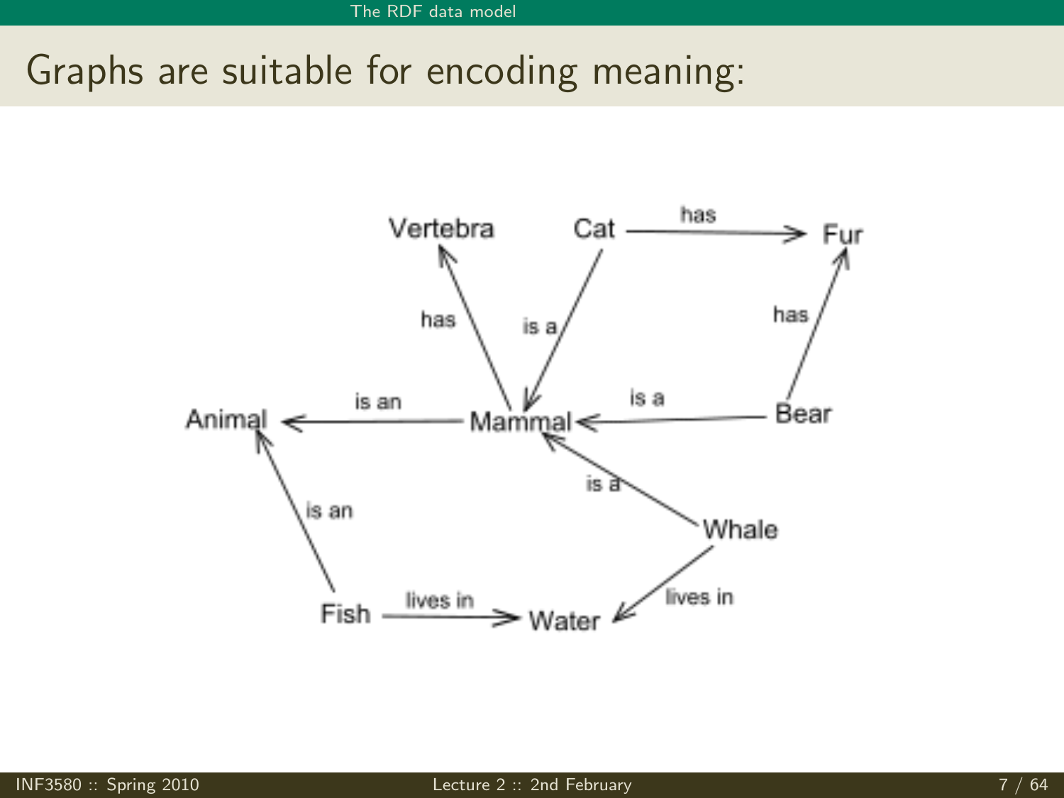# Graphs are suitable for encoding meaning:

Vertebra

Cat

Fur

Animal

Mammal

Bear

Whale

Fish

Water

has

is a

has

has

is an

is a

is a

is an

lives in

lives in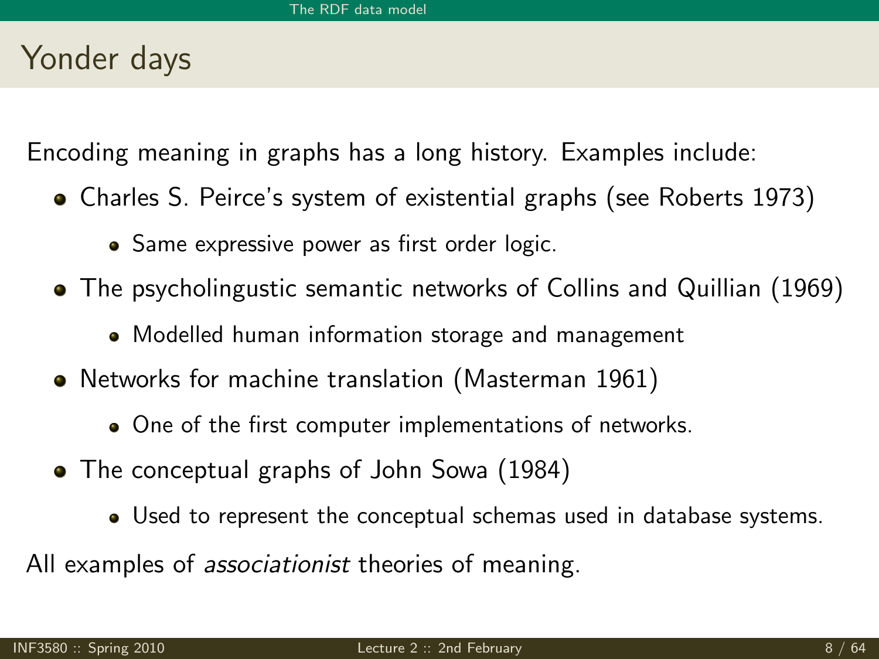# Yonder days

Encoding meaning in graphs has a long history. Examples include:

- Charles S. Peirce's system of existential graphs (see Roberts 1973)
  - Same expressive power as first order logic.
- The psycholingustic semantic networks of Collins and Quillian (1969)
  - Modelled human information storage and management
- Networks for machine translation (Masterman 1961)
  - One of the first computer implementations of networks.
- The conceptual graphs of John Sowa (1984)
  - Used to represent the conceptual schemas used in database systems.

All examples of *associationist* theories of meaning.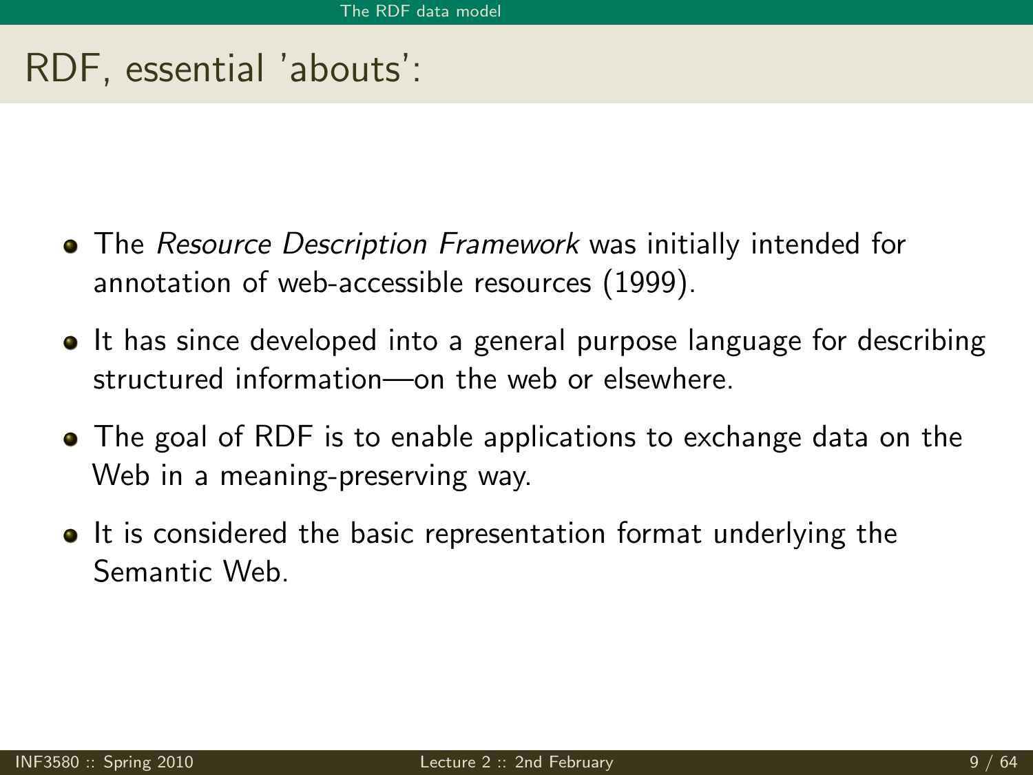# RDF, essential 'abouts':

- The *Resource Description Framework* was initially intended for annotation of web-accessible resources (1999).
- It has since developed into a general purpose language for describing structured information—on the web or elsewhere.
- The goal of RDF is to enable applications to exchange data on the Web in a meaning-preserving way.
- It is considered the basic representation format underlying the Semantic Web.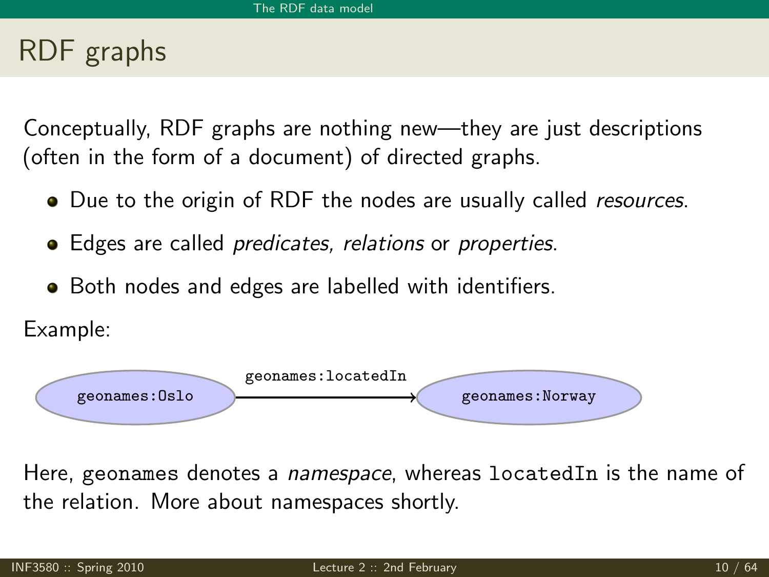# RDF graphs

Conceptually, RDF graphs are nothing new—they are just descriptions (often in the form of a document) of directed graphs.

- Due to the origin of RDF the nodes are usually called *resources*.
- Edges are called *predicates*, *relations* or *properties*.
- Both nodes and edges are labelled with identifiers.

Example:

```
geonames:Oslo  --geonames:locatedIn-->  geonames:Norway
```

Here, `geonames` denotes a *namespace*, whereas `locatedIn` is the name of the relation. More about namespaces shortly.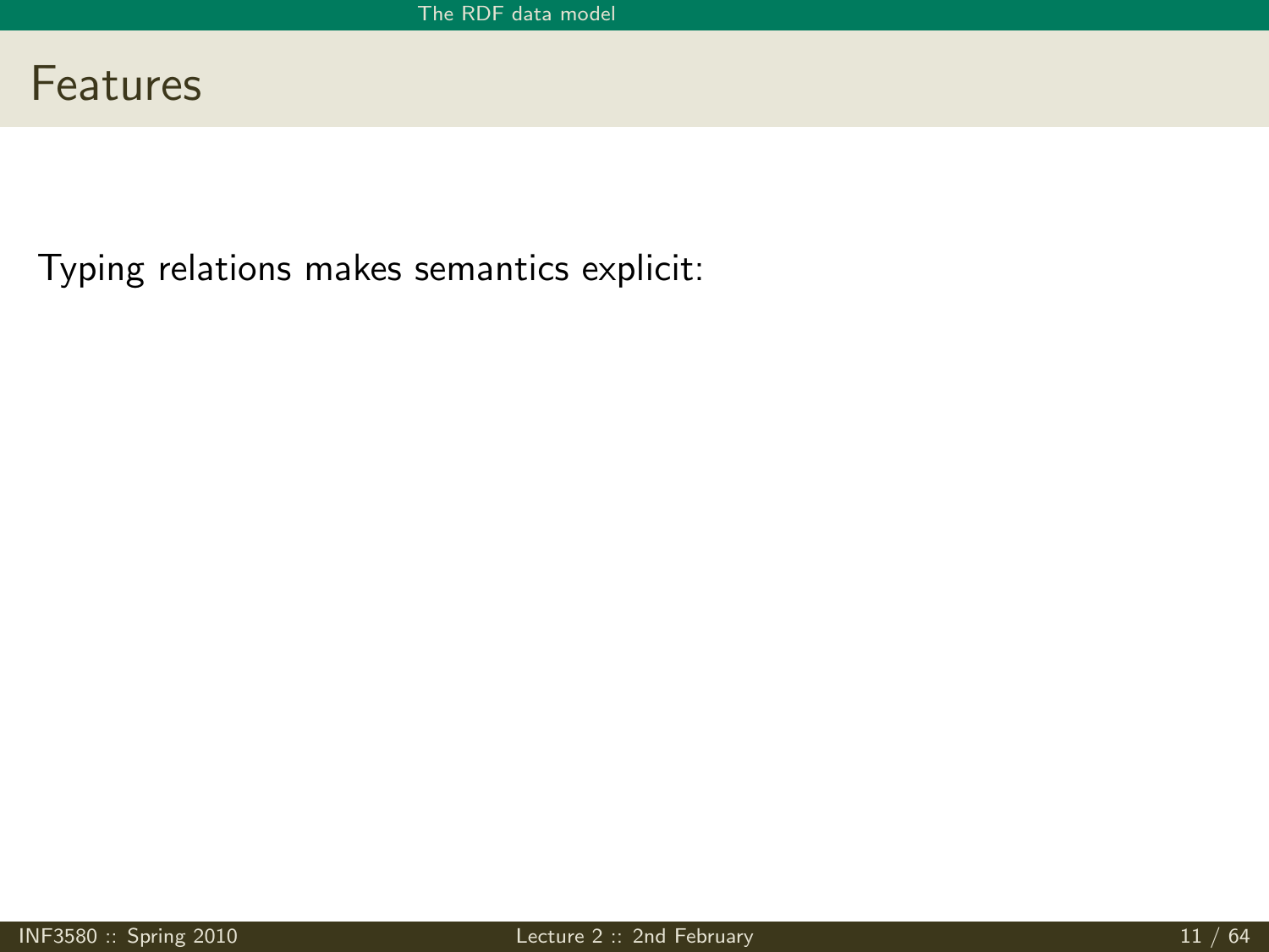# Features

Typing relations makes semantics explicit: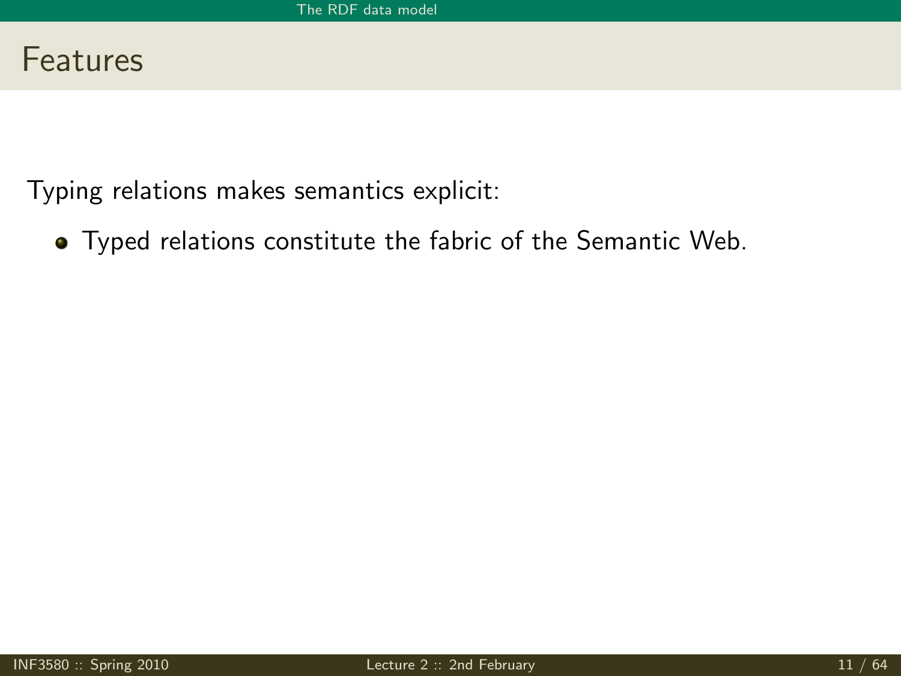# Features

Typing relations makes semantics explicit:

- Typed relations constitute the fabric of the Semantic Web.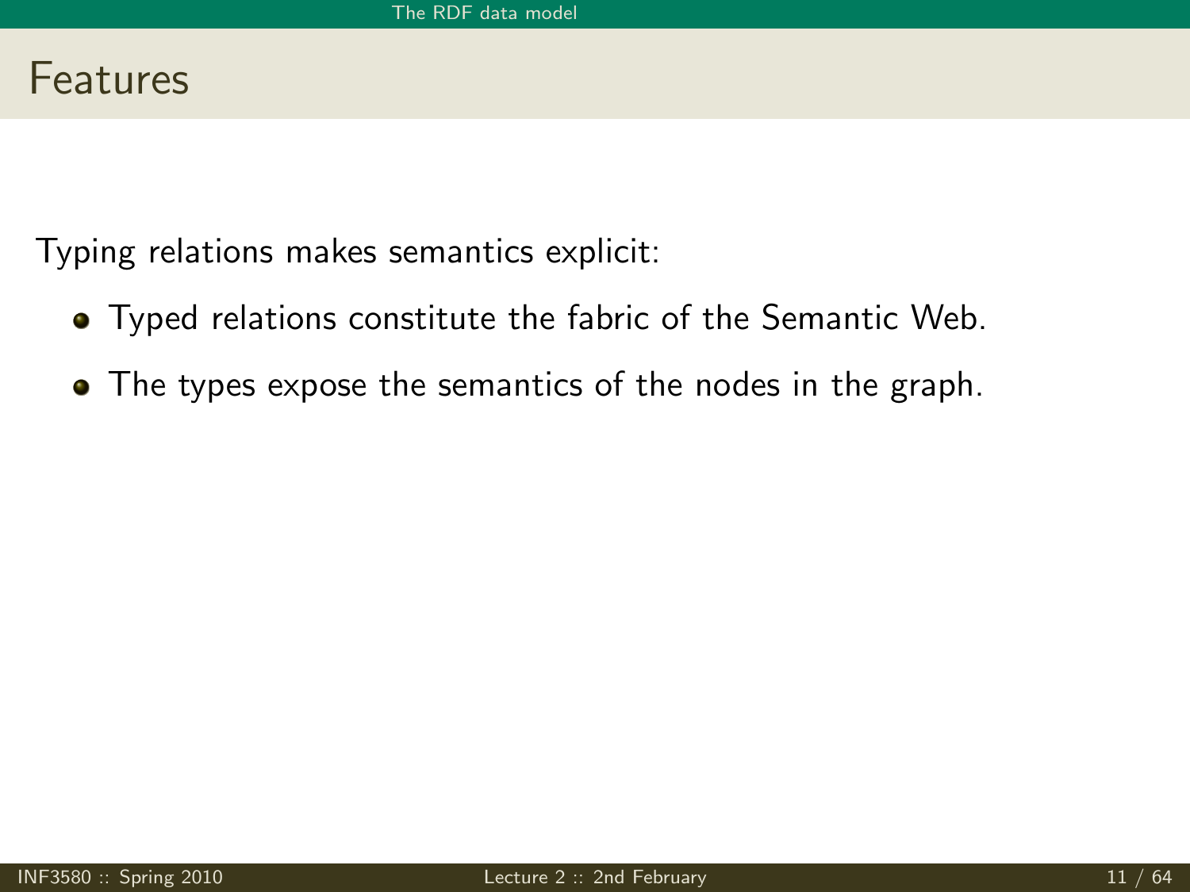# Features

Typing relations makes semantics explicit:

- Typed relations constitute the fabric of the Semantic Web.
- The types expose the semantics of the nodes in the graph.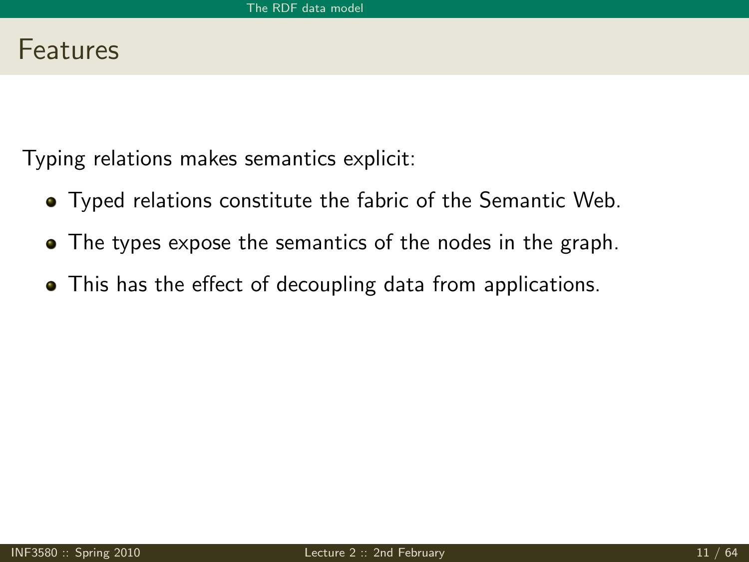# Features

Typing relations makes semantics explicit:

- Typed relations constitute the fabric of the Semantic Web.
- The types expose the semantics of the nodes in the graph.
- This has the effect of decoupling data from applications.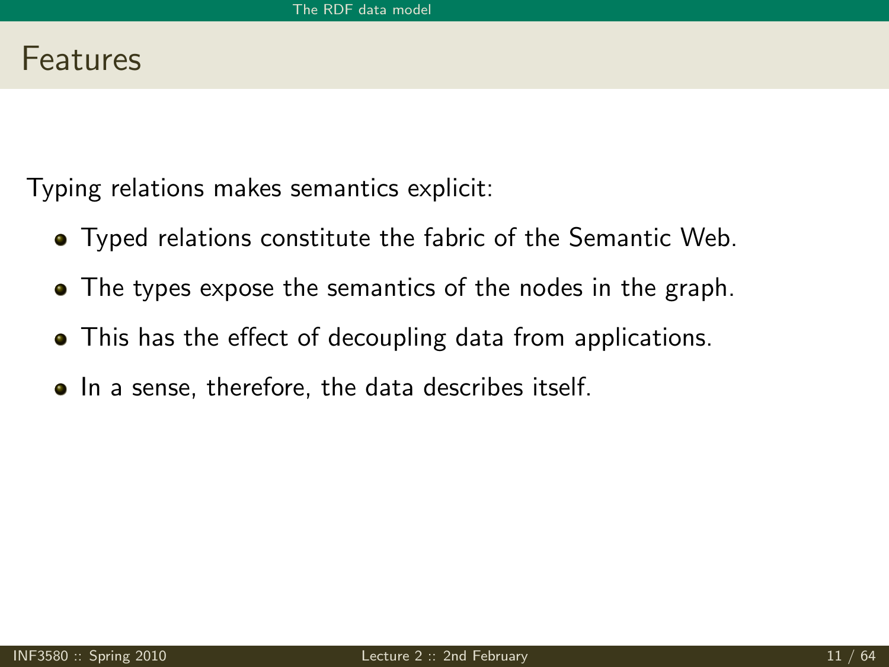# Features

Typing relations makes semantics explicit:

- Typed relations constitute the fabric of the Semantic Web.
- The types expose the semantics of the nodes in the graph.
- This has the effect of decoupling data from applications.
- In a sense, therefore, the data describes itself.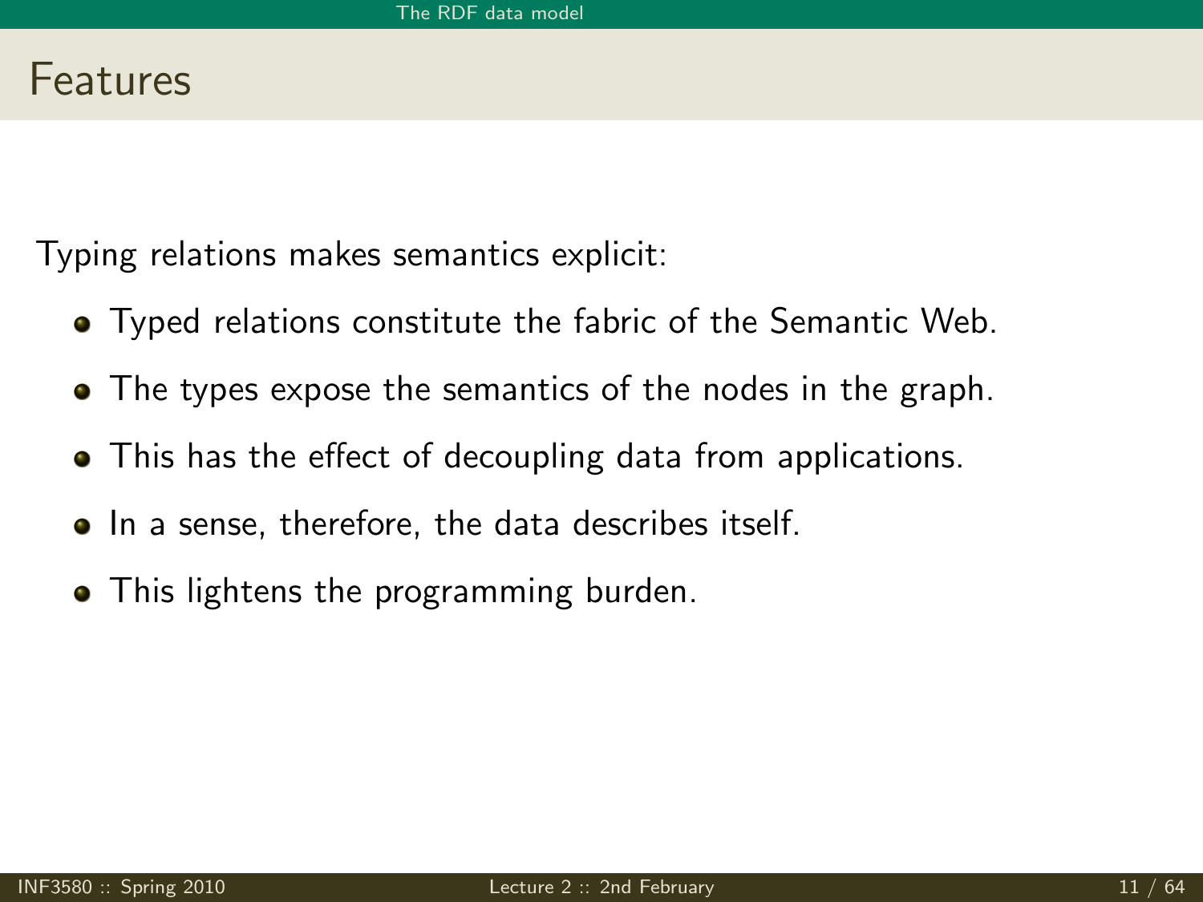# Features

Typing relations makes semantics explicit:

- Typed relations constitute the fabric of the Semantic Web.
- The types expose the semantics of the nodes in the graph.
- This has the effect of decoupling data from applications.
- In a sense, therefore, the data describes itself.
- This lightens the programming burden.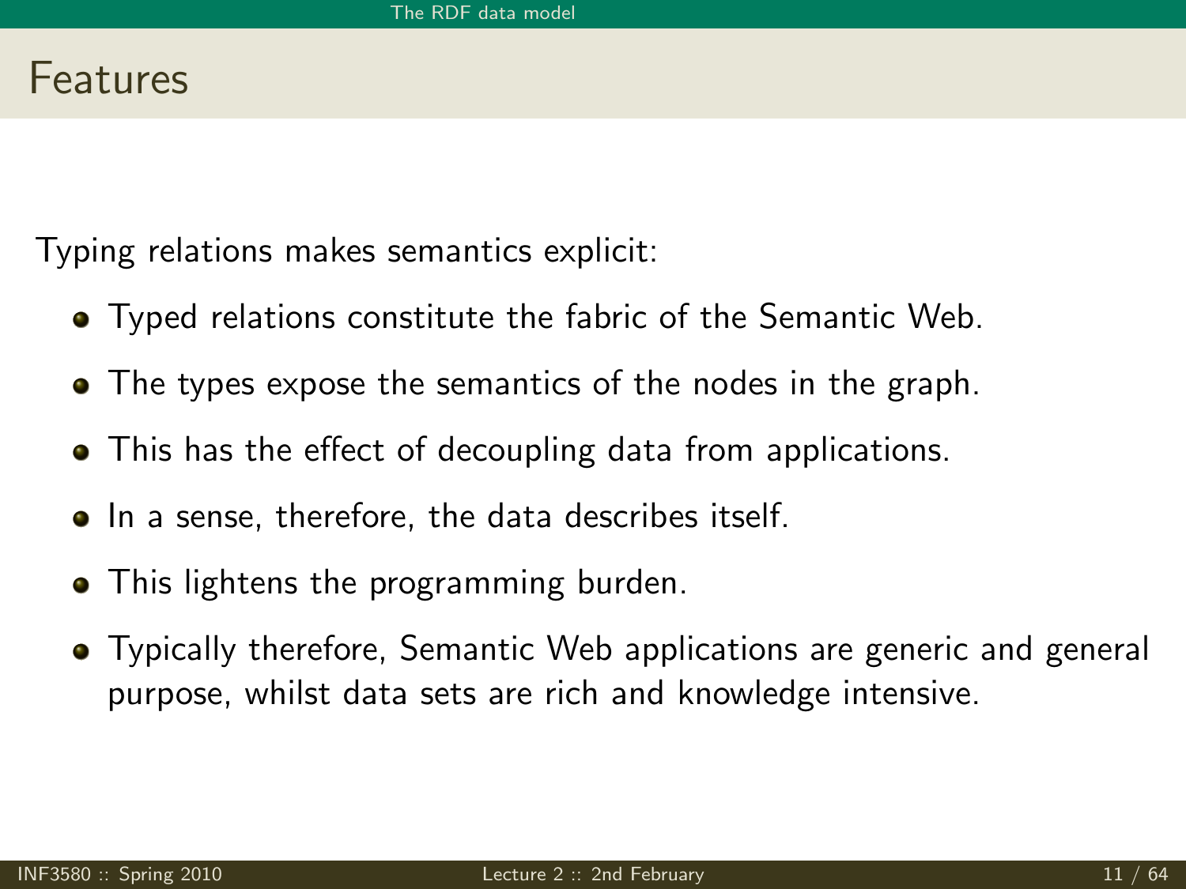# Features

Typing relations makes semantics explicit:

- Typed relations constitute the fabric of the Semantic Web.
- The types expose the semantics of the nodes in the graph.
- This has the effect of decoupling data from applications.
- In a sense, therefore, the data describes itself.
- This lightens the programming burden.
- Typically therefore, Semantic Web applications are generic and general purpose, whilst data sets are rich and knowledge intensive.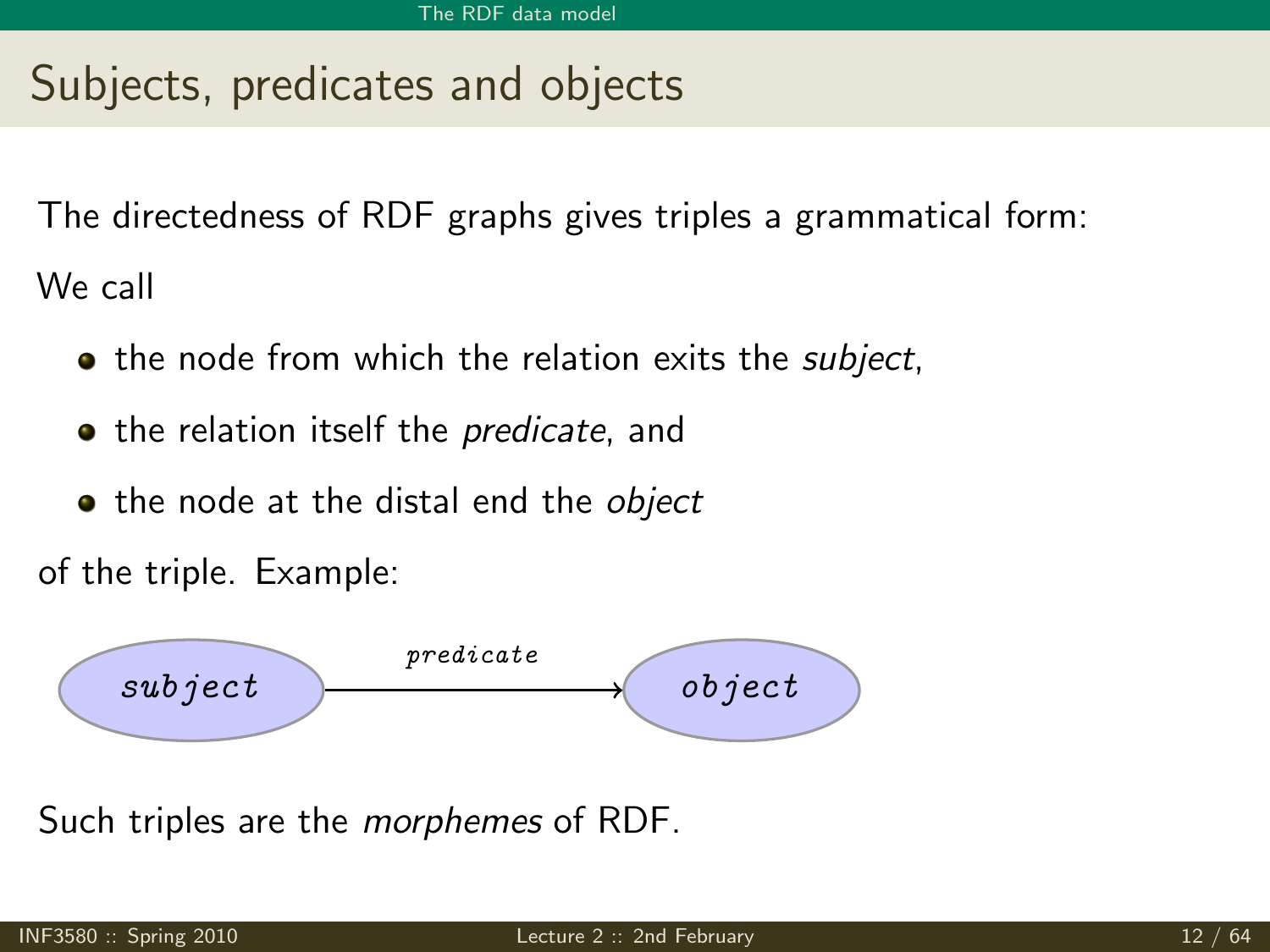# Subjects, predicates and objects

The directedness of RDF graphs gives triples a grammatical form:

We call

- the node from which the relation exits the *subject*,
- the relation itself the *predicate*, and
- the node at the distal end the *object*

of the triple. Example:

```
subject --predicate--> object
```

Such triples are the *morphemes* of RDF.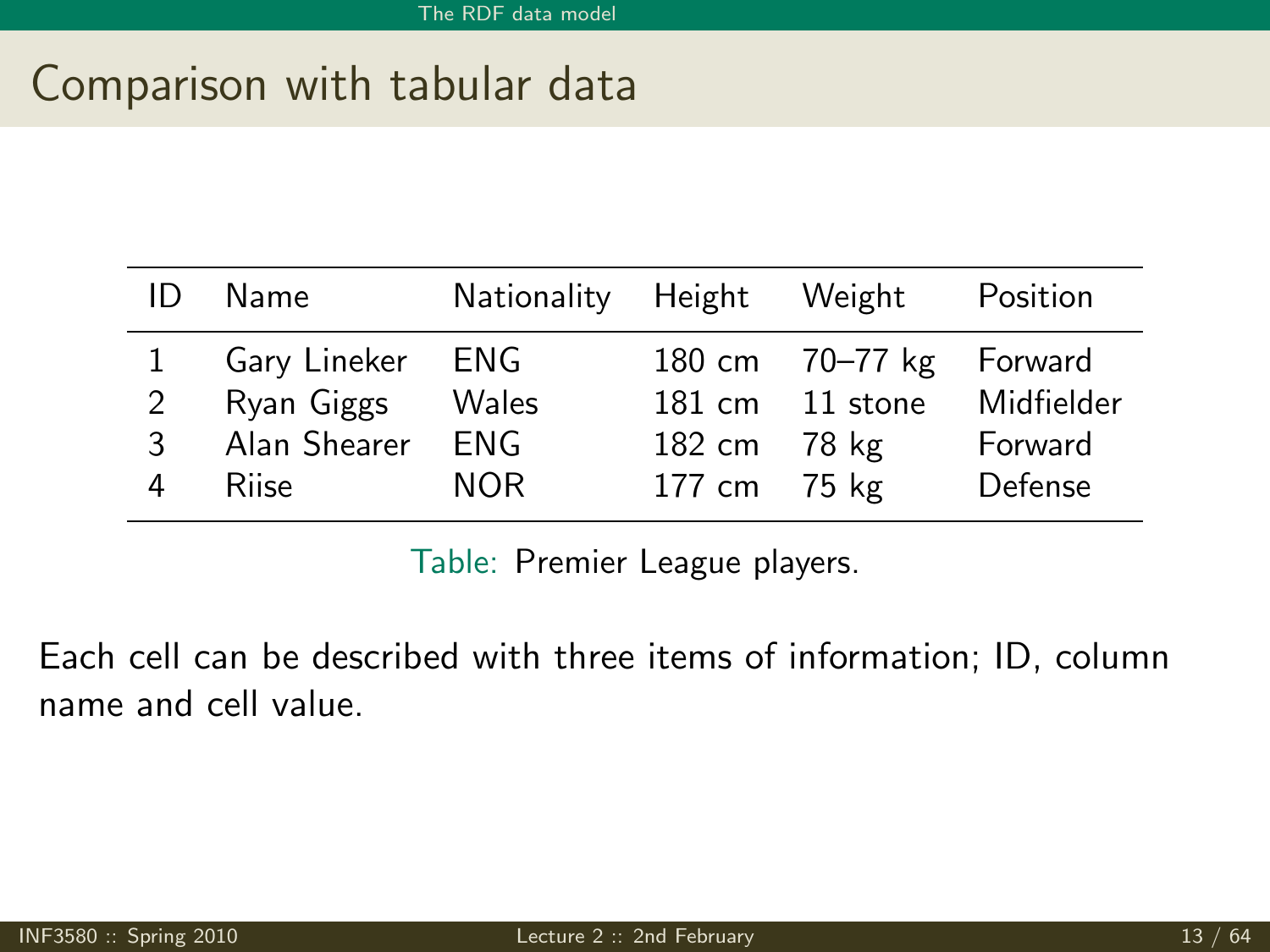# Comparison with tabular data

| ID | Name | Nationality | Height | Weight | Position |
|---|---|---|---|---|---|
| 1 | Gary Lineker | ENG | 180 cm | 70–77 kg | Forward |
| 2 | Ryan Giggs | Wales | 181 cm | 11 stone | Midfielder |
| 3 | Alan Shearer | ENG | 182 cm | 78 kg | Forward |
| 4 | Riise | NOR | 177 cm | 75 kg | Defense |

Table: Premier League players.

Each cell can be described with three items of information; ID, column name and cell value.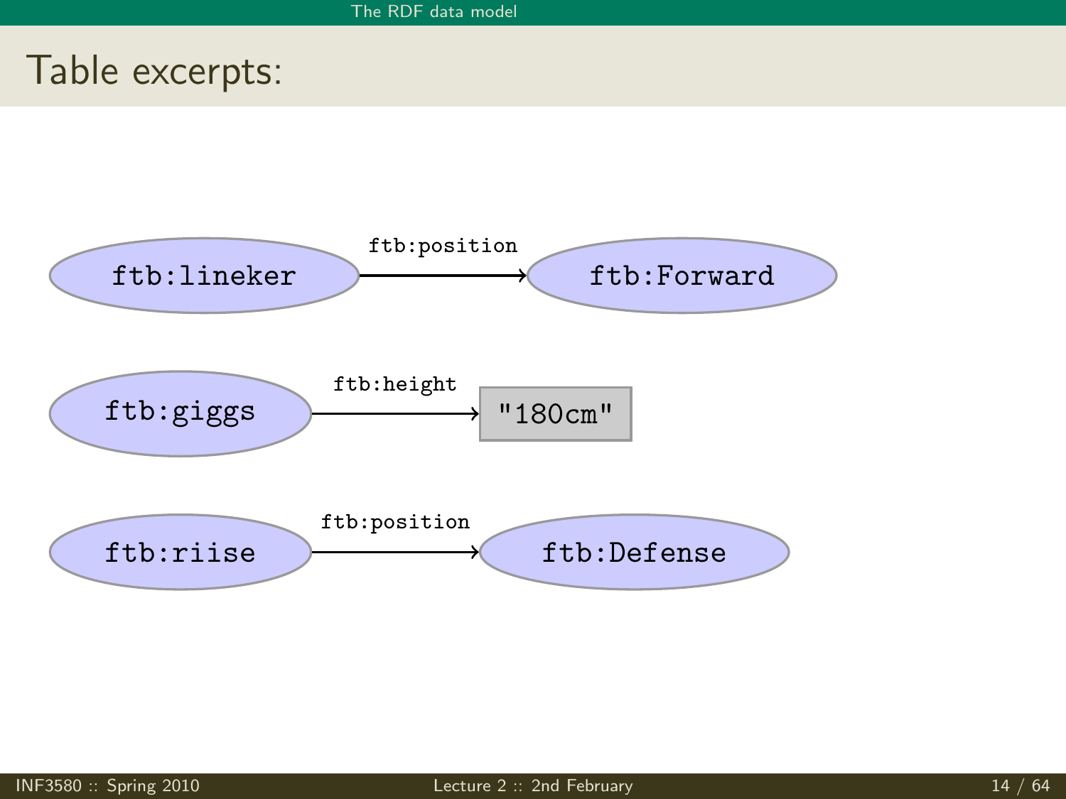# Table excerpts:

ftb:lineker —ftb:position→ ftb:Forward

ftb:giggs —ftb:height→ "180cm"

ftb:riise —ftb:position→ ftb:Defense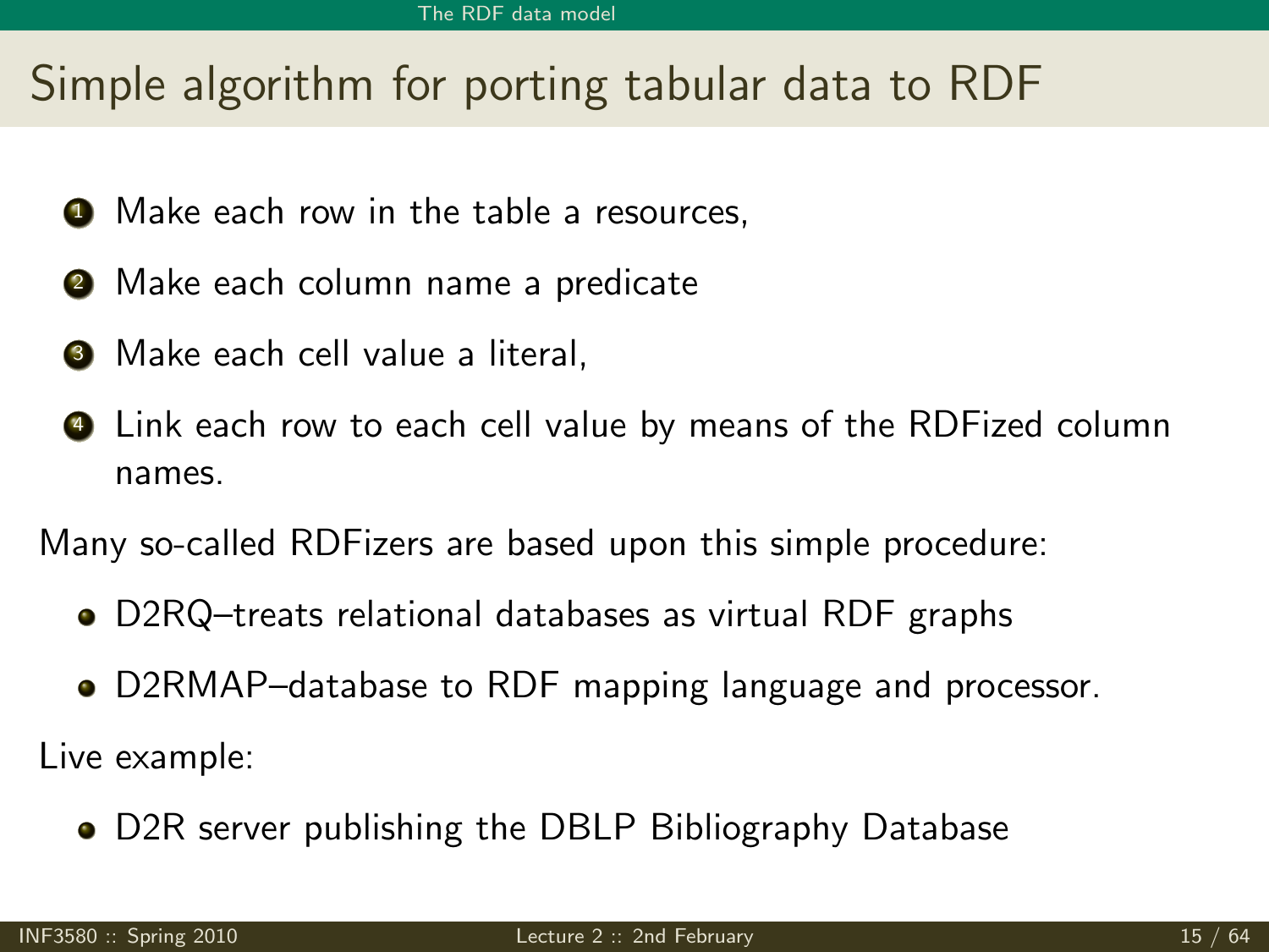# Simple algorithm for porting tabular data to RDF

1. Make each row in the table a resources,
2. Make each column name a predicate
3. Make each cell value a literal,
4. Link each row to each cell value by means of the RDFized column names.

Many so-called RDFizers are based upon this simple procedure:

- D2RQ–treats relational databases as virtual RDF graphs
- D2RMAP–database to RDF mapping language and processor.

Live example:

- D2R server publishing the DBLP Bibliography Database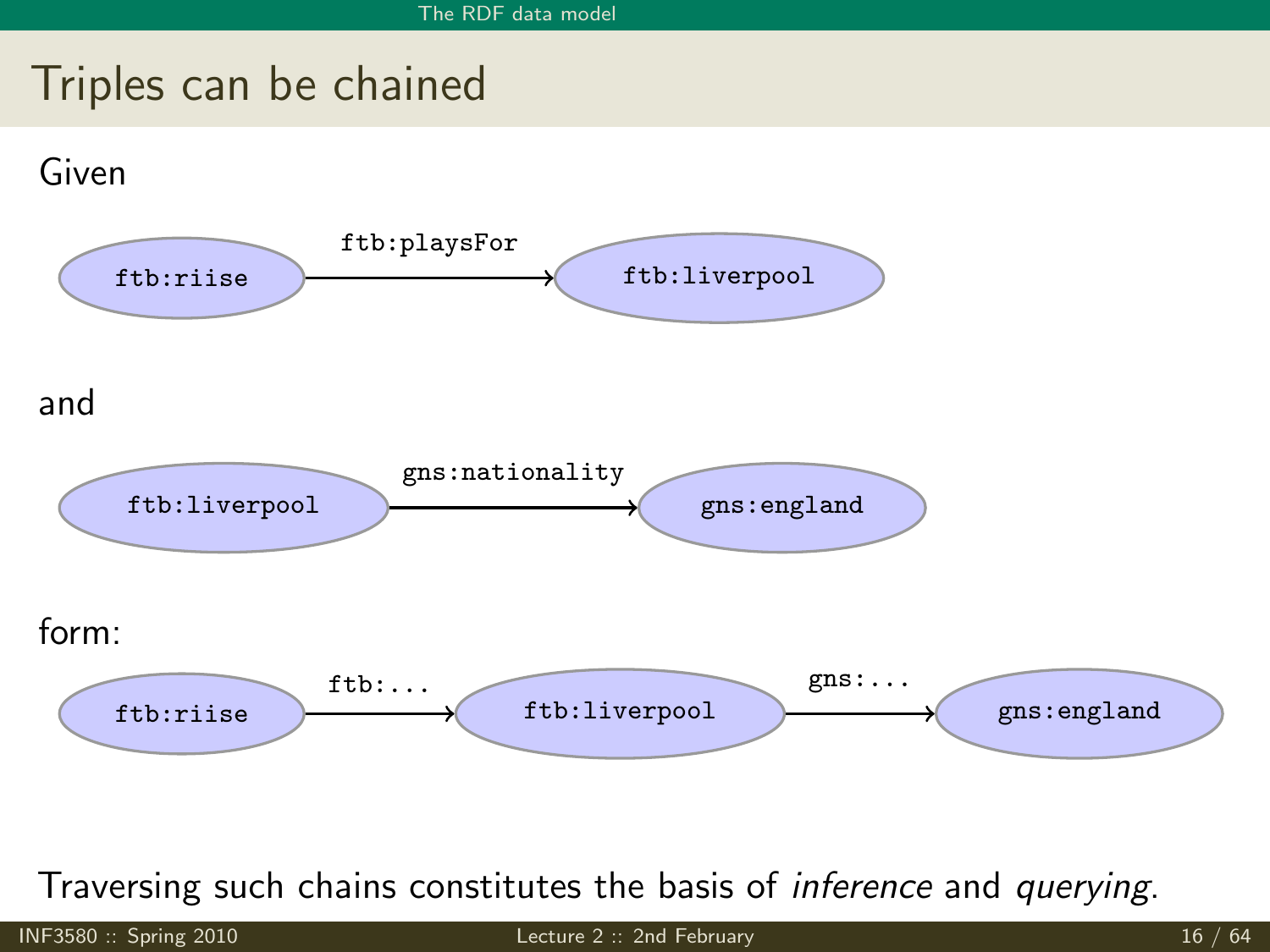# Triples can be chained

Given

ftb:riise —ftb:playsFor→ ftb:liverpool

and

ftb:liverpool —gns:nationality→ gns:england

form:

ftb:riise —ftb:...→ ftb:liverpool —gns:...→ gns:england

Traversing such chains constitutes the basis of *inference* and *querying*.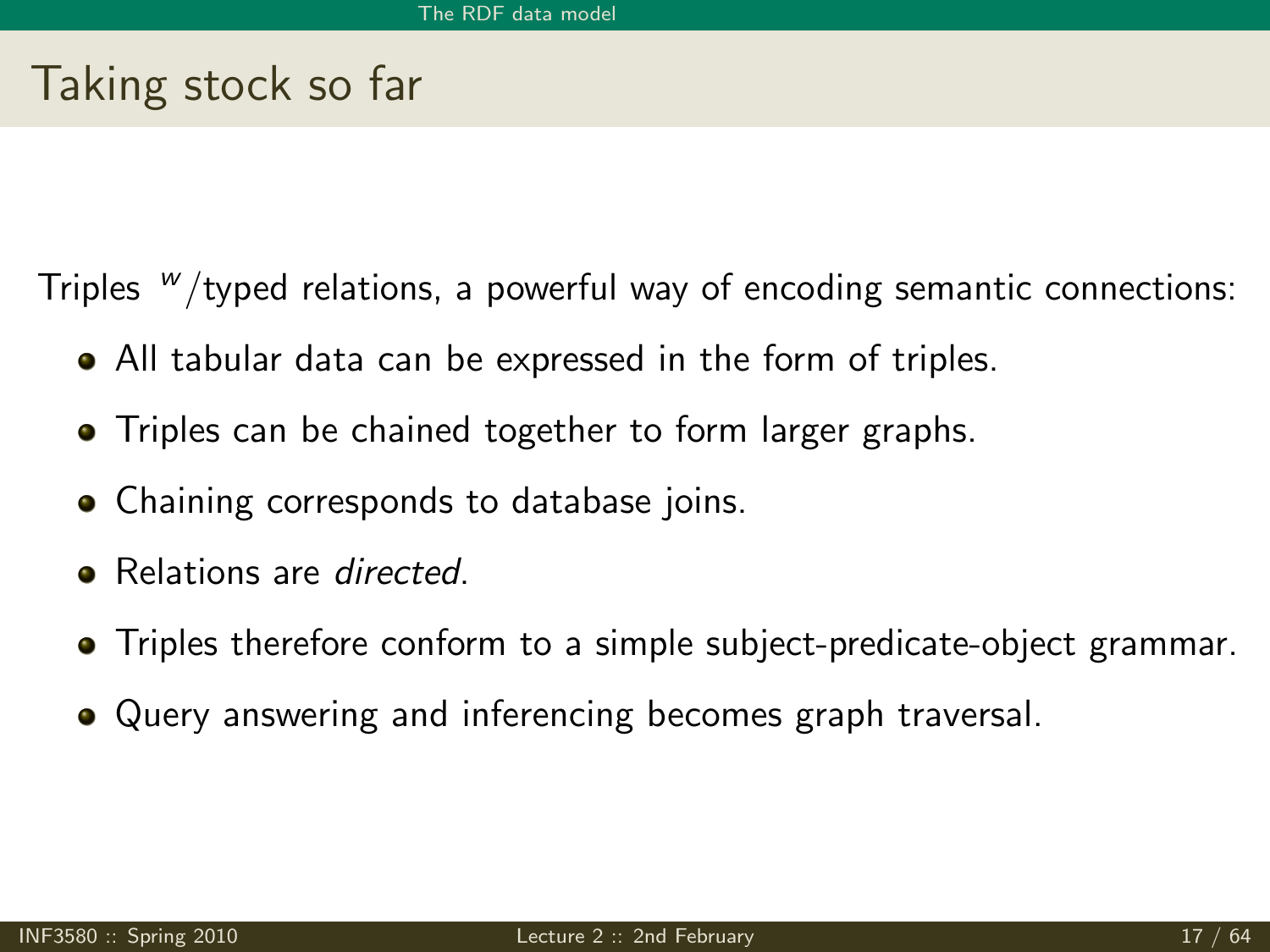# Taking stock so far

Triples $^{w}$/typed relations, a powerful way of encoding semantic connections:

- All tabular data can be expressed in the form of triples.
- Triples can be chained together to form larger graphs.
- Chaining corresponds to database joins.
- Relations are *directed*.
- Triples therefore conform to a simple subject-predicate-object grammar.
- Query answering and inferencing becomes graph traversal.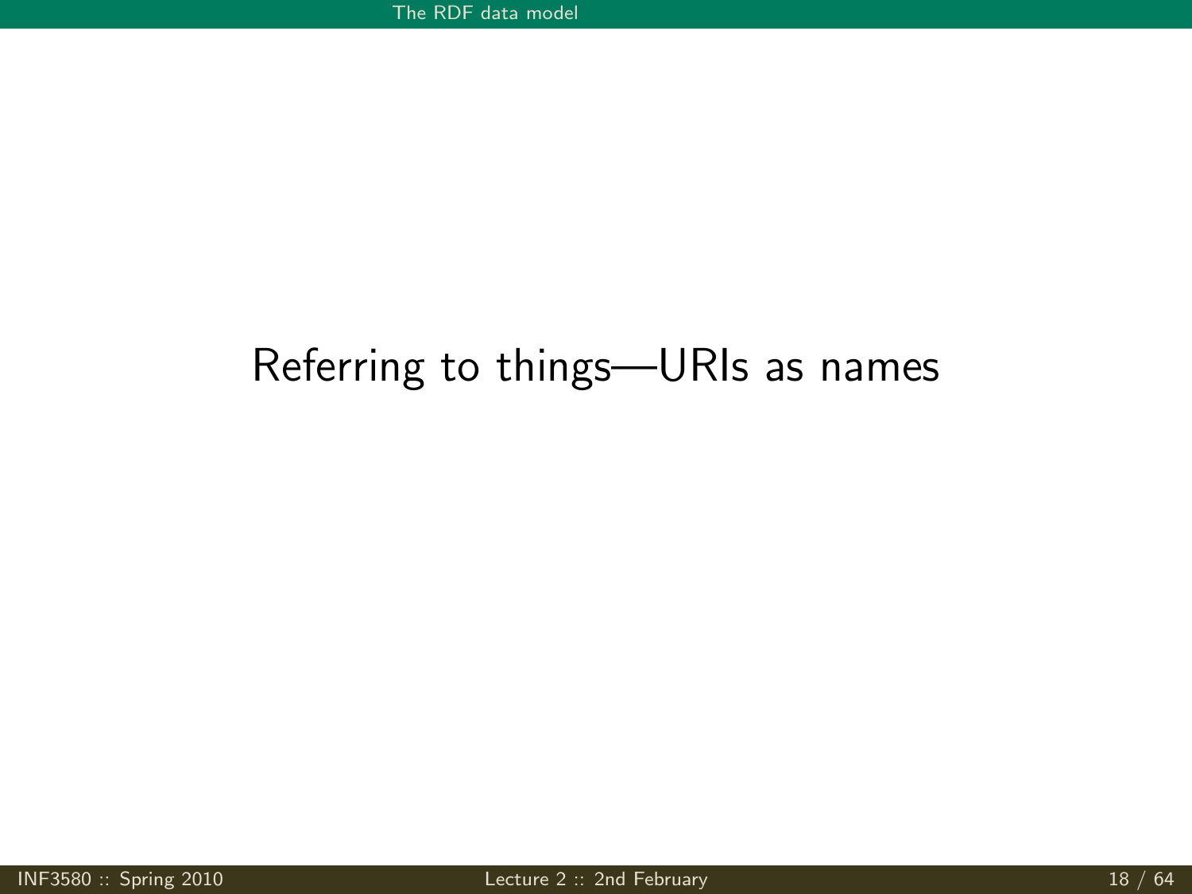# Referring to things—URIs as names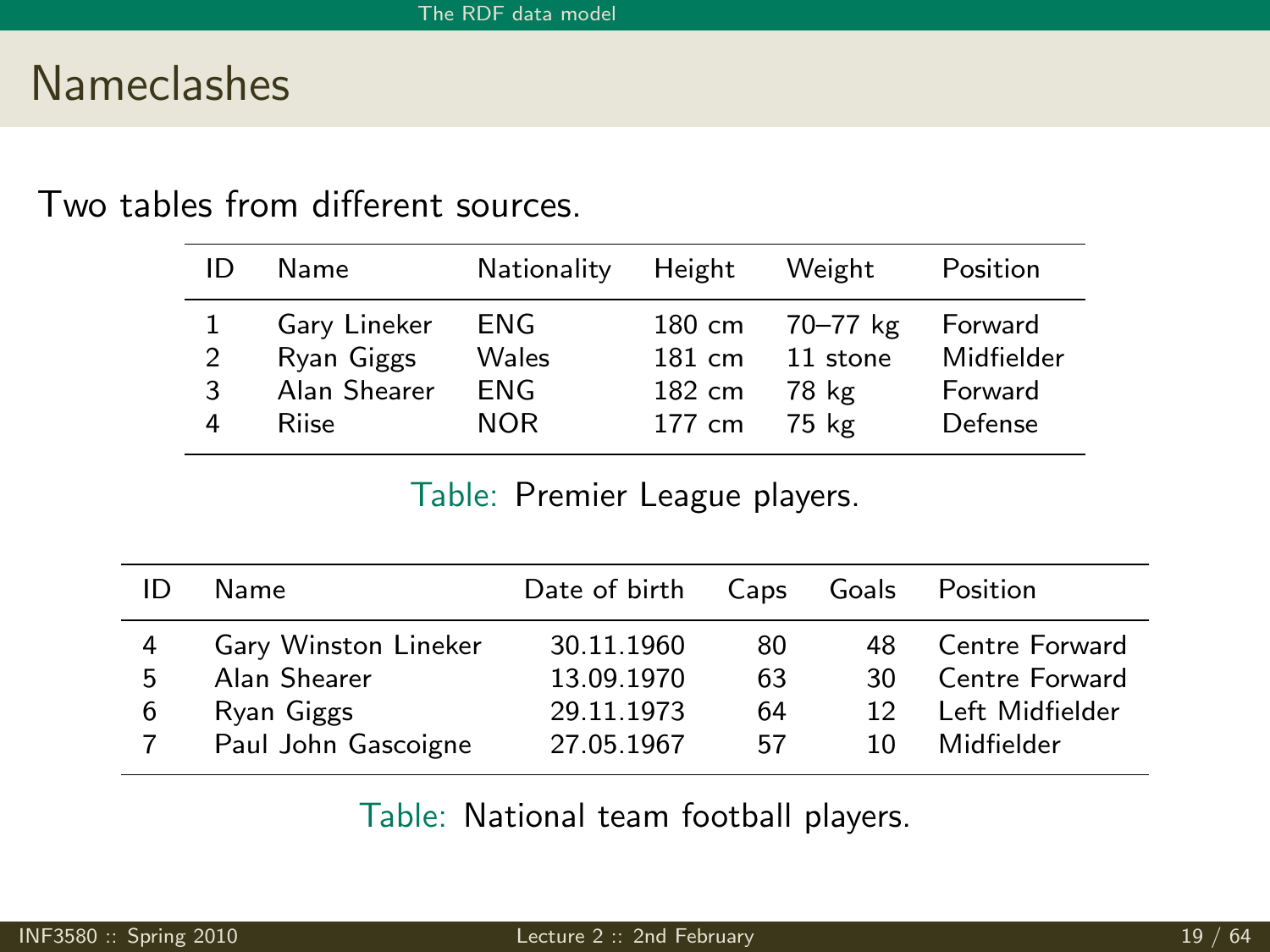# Nameclashes

Two tables from different sources.

| ID | Name | Nationality | Height | Weight | Position |
|---|---|---|---|---|---|
| 1 | Gary Lineker | ENG | 180 cm | 70–77 kg | Forward |
| 2 | Ryan Giggs | Wales | 181 cm | 11 stone | Midfielder |
| 3 | Alan Shearer | ENG | 182 cm | 78 kg | Forward |
| 4 | Riise | NOR | 177 cm | 75 kg | Defense |

Table: Premier League players.

| ID | Name | Date of birth | Caps | Goals | Position |
|---|---|---|---|---|---|
| 4 | Gary Winston Lineker | 30.11.1960 | 80 | 48 | Centre Forward |
| 5 | Alan Shearer | 13.09.1970 | 63 | 30 | Centre Forward |
| 6 | Ryan Giggs | 29.11.1973 | 64 | 12 | Left Midfielder |
| 7 | Paul John Gascoigne | 27.05.1967 | 57 | 10 | Midfielder |

Table: National team football players.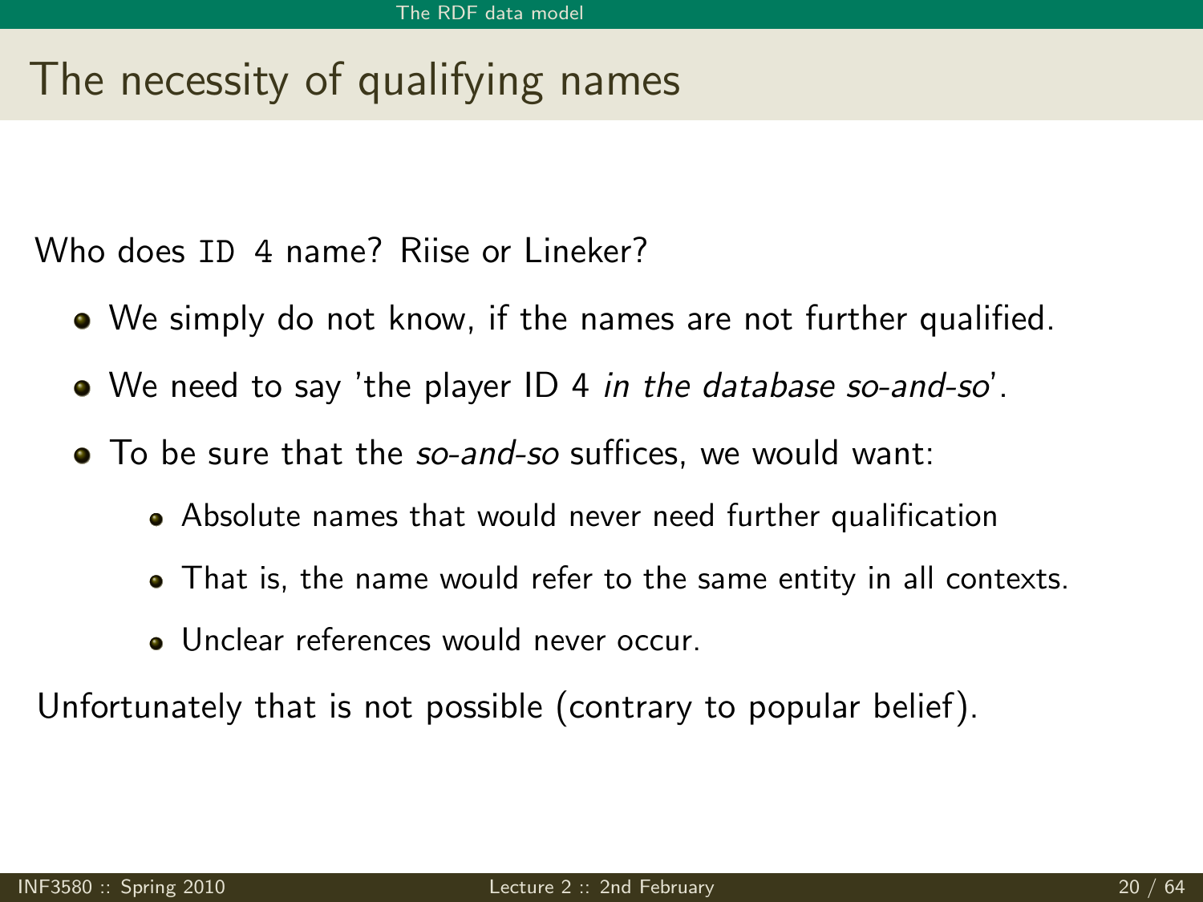# The necessity of qualifying names

Who does `ID 4` name? Riise or Lineker?

- We simply do not know, if the names are not further qualified.
- We need to say 'the player ID 4 *in the database so-and-so*'.
- To be sure that the *so-and-so* suffices, we would want:
  - Absolute names that would never need further qualification
  - That is, the name would refer to the same entity in all contexts.
  - Unclear references would never occur.

Unfortunately that is not possible (contrary to popular belief).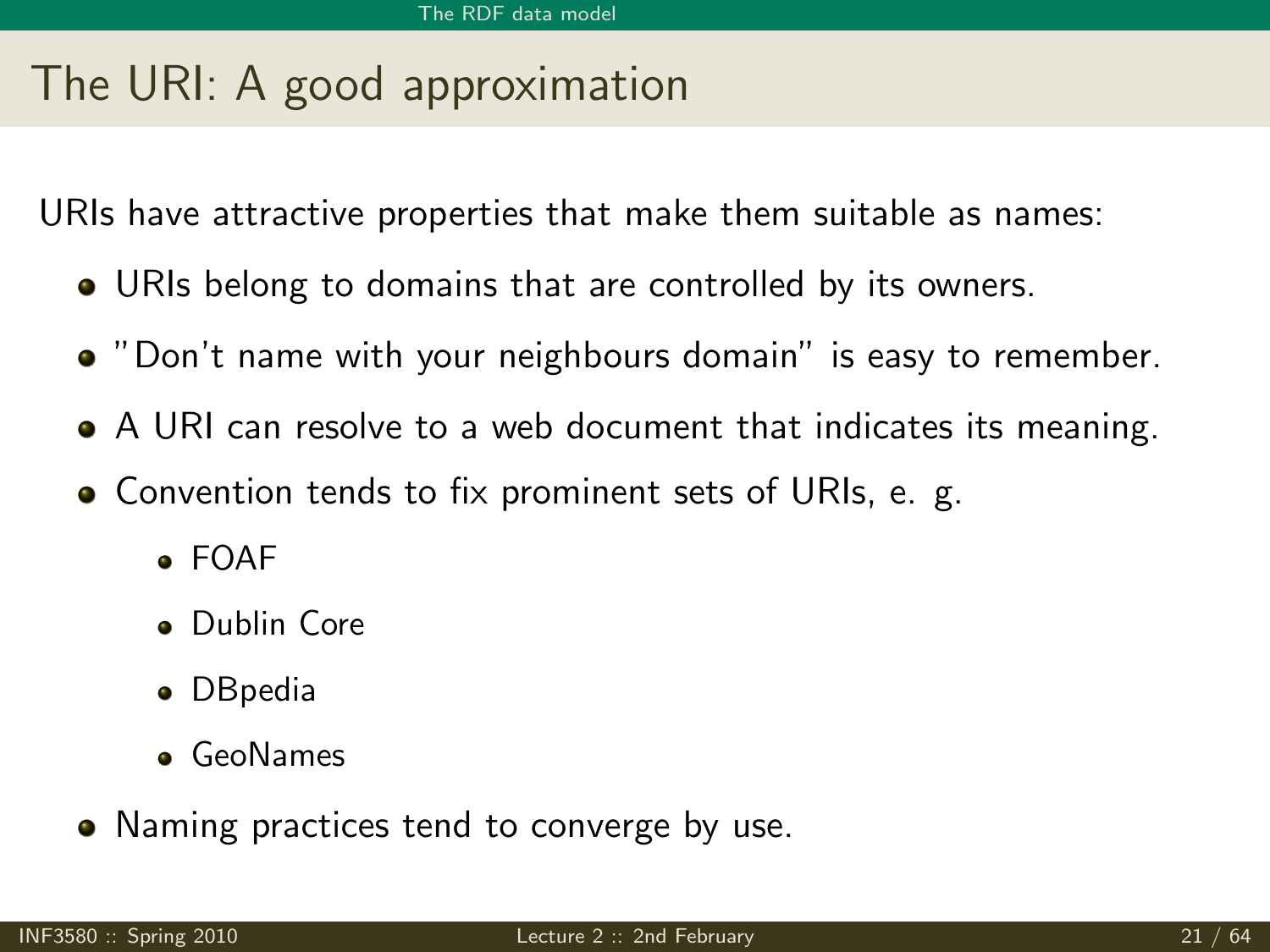# The URI: A good approximation

URIs have attractive properties that make them suitable as names:

- URIs belong to domains that are controlled by its owners.
- "Don't name with your neighbours domain" is easy to remember.
- A URI can resolve to a web document that indicates its meaning.
- Convention tends to fix prominent sets of URIs, e. g.
  - FOAF
  - Dublin Core
  - DBpedia
  - GeoNames
- Naming practices tend to converge by use.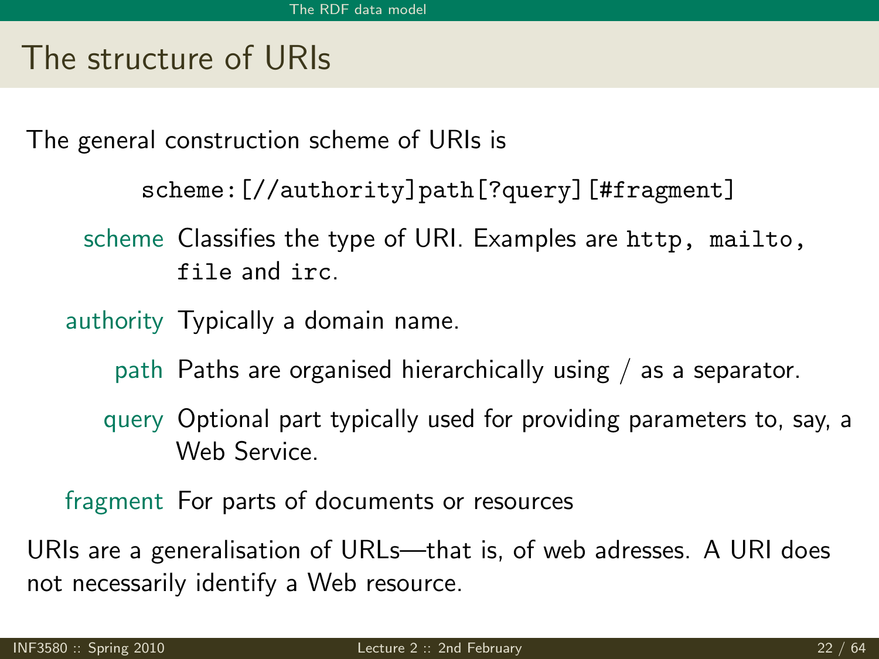## The structure of URIs

The general construction scheme of URIs is

```
scheme:[//authority]path[?query][#fragment]
```

- **scheme** Classifies the type of URI. Examples are `http`, `mailto`, `file` and `irc`.
- **authority** Typically a domain name.
- **path** Paths are organised hierarchically using / as a separator.
- **query** Optional part typically used for providing parameters to, say, a Web Service.
- **fragment** For parts of documents or resources

URIs are a generalisation of URLs—that is, of web adresses. A URI does not necessarily identify a Web resource.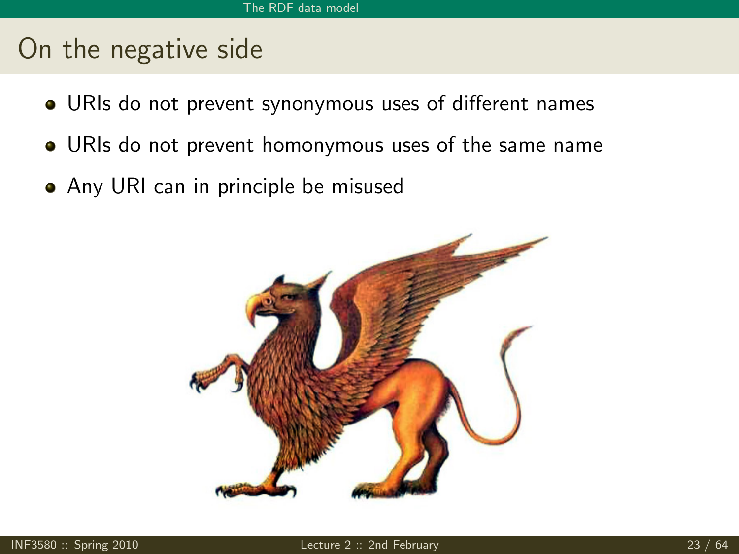# On the negative side

- URIs do not prevent synonymous uses of different names
- URIs do not prevent homonymous uses of the same name
- Any URI can in principle be misused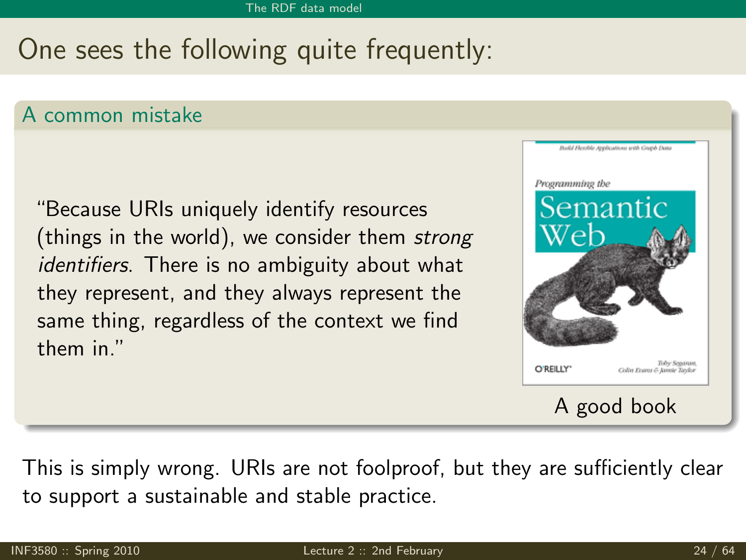# One sees the following quite frequently:

## A common mistake

"Because URIs uniquely identify resources (things in the world), we consider them *strong identifiers*. There is no ambiguity about what they represent, and they always represent the same thing, regardless of the context we find them in."

A good book

This is simply wrong. URIs are not foolproof, but they are sufficiently clear to support a sustainable and stable practice.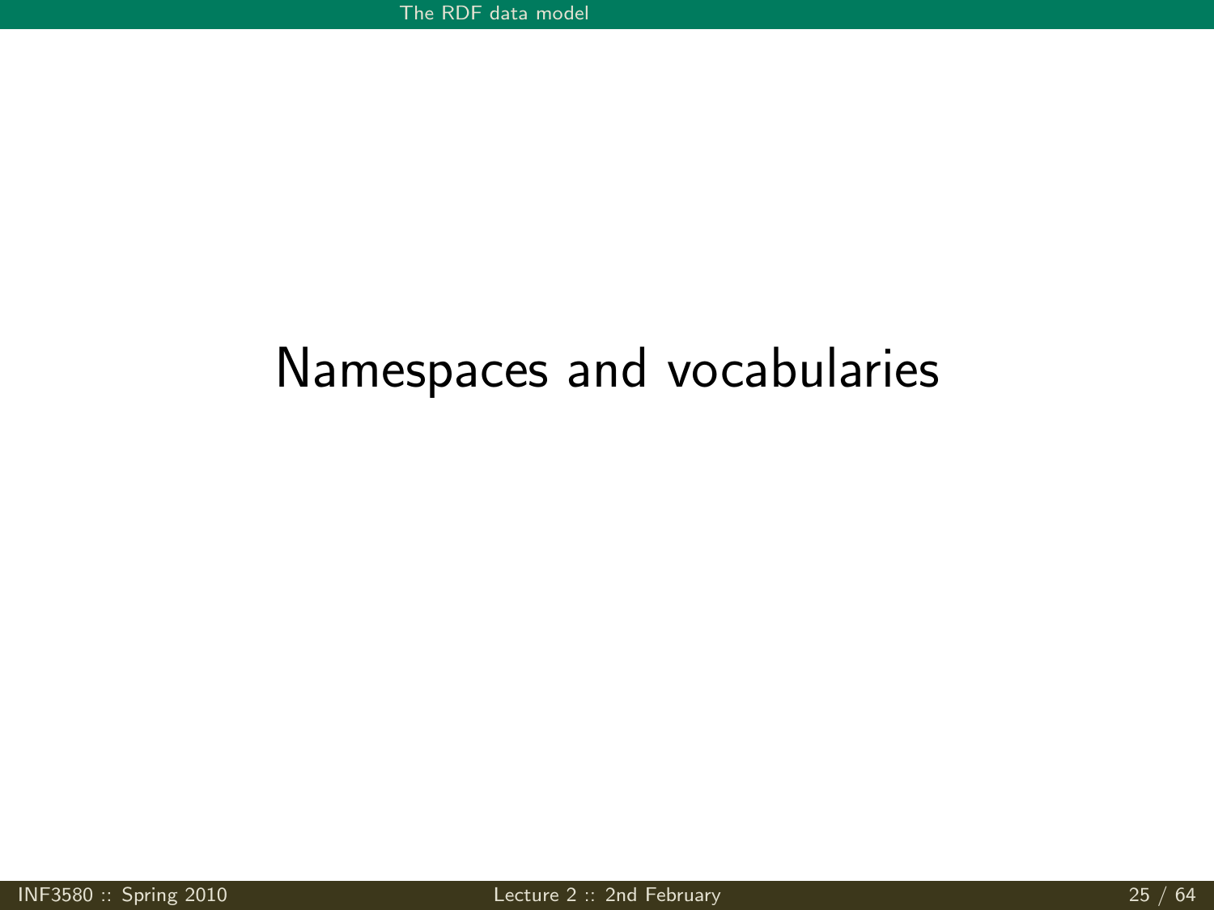# Namespaces and vocabularies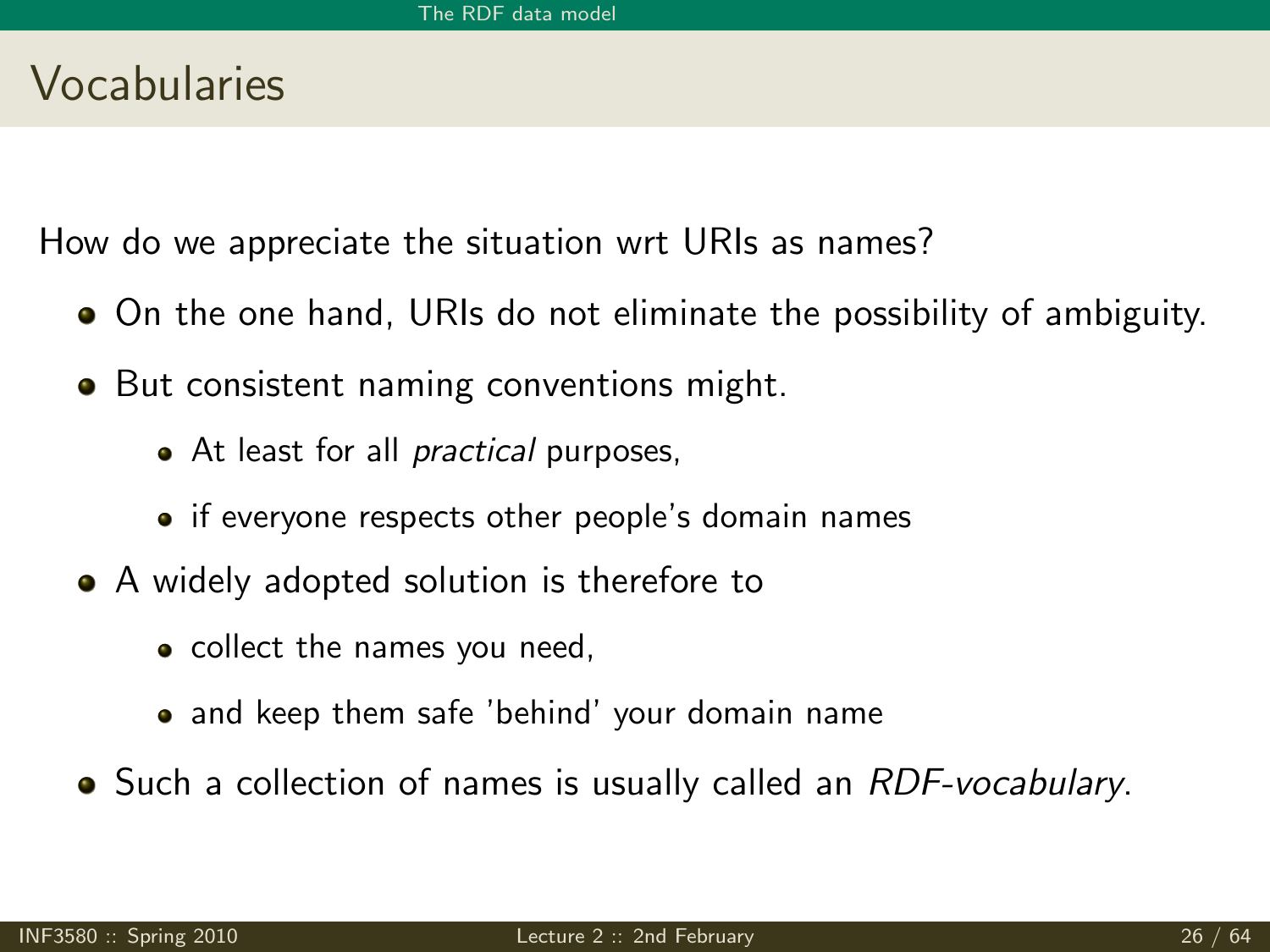# Vocabularies

How do we appreciate the situation wrt URIs as names?

- On the one hand, URIs do not eliminate the possibility of ambiguity.
- But consistent naming conventions might.
  - At least for all *practical* purposes,
  - if everyone respects other people's domain names
- A widely adopted solution is therefore to
  - collect the names you need,
  - and keep them safe 'behind' your domain name
- Such a collection of names is usually called an *RDF-vocabulary*.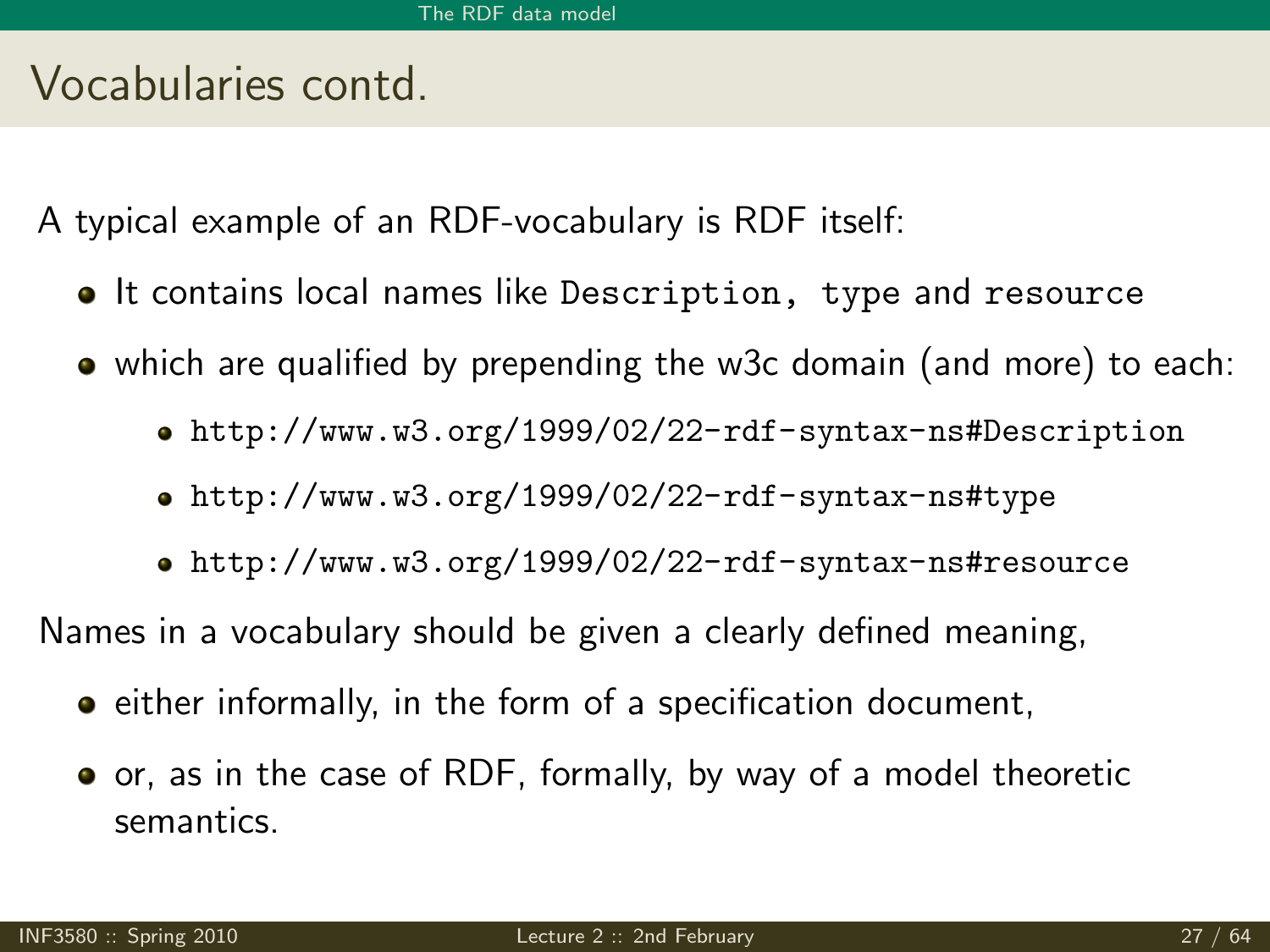# Vocabularies contd.

A typical example of an RDF-vocabulary is RDF itself:

- It contains local names like `Description`, `type` and `resource`
- which are qualified by prepending the w3c domain (and more) to each:
  - `http://www.w3.org/1999/02/22-rdf-syntax-ns#Description`
  - `http://www.w3.org/1999/02/22-rdf-syntax-ns#type`
  - `http://www.w3.org/1999/02/22-rdf-syntax-ns#resource`

Names in a vocabulary should be given a clearly defined meaning,

- either informally, in the form of a specification document,
- or, as in the case of RDF, formally, by way of a model theoretic semantics.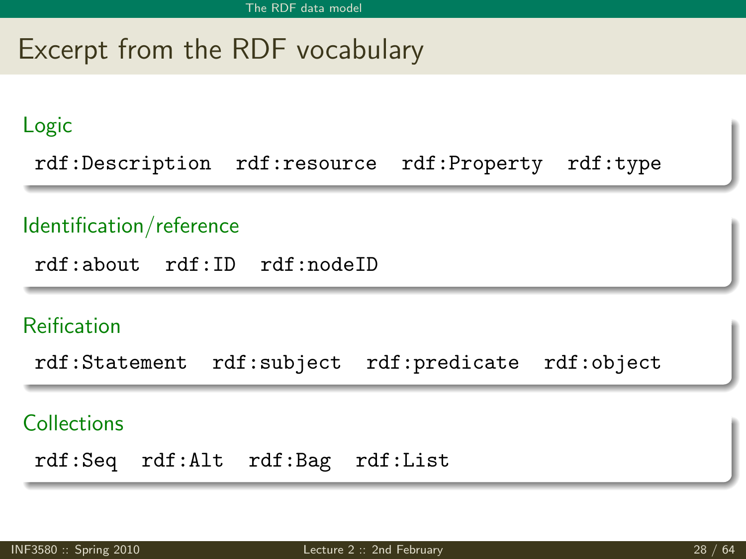# Excerpt from the RDF vocabulary

## Logic

`rdf:Description` `rdf:resource` `rdf:Property` `rdf:type`

## Identification/reference

`rdf:about` `rdf:ID` `rdf:nodeID`

## Reification

`rdf:Statement` `rdf:subject` `rdf:predicate` `rdf:object`

## Collections

`rdf:Seq` `rdf:Alt` `rdf:Bag` `rdf:List`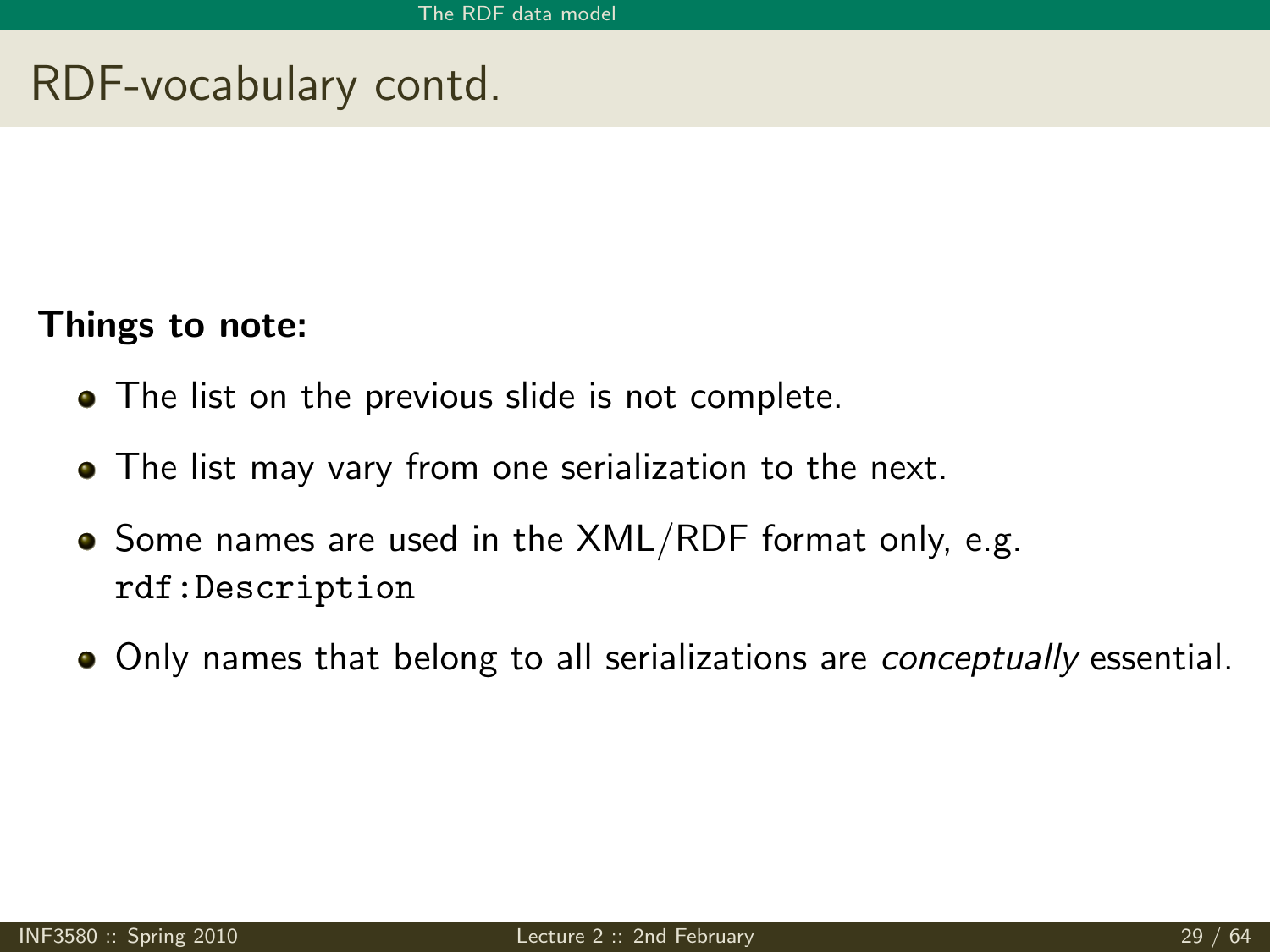# RDF-vocabulary contd.

**Things to note:**

- The list on the previous slide is not complete.
- The list may vary from one serialization to the next.
- Some names are used in the XML/RDF format only, e.g. `rdf:Description`
- Only names that belong to all serializations are *conceptually* essential.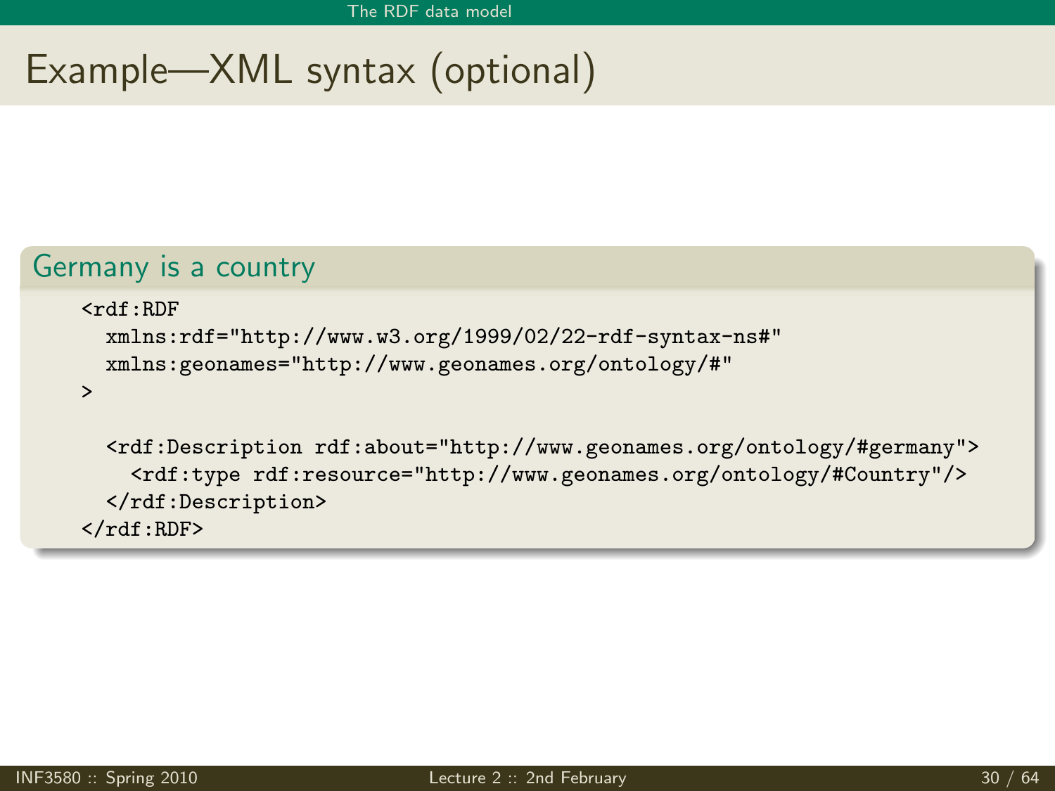# Example—XML syntax (optional)

## Germany is a country

```
<rdf:RDF
  xmlns:rdf="http://www.w3.org/1999/02/22-rdf-syntax-ns#"
  xmlns:geonames="http://www.geonames.org/ontology/#"
>

  <rdf:Description rdf:about="http://www.geonames.org/ontology/#germany">
    <rdf:type rdf:resource="http://www.geonames.org/ontology/#Country"/>
  </rdf:Description>
</rdf:RDF>
```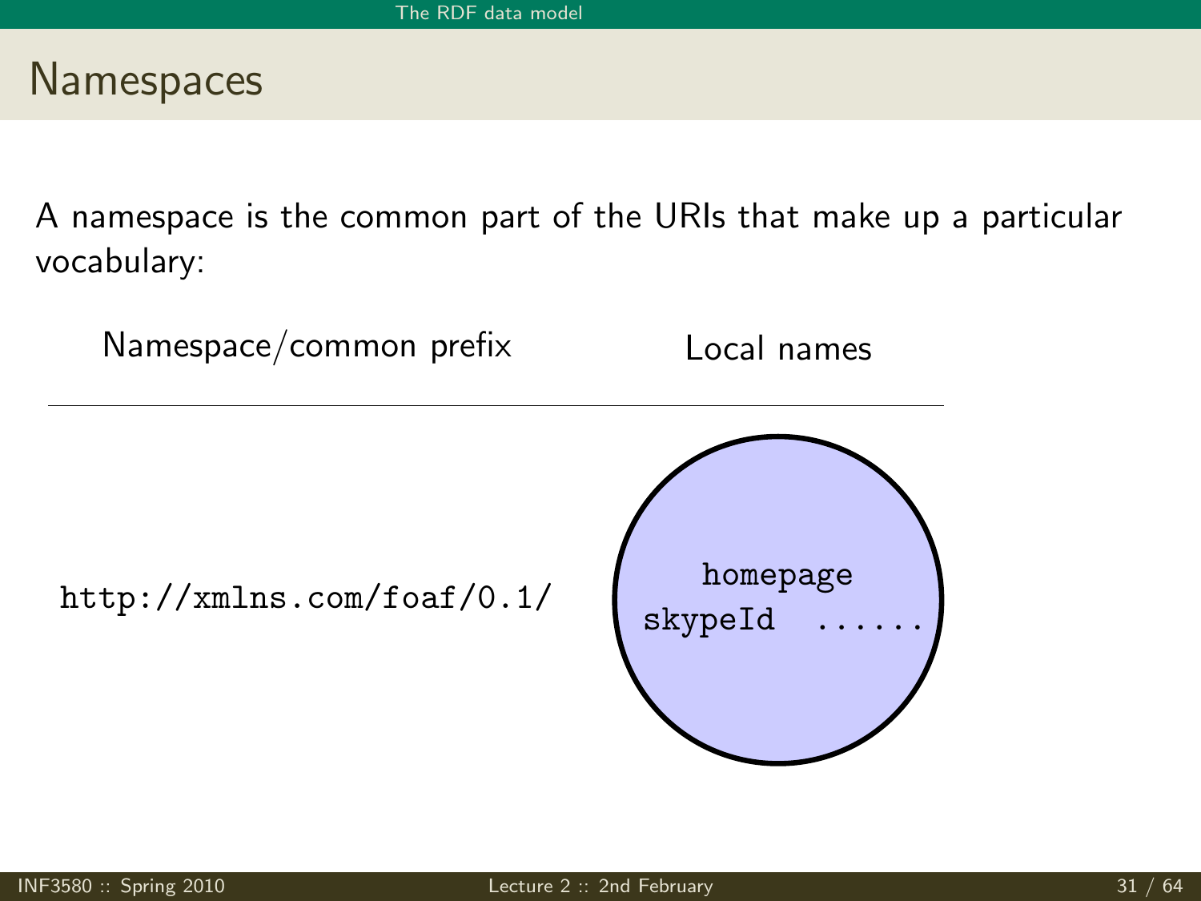# Namespaces

A namespace is the common part of the URIs that make up a particular vocabulary:

| Namespace/common prefix | Local names |
|---|---|
| `http://xmlns.com/foaf/0.1/` | `homepage` `skypeId` `......` |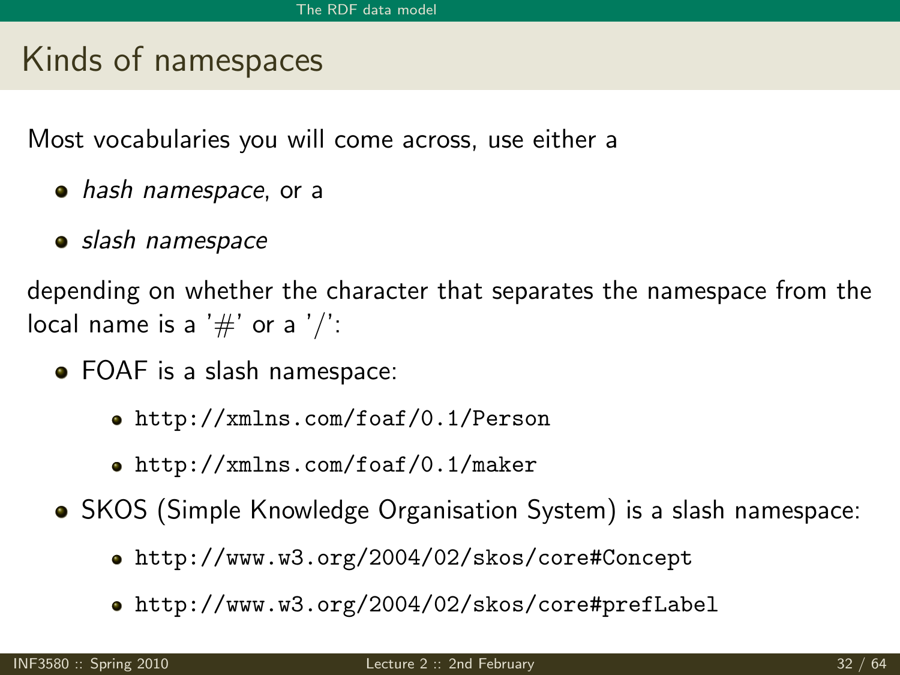## Kinds of namespaces

Most vocabularies you will come across, use either a

- *hash namespace*, or a
- *slash namespace*

depending on whether the character that separates the namespace from the local name is a '#' or a '/':

- FOAF is a slash namespace:
  - `http://xmlns.com/foaf/0.1/Person`
  - `http://xmlns.com/foaf/0.1/maker`
- SKOS (Simple Knowledge Organisation System) is a slash namespace:
  - `http://www.w3.org/2004/02/skos/core#Concept`
  - `http://www.w3.org/2004/02/skos/core#prefLabel`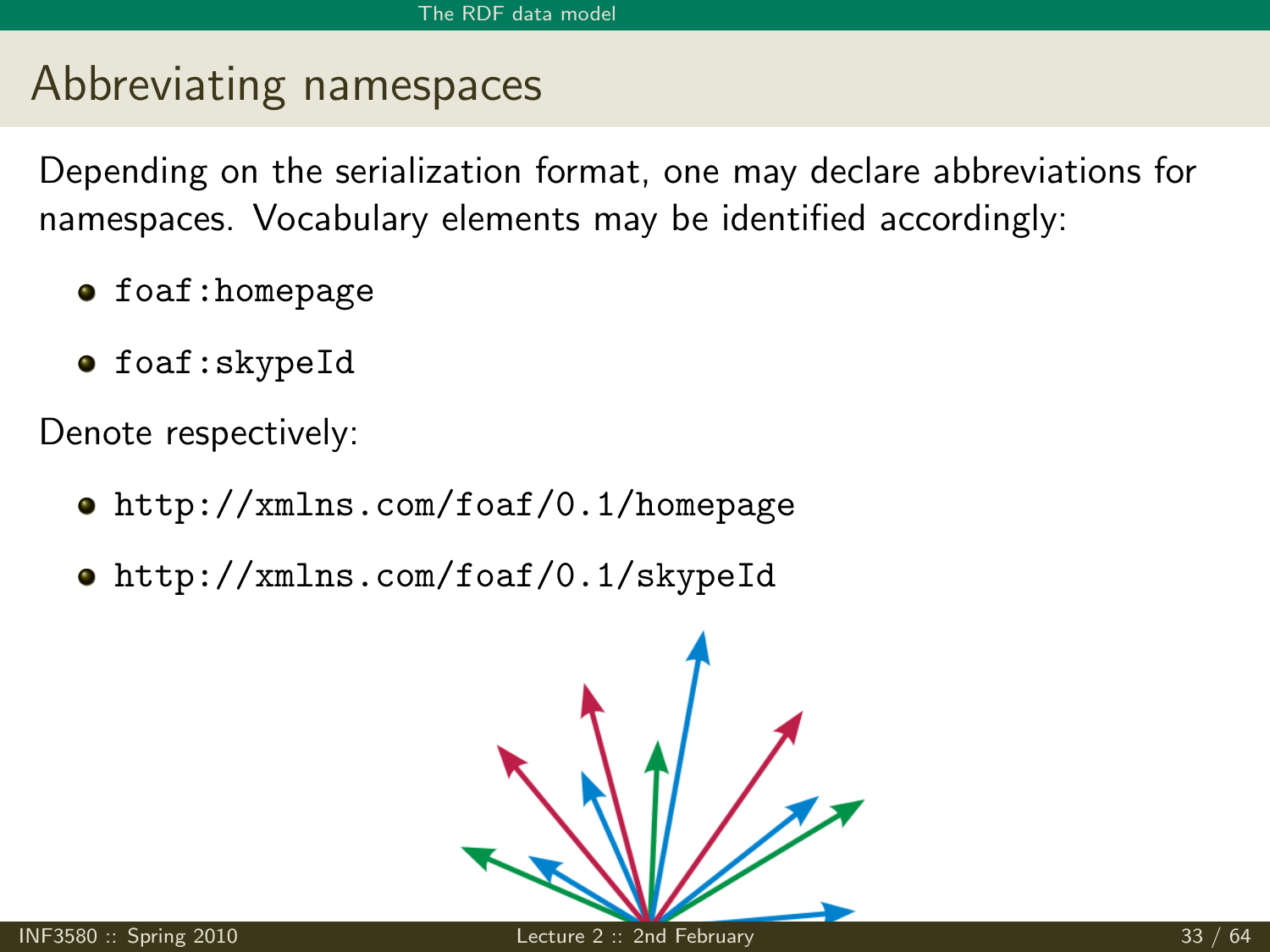## Abbreviating namespaces

Depending on the serialization format, one may declare abbreviations for namespaces. Vocabulary elements may be identified accordingly:

- `foaf:homepage`
- `foaf:skypeId`

Denote respectively:

- `http://xmlns.com/foaf/0.1/homepage`
- `http://xmlns.com/foaf/0.1/skypeId`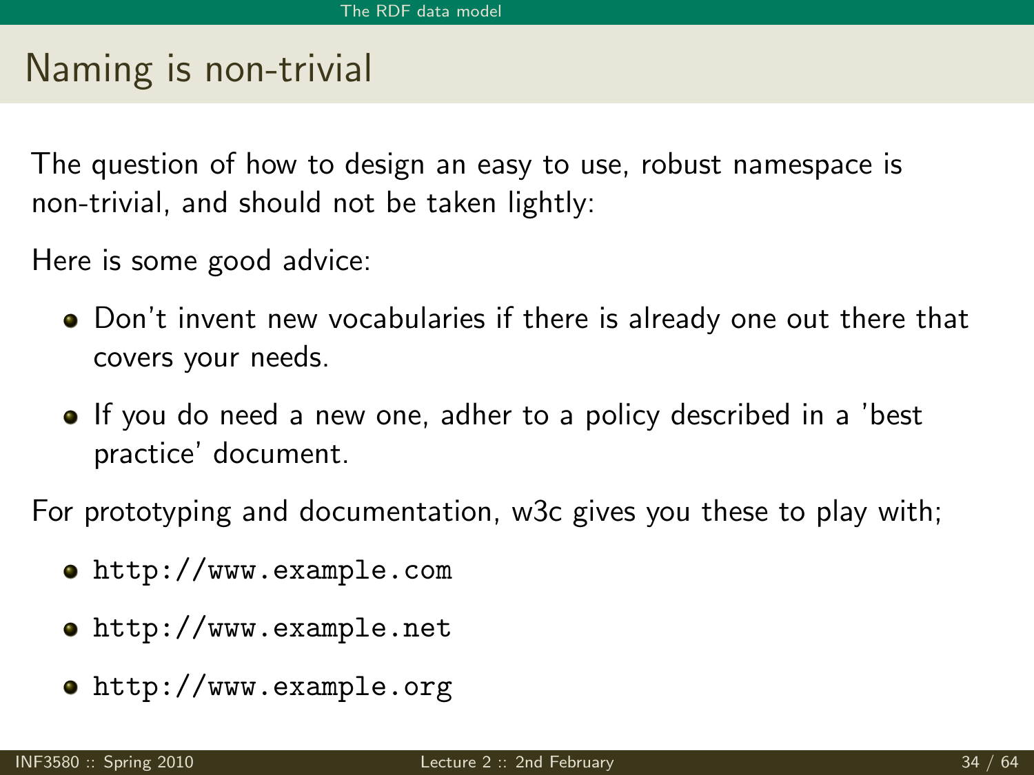# Naming is non-trivial

The question of how to design an easy to use, robust namespace is non-trivial, and should not be taken lightly:

Here is some good advice:

- Don't invent new vocabularies if there is already one out there that covers your needs.
- If you do need a new one, adher to a policy described in a 'best practice' document.

For prototyping and documentation, w3c gives you these to play with;

- `http://www.example.com`
- `http://www.example.net`
- `http://www.example.org`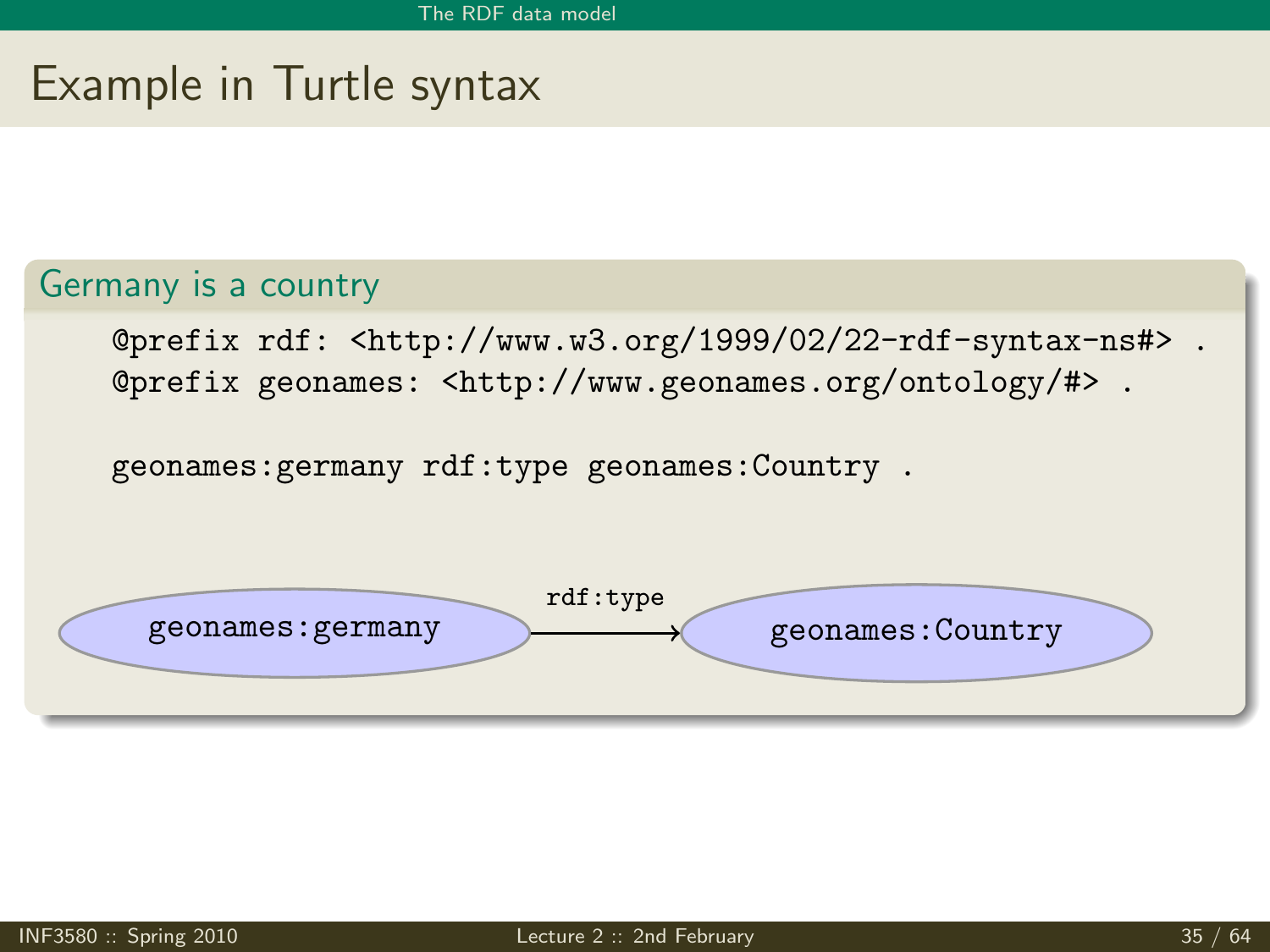# Example in Turtle syntax

## Germany is a country

```
@prefix rdf: <http://www.w3.org/1999/02/22-rdf-syntax-ns#> .
@prefix geonames: <http://www.geonames.org/ontology/#> .

geonames:germany rdf:type geonames:Country .
```

geonames:germany —rdf:type→ geonames:Country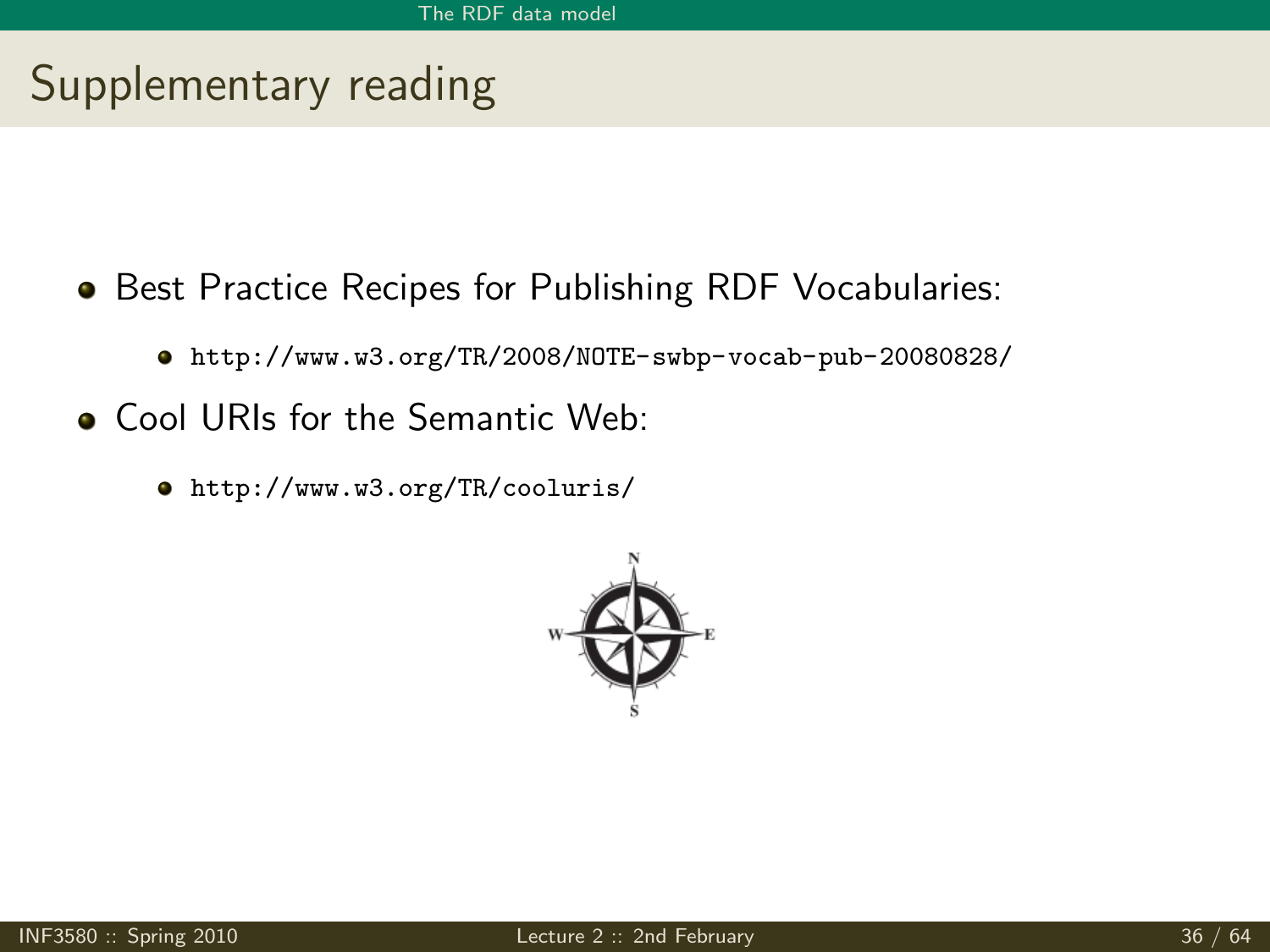## Supplementary reading

- Best Practice Recipes for Publishing RDF Vocabularies:
  - http://www.w3.org/TR/2008/NOTE-swbp-vocab-pub-20080828/
- Cool URIs for the Semantic Web:
  - http://www.w3.org/TR/cooluris/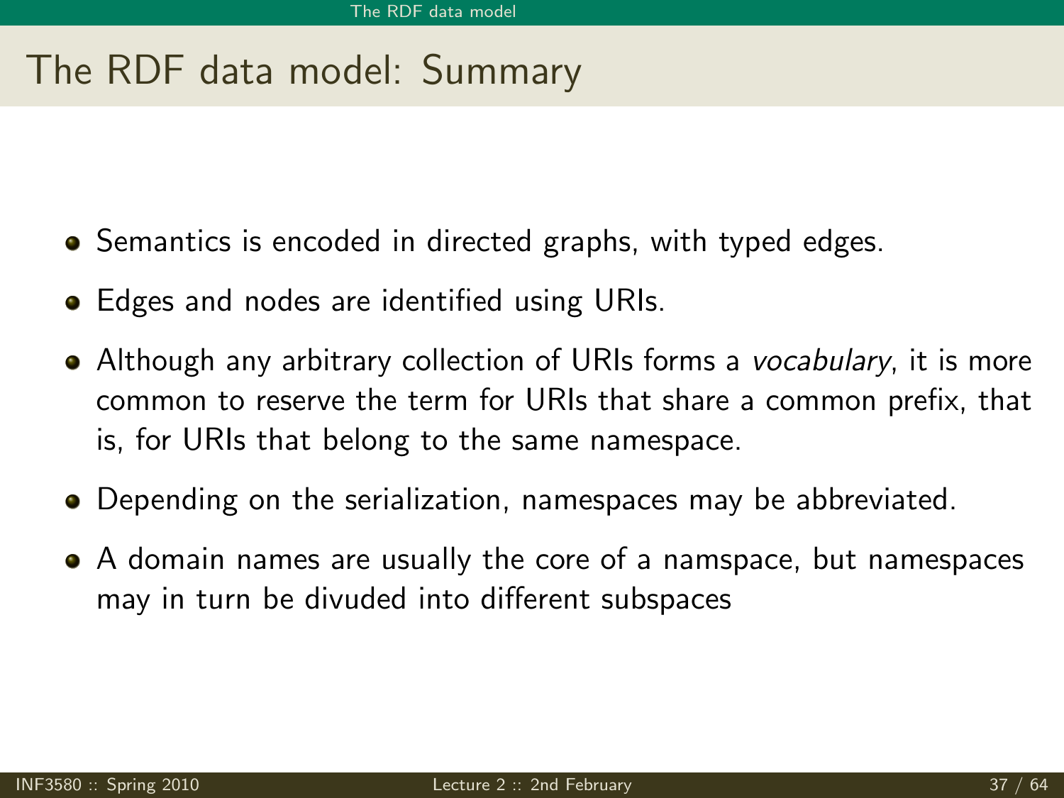# The RDF data model: Summary

- Semantics is encoded in directed graphs, with typed edges.
- Edges and nodes are identified using URIs.
- Although any arbitrary collection of URIs forms a *vocabulary*, it is more common to reserve the term for URIs that share a common prefix, that is, for URIs that belong to the same namespace.
- Depending on the serialization, namespaces may be abbreviated.
- A domain names are usually the core of a namspace, but namespaces may in turn be divuded into different subspaces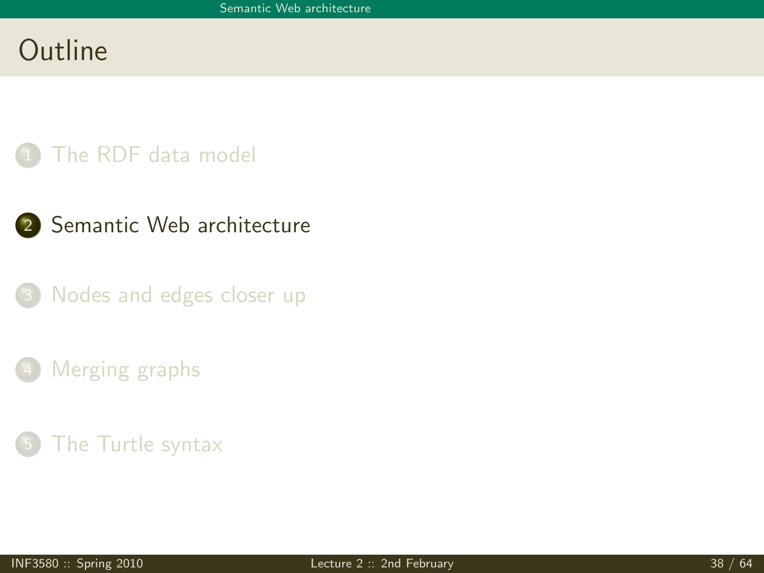# Outline

1. The RDF data model
2. Semantic Web architecture
3. Nodes and edges closer up
4. Merging graphs
5. The Turtle syntax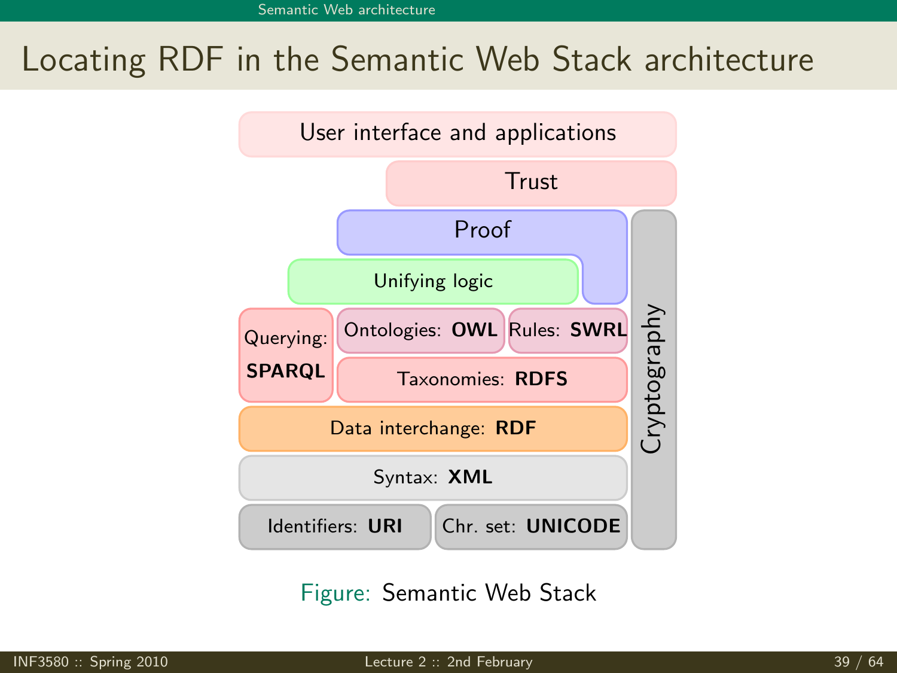# Locating RDF in the Semantic Web Stack architecture

User interface and applications

Trust

Proof

Unifying logic

Querying: **SPARQL**

Ontologies: **OWL**

Rules: **SWRL**

Taxonomies: **RDFS**

Data interchange: **RDF**

Syntax: **XML**

Identifiers: **URI**

Chr. set: **UNICODE**

Cryptography

Figure: Semantic Web Stack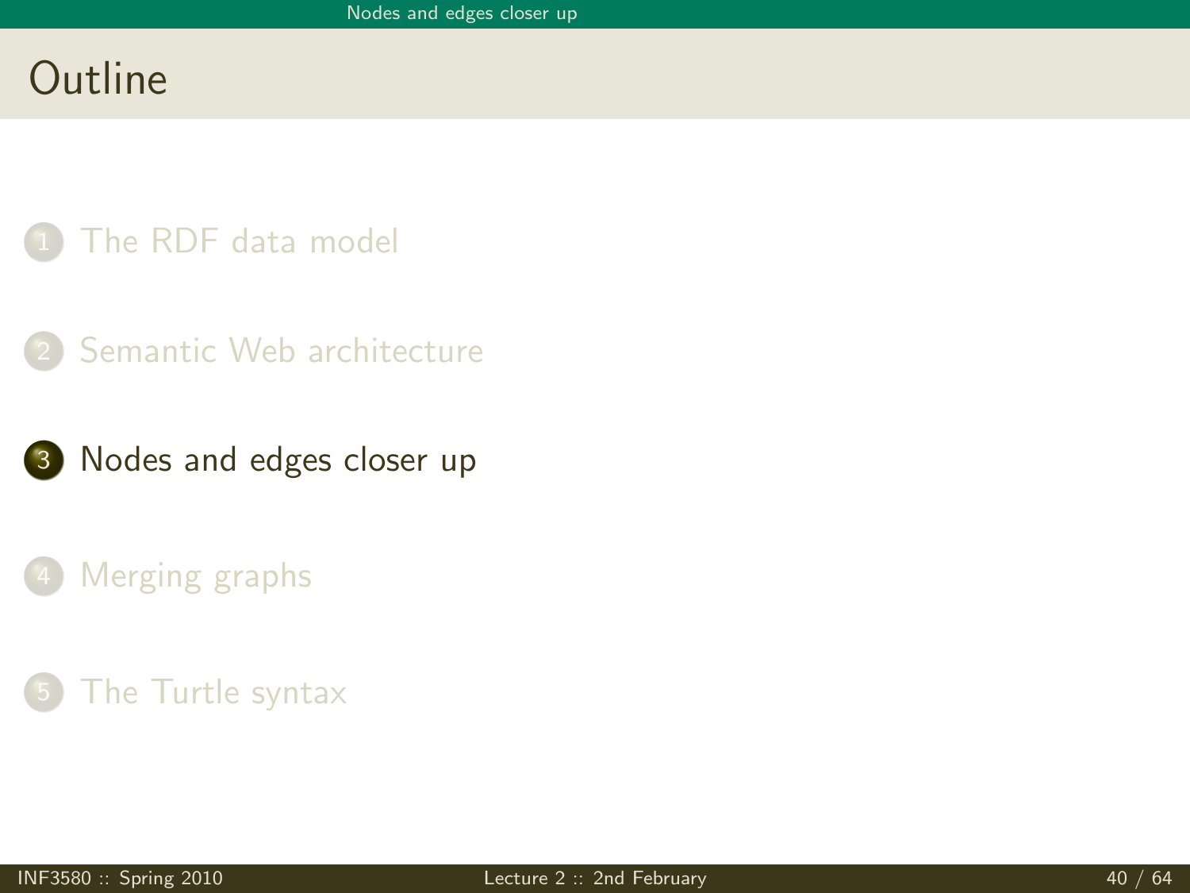# Outline

1. The RDF data model
2. Semantic Web architecture
3. Nodes and edges closer up
4. Merging graphs
5. The Turtle syntax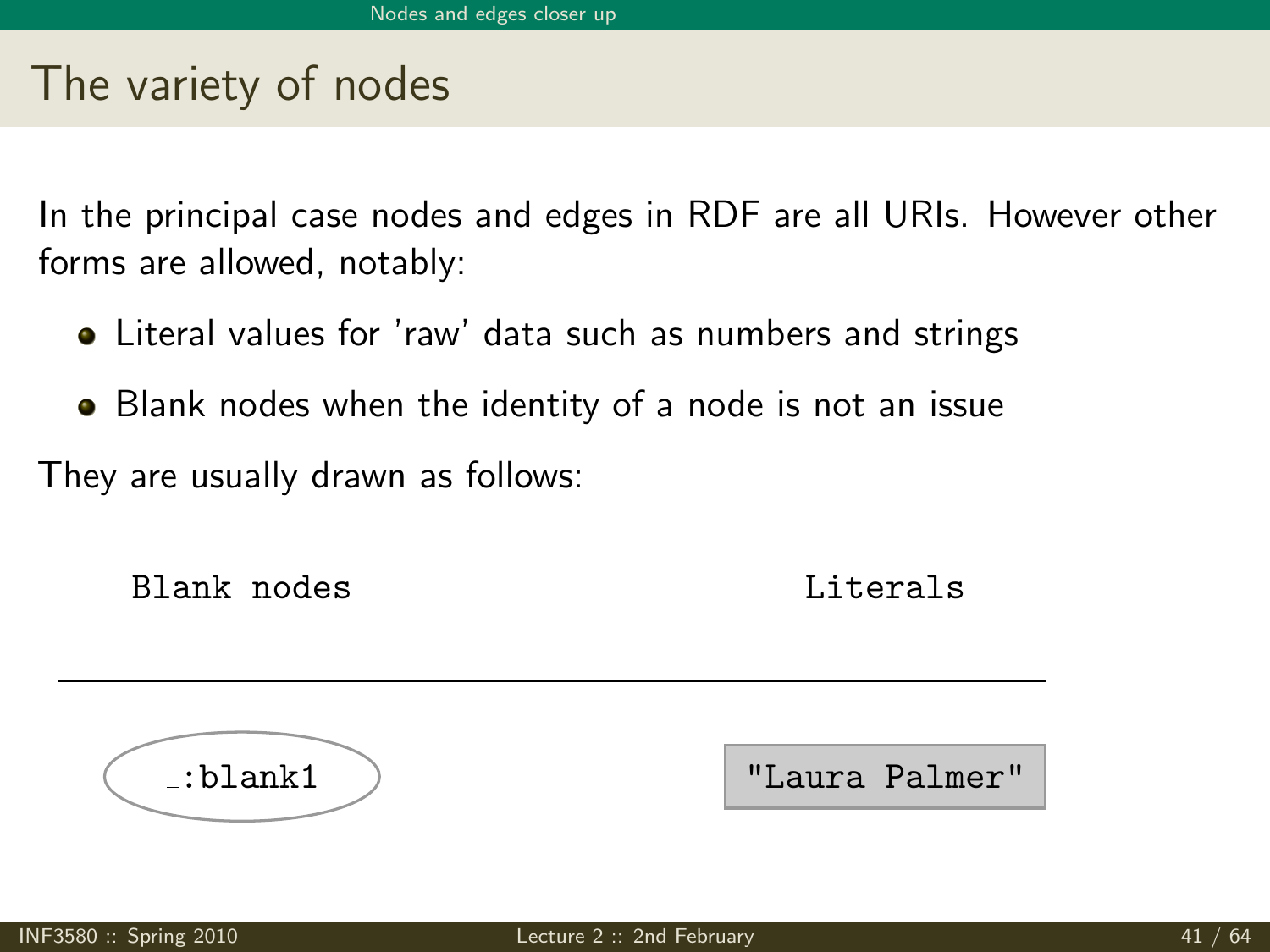## The variety of nodes

In the principal case nodes and edges in RDF are all URIs. However other forms are allowed, notably:

- Literal values for 'raw' data such as numbers and strings
- Blank nodes when the identity of a node is not an issue

They are usually drawn as follows:

| Blank nodes | Literals |
|---|---|
| _:blank1 | "Laura Palmer" |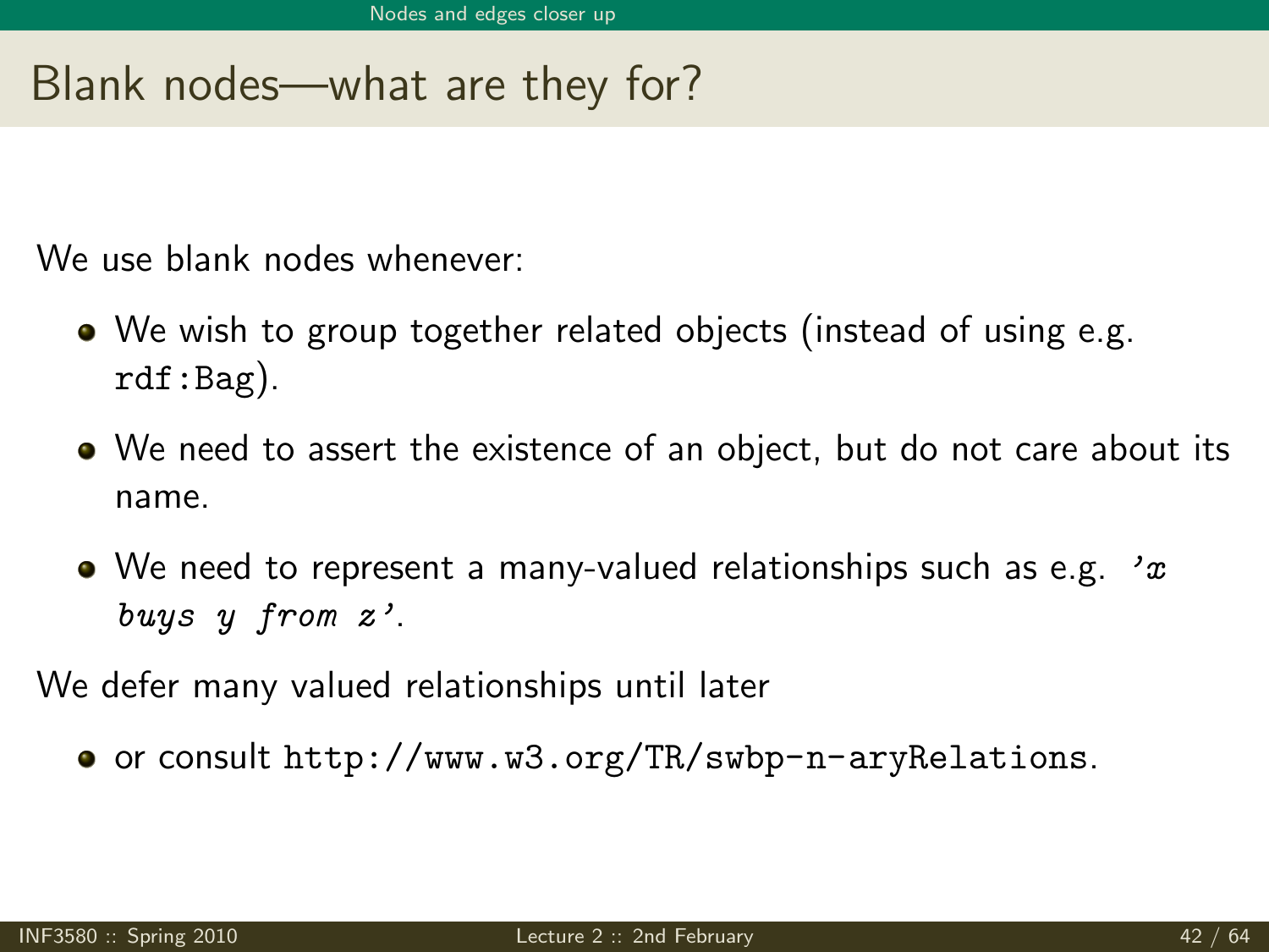# Blank nodes—what are they for?

We use blank nodes whenever:

- We wish to group together related objects (instead of using e.g. `rdf:Bag`).
- We need to assert the existence of an object, but do not care about its name.
- We need to represent a many-valued relationships such as e.g. *'x buys y from z'*.

We defer many valued relationships until later

- or consult `http://www.w3.org/TR/swbp-n-aryRelations`.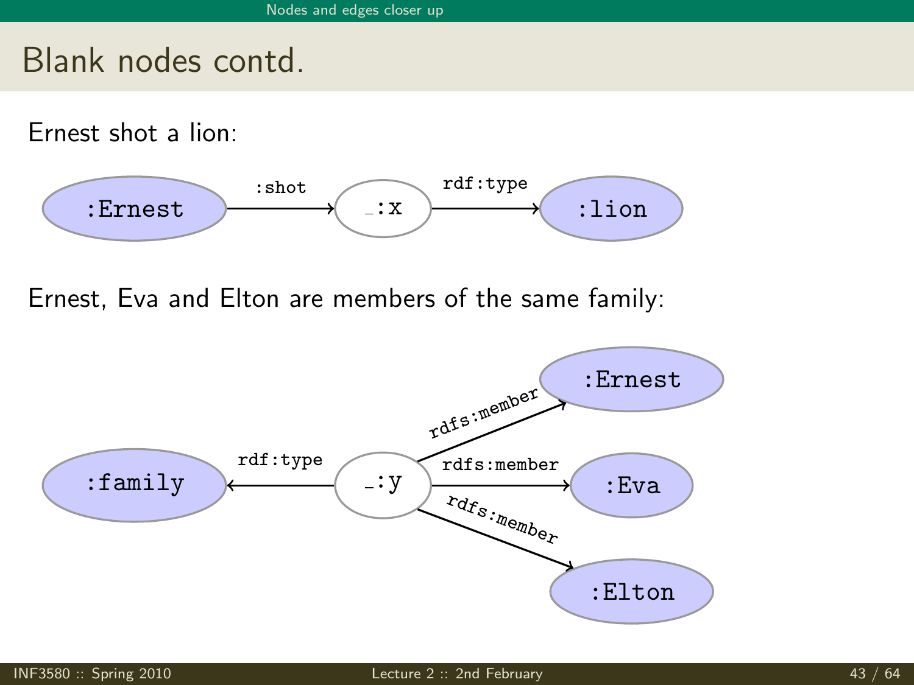# Blank nodes contd.

Ernest shot a lion:

:Ernest —:shot→ _:x —rdf:type→ :lion

Ernest, Eva and Elton are members of the same family:

_:y —rdf:type→ :family

_:y —rdfs:member→ :Ernest

_:y —rdfs:member→ :Eva

_:y —rdfs:member→ :Elton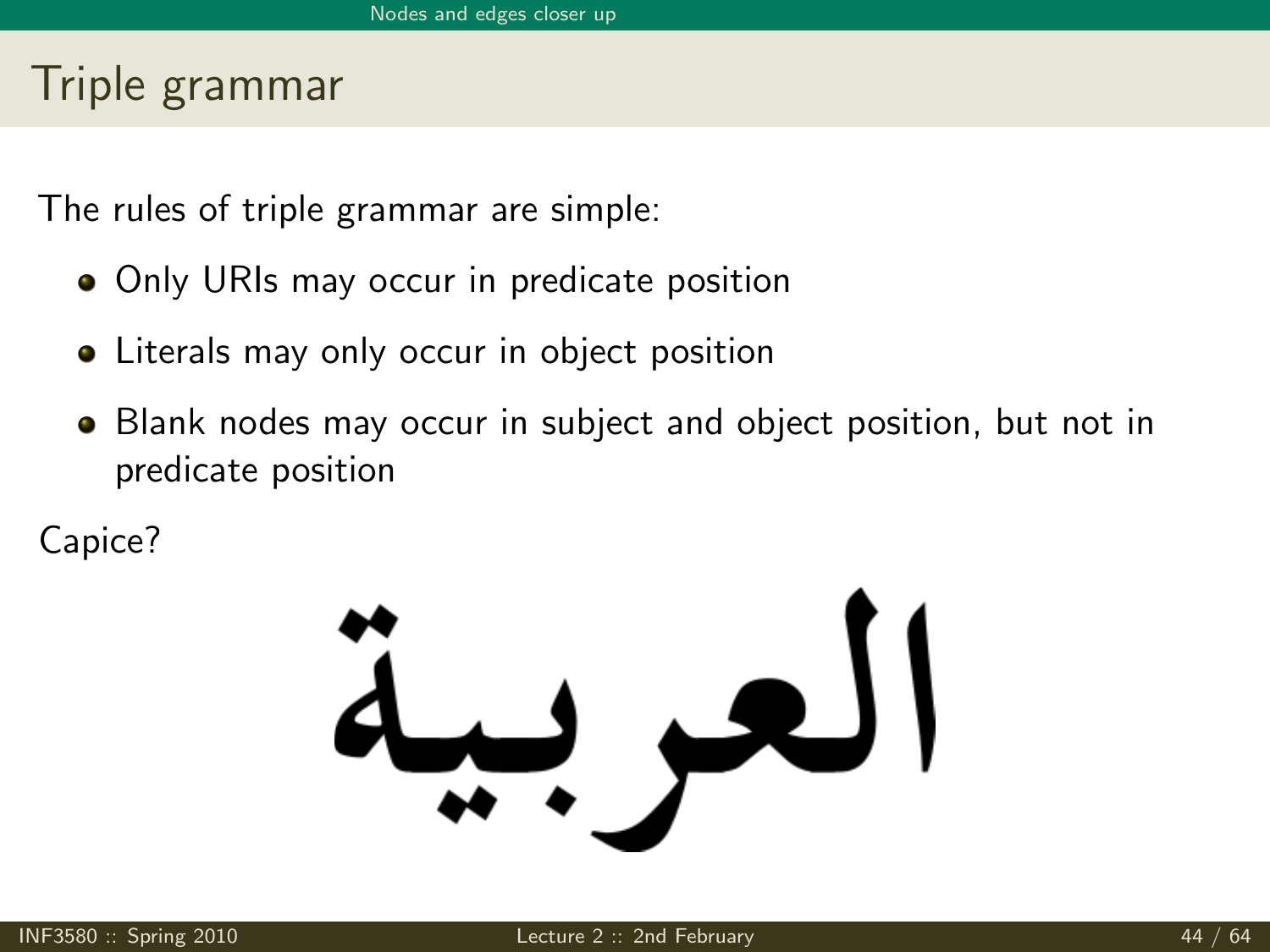# Triple grammar

The rules of triple grammar are simple:

- Only URIs may occur in predicate position
- Literals may only occur in object position
- Blank nodes may occur in subject and object position, but not in predicate position

Capice?

العربية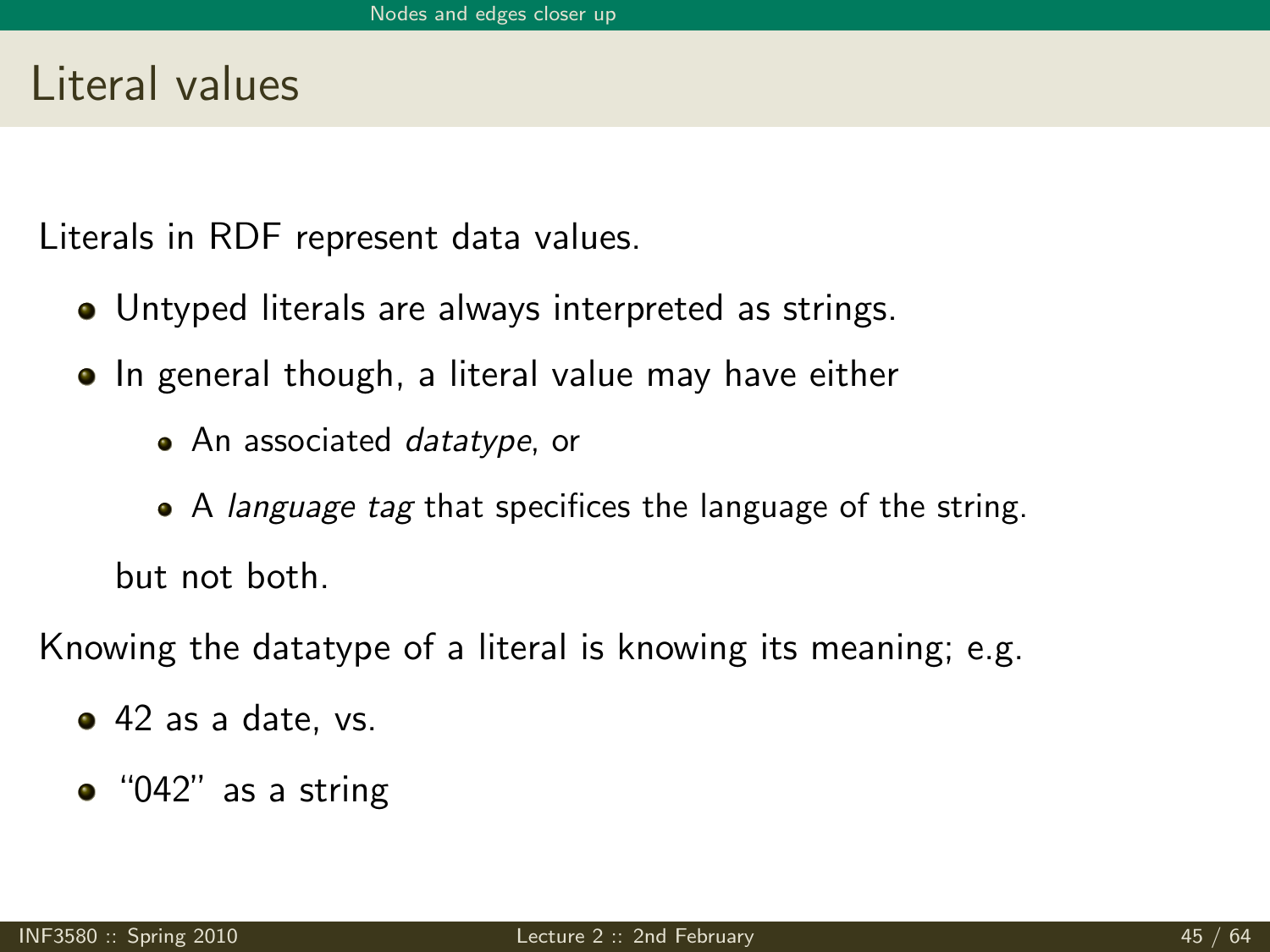# Literal values

Literals in RDF represent data values.

- Untyped literals are always interpreted as strings.
- In general though, a literal value may have either
  - An associated *datatype*, or
  - A *language tag* that specifies the language of the string.

  but not both.

Knowing the datatype of a literal is knowing its meaning; e.g.

- 42 as a date, vs.
- "042" as a string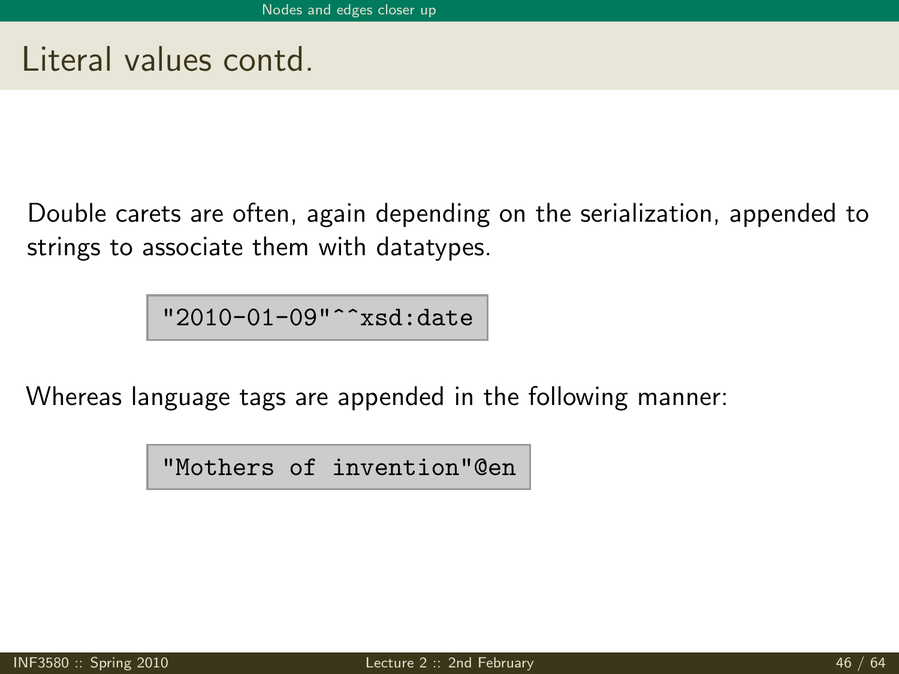# Literal values contd.

Double carets are often, again depending on the serialization, appended to strings to associate them with datatypes.

```
"2010-01-09"^^xsd:date
```

Whereas language tags are appended in the following manner:

```
"Mothers of invention"@en
```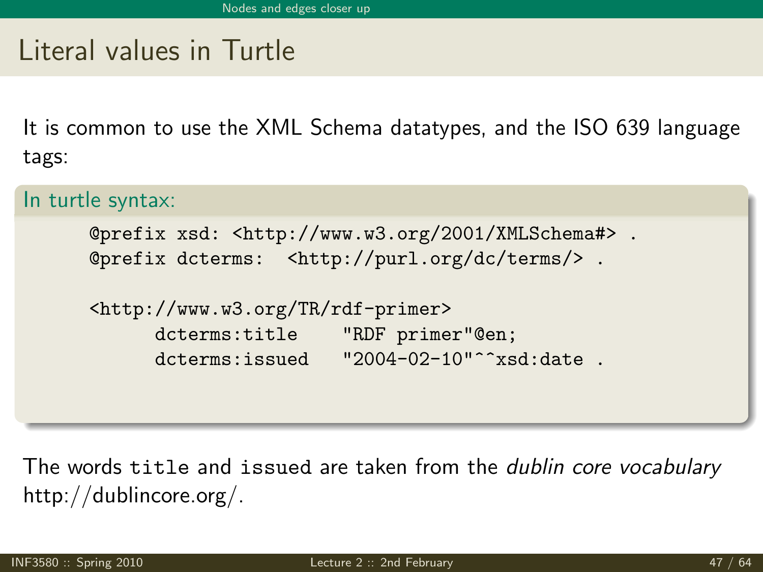# Literal values in Turtle

It is common to use the XML Schema datatypes, and the ISO 639 language tags:

In turtle syntax:

```
@prefix xsd: <http://www.w3.org/2001/XMLSchema#> .
@prefix dcterms:  <http://purl.org/dc/terms/> .

<http://www.w3.org/TR/rdf-primer>
      dcterms:title    "RDF primer"@en;
      dcterms:issued   "2004-02-10"^^xsd:date .
```

The words `title` and `issued` are taken from the *dublin core vocabulary* http://dublincore.org/.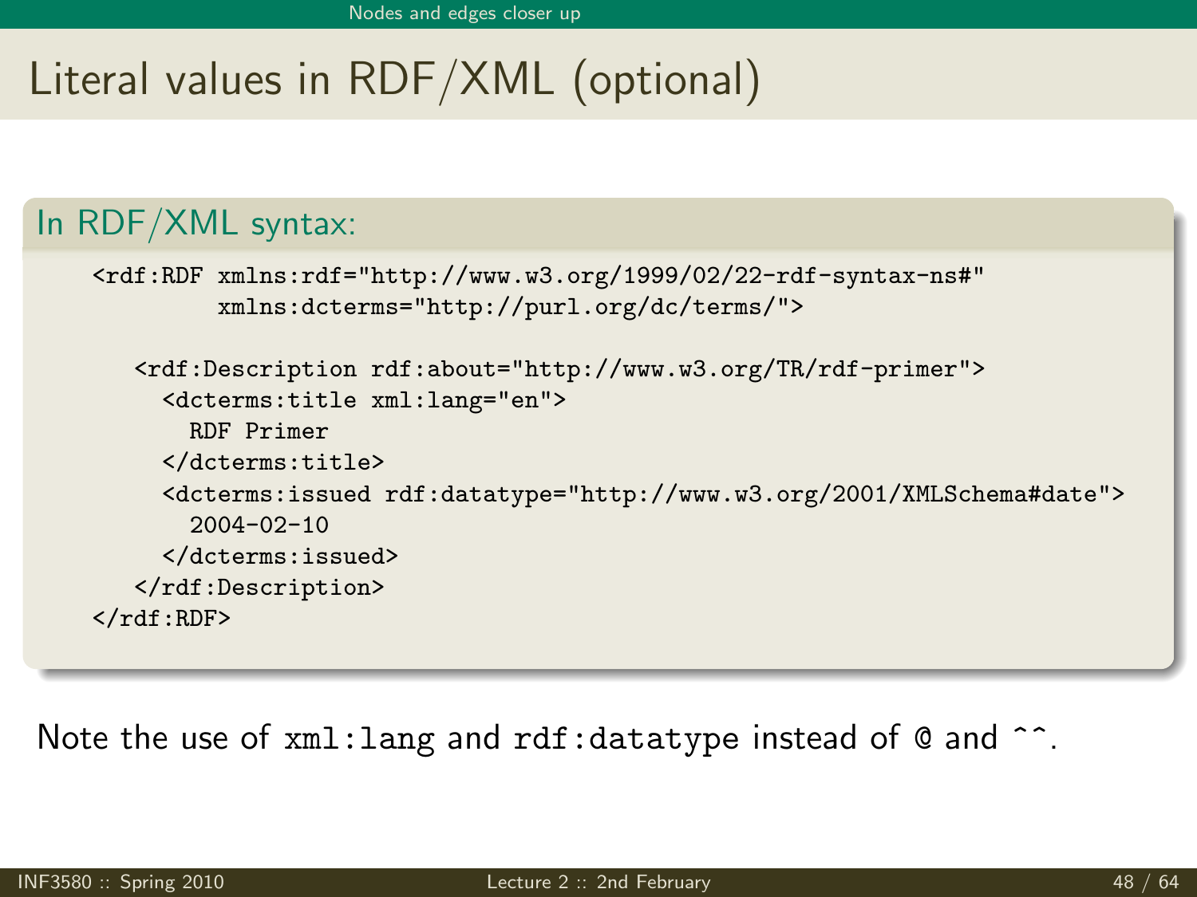# Literal values in RDF/XML (optional)

## In RDF/XML syntax:

```
<rdf:RDF xmlns:rdf="http://www.w3.org/1999/02/22-rdf-syntax-ns#"
         xmlns:dcterms="http://purl.org/dc/terms/">

   <rdf:Description rdf:about="http://www.w3.org/TR/rdf-primer">
     <dcterms:title xml:lang="en">
       RDF Primer
     </dcterms:title>
     <dcterms:issued rdf:datatype="http://www.w3.org/2001/XMLSchema#date">
       2004-02-10
     </dcterms:issued>
   </rdf:Description>
</rdf:RDF>
```

Note the use of `xml:lang` and `rdf:datatype` instead of `@` and `^^`.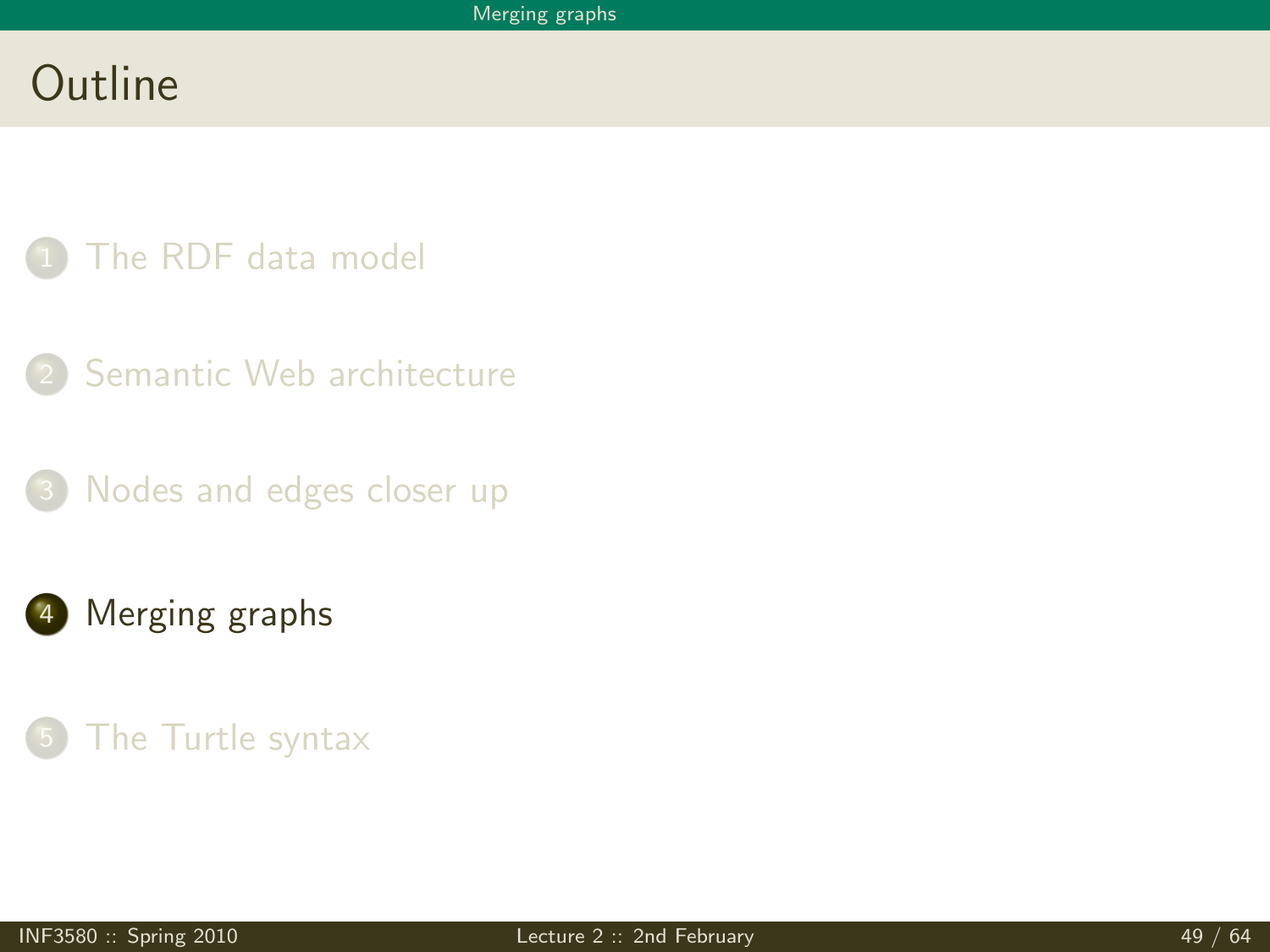# Outline

1. The RDF data model
2. Semantic Web architecture
3. Nodes and edges closer up
4. **Merging graphs**
5. The Turtle syntax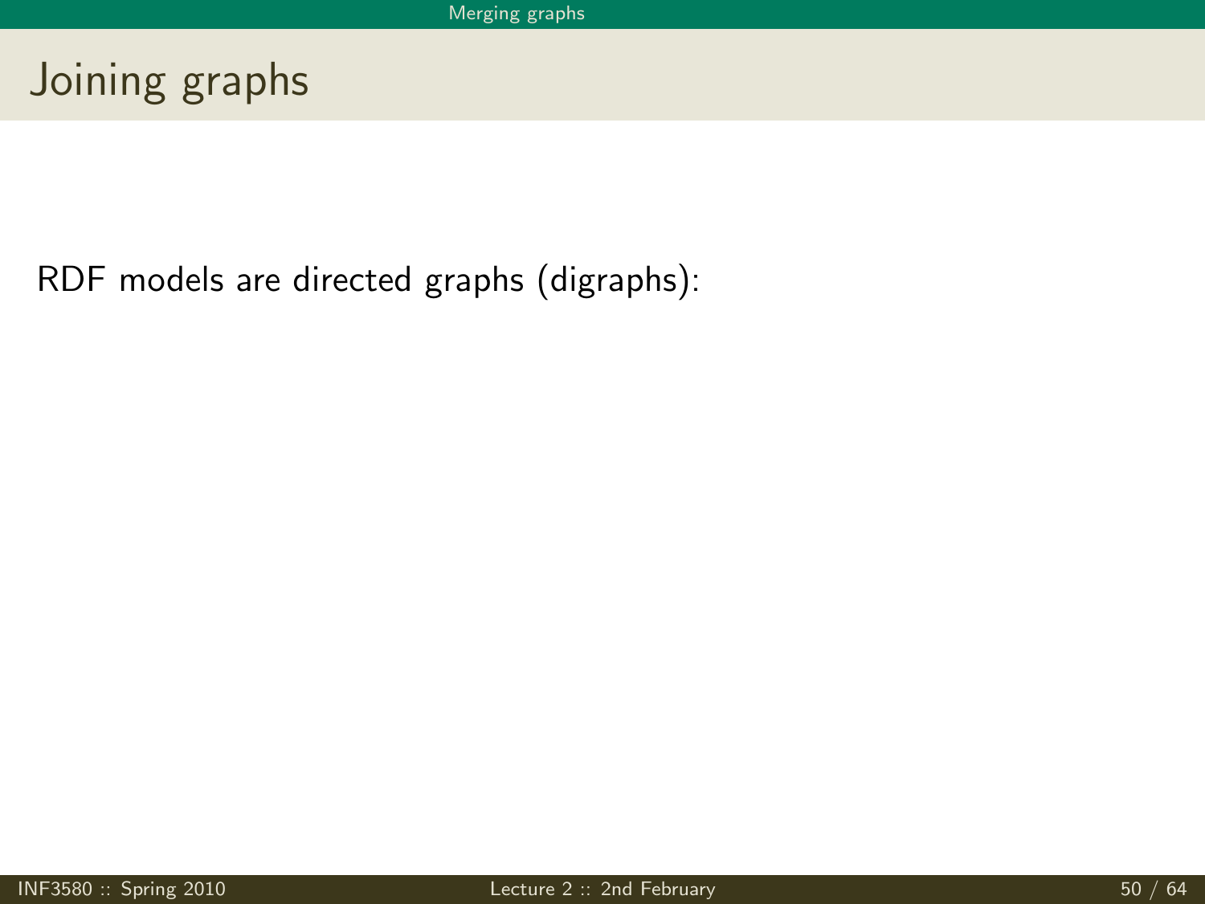# Joining graphs

RDF models are directed graphs (digraphs):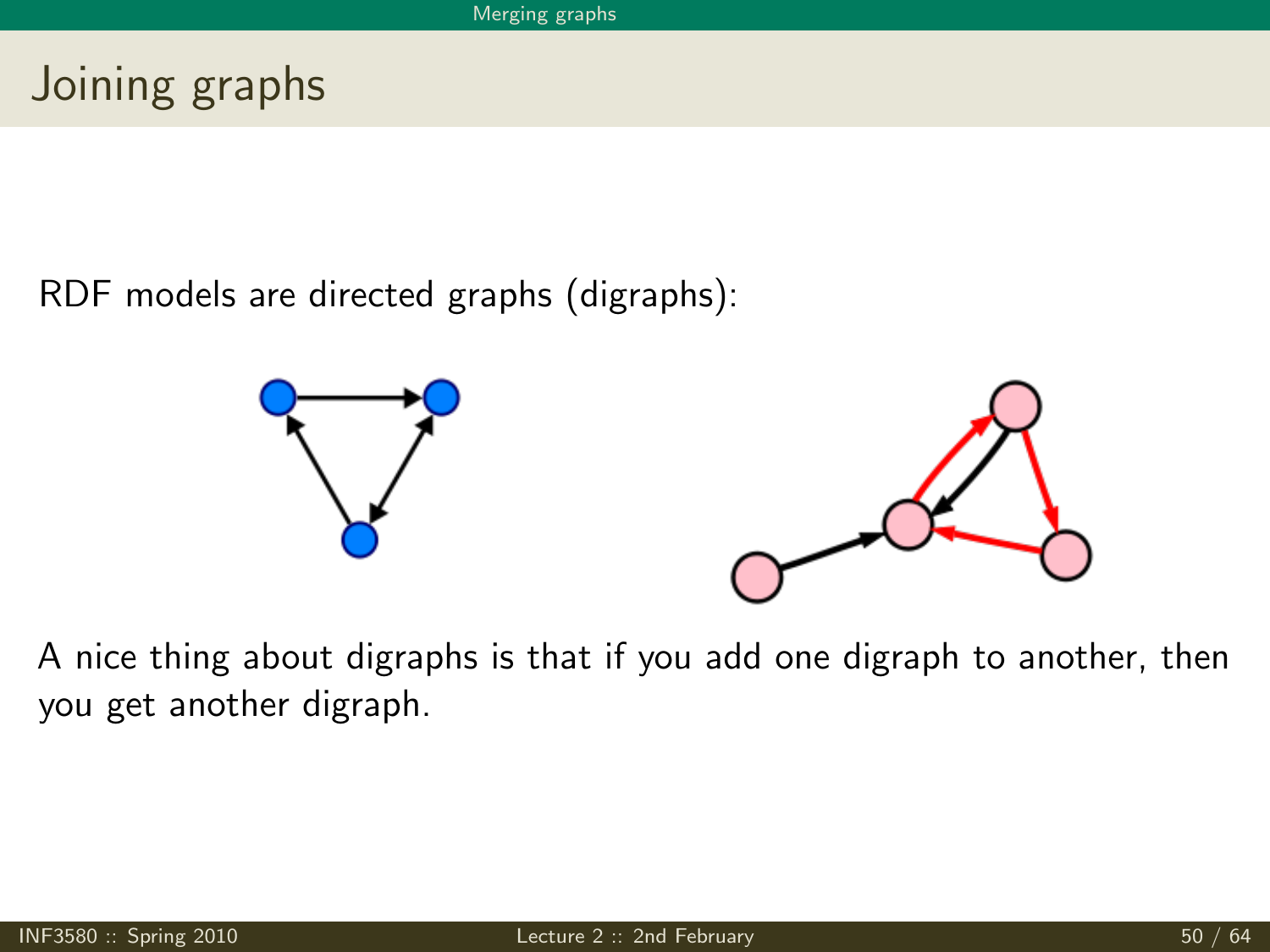# Joining graphs

RDF models are directed graphs (digraphs):

A nice thing about digraphs is that if you add one digraph to another, then you get another digraph.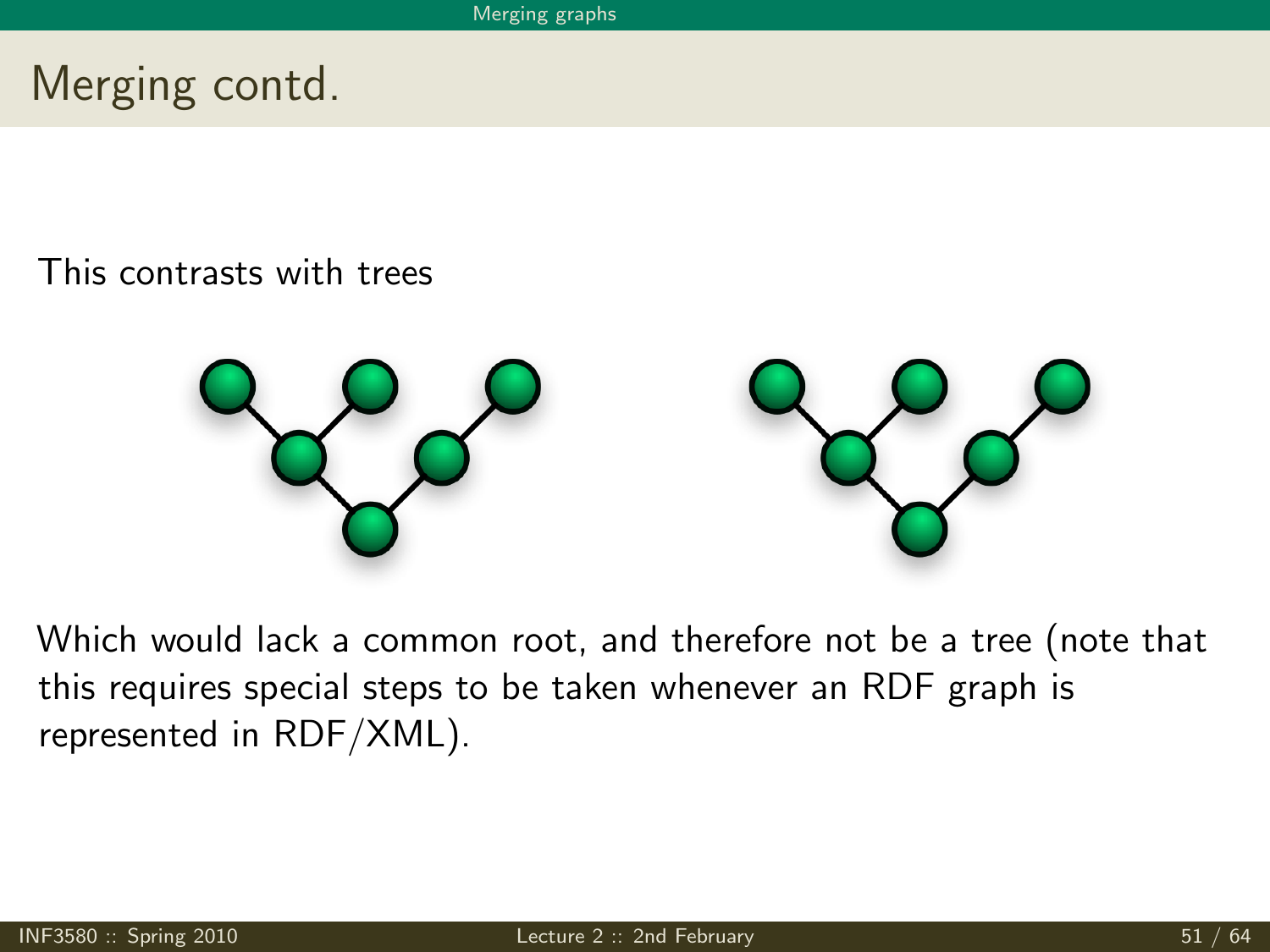# Merging contd.

This contrasts with trees

Which would lack a common root, and therefore not be a tree (note that this requires special steps to be taken whenever an RDF graph is represented in RDF/XML).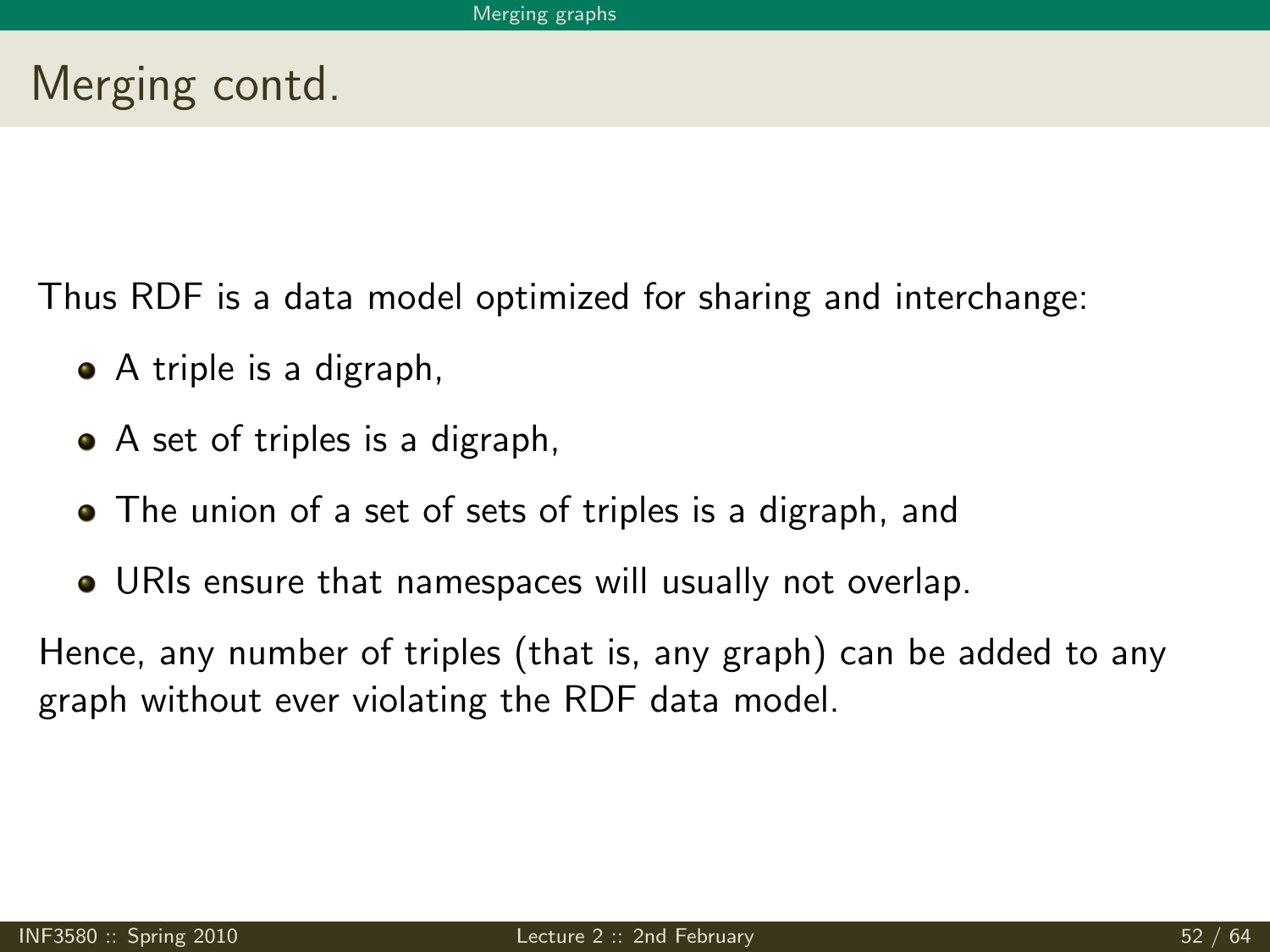# Merging contd.

Thus RDF is a data model optimized for sharing and interchange:

- A triple is a digraph,
- A set of triples is a digraph,
- The union of a set of sets of triples is a digraph, and
- URIs ensure that namespaces will usually not overlap.

Hence, any number of triples (that is, any graph) can be added to any graph without ever violating the RDF data model.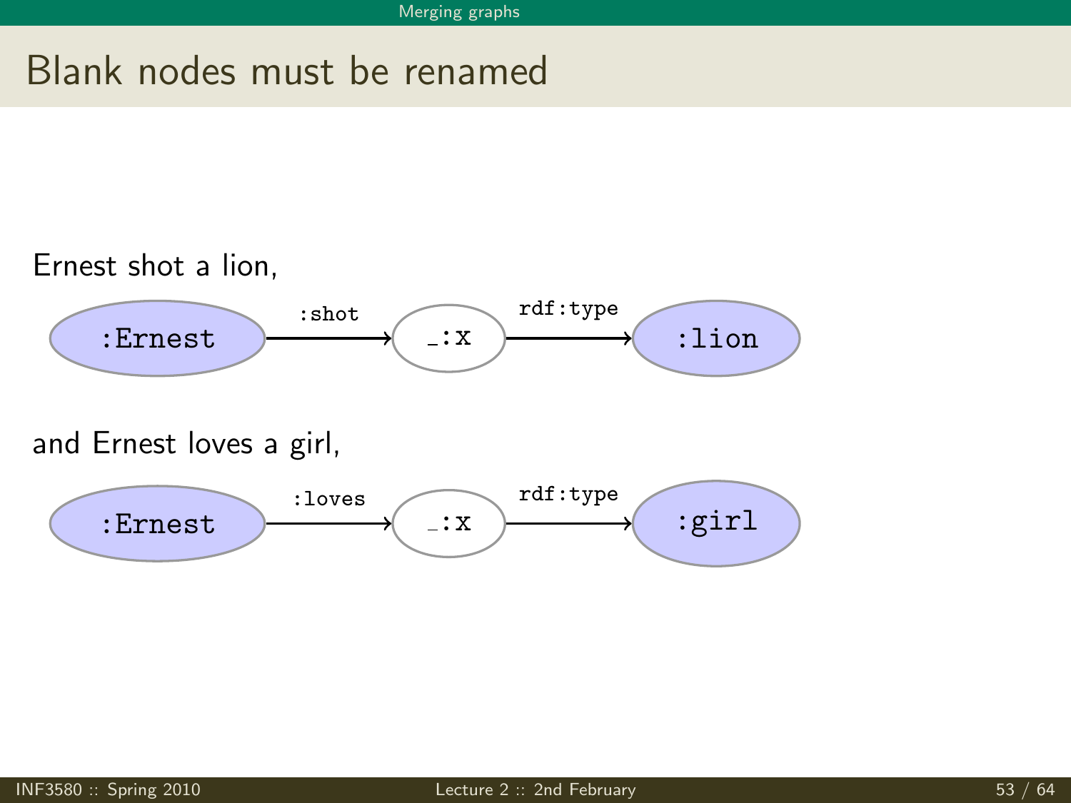# Blank nodes must be renamed

Ernest shot a lion,

```
:Ernest --:shot--> _:x --rdf:type--> :lion
```

and Ernest loves a girl,

```
:Ernest --:loves--> _:x --rdf:type--> :girl
```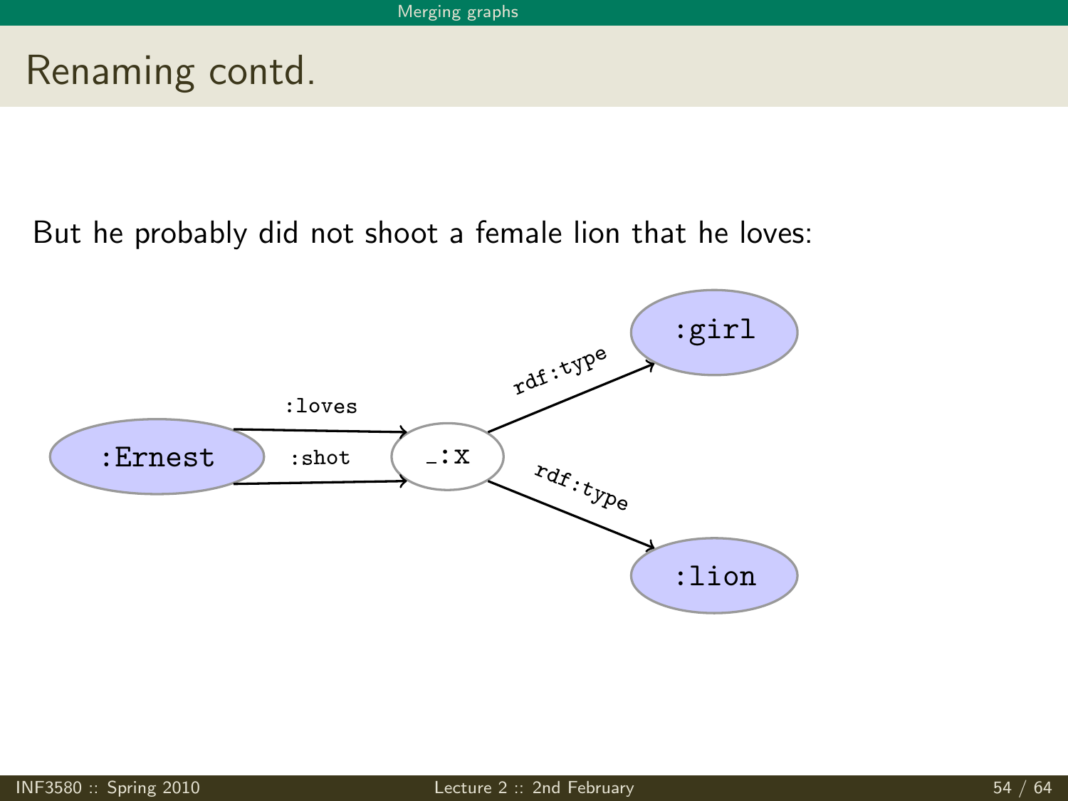# Renaming contd.

But he probably did not shoot a female lion that he loves:

```
:Ernest --:loves--> _:x
:Ernest --:shot-->  _:x
_:x --rdf:type--> :girl
_:x --rdf:type--> :lion
```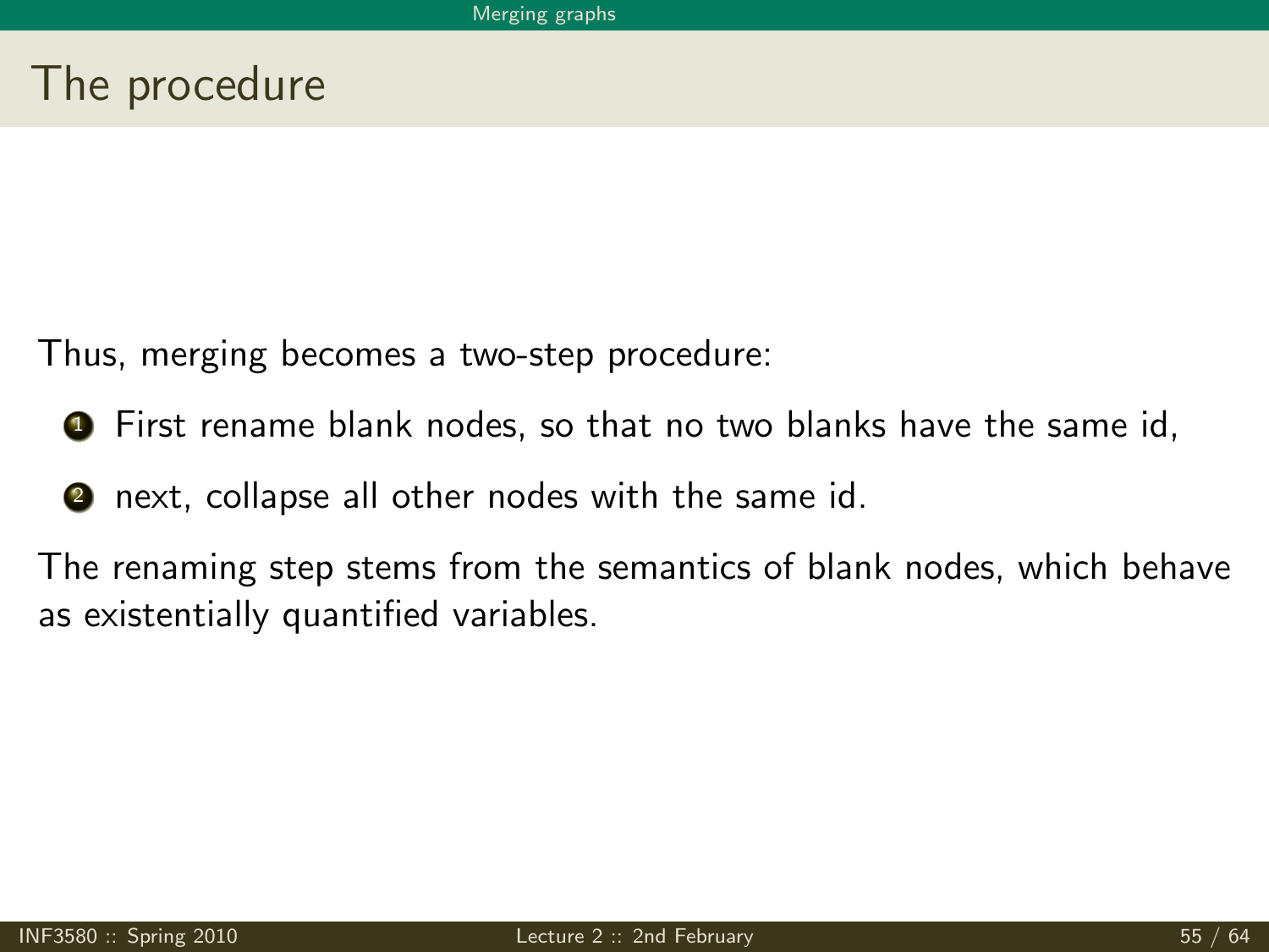# The procedure

Thus, merging becomes a two-step procedure:

1. First rename blank nodes, so that no two blanks have the same id,
2. next, collapse all other nodes with the same id.

The renaming step stems from the semantics of blank nodes, which behave as existentially quantified variables.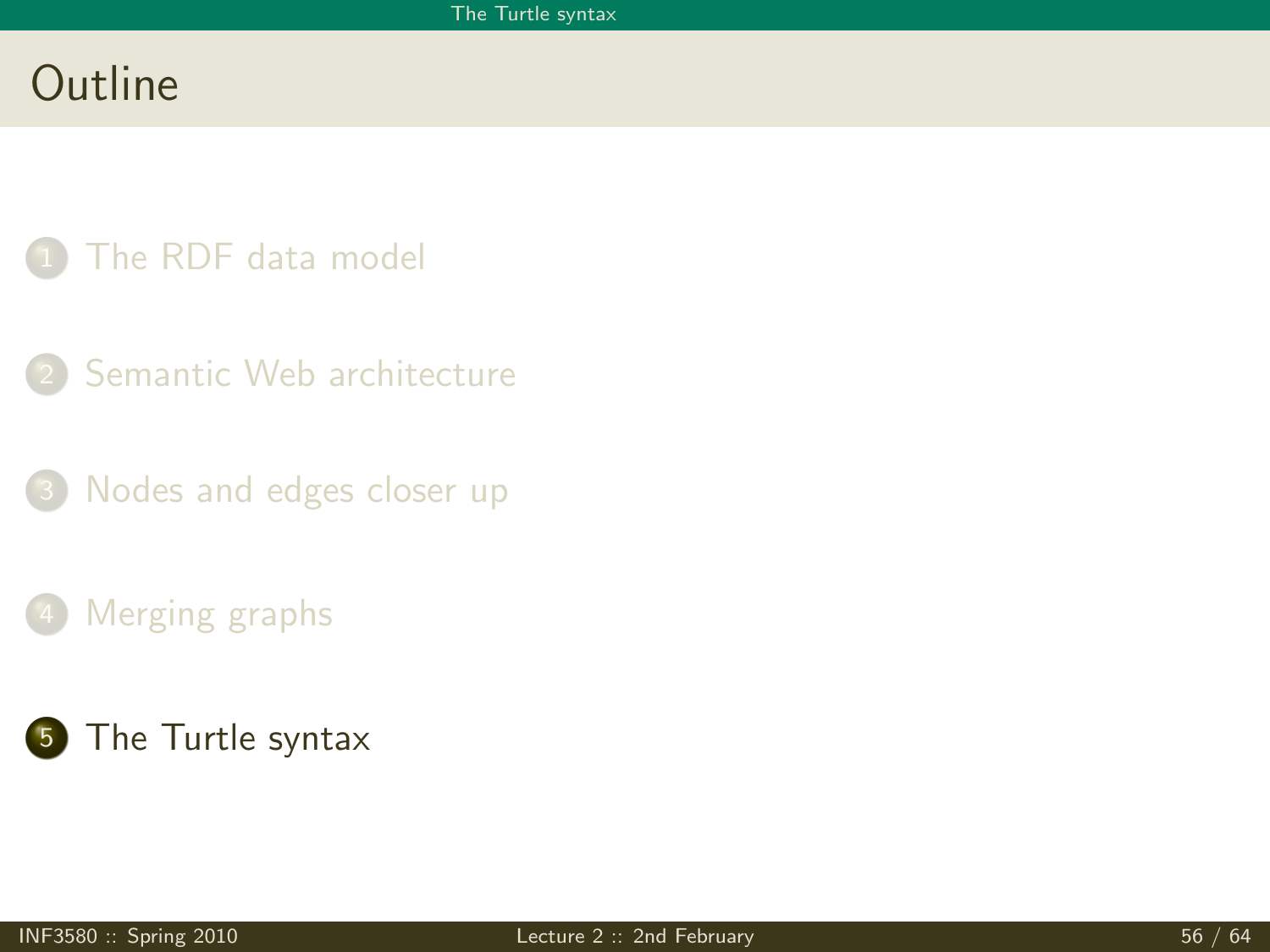# Outline

1. The RDF data model
2. Semantic Web architecture
3. Nodes and edges closer up
4. Merging graphs
5. The Turtle syntax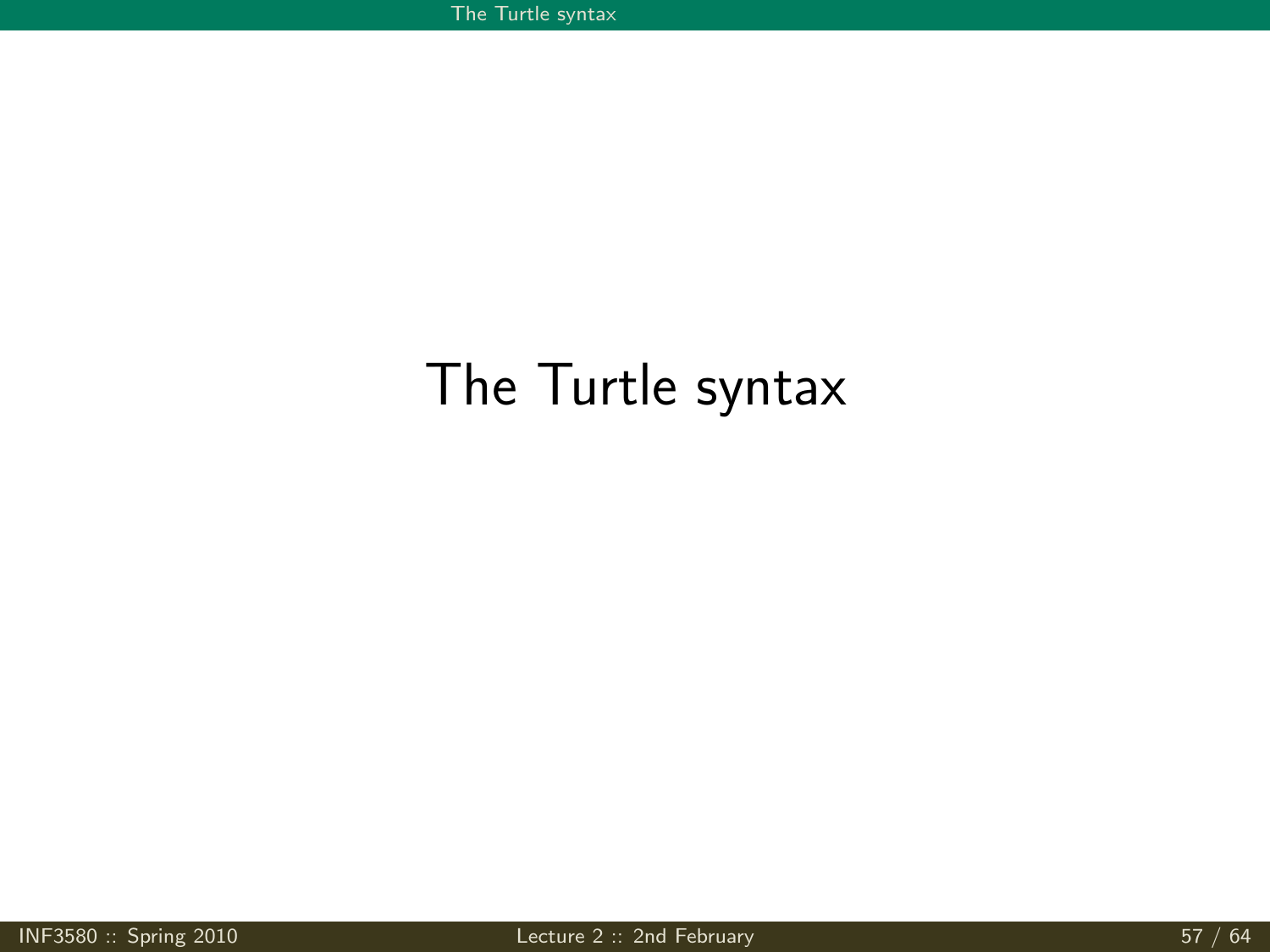# The Turtle syntax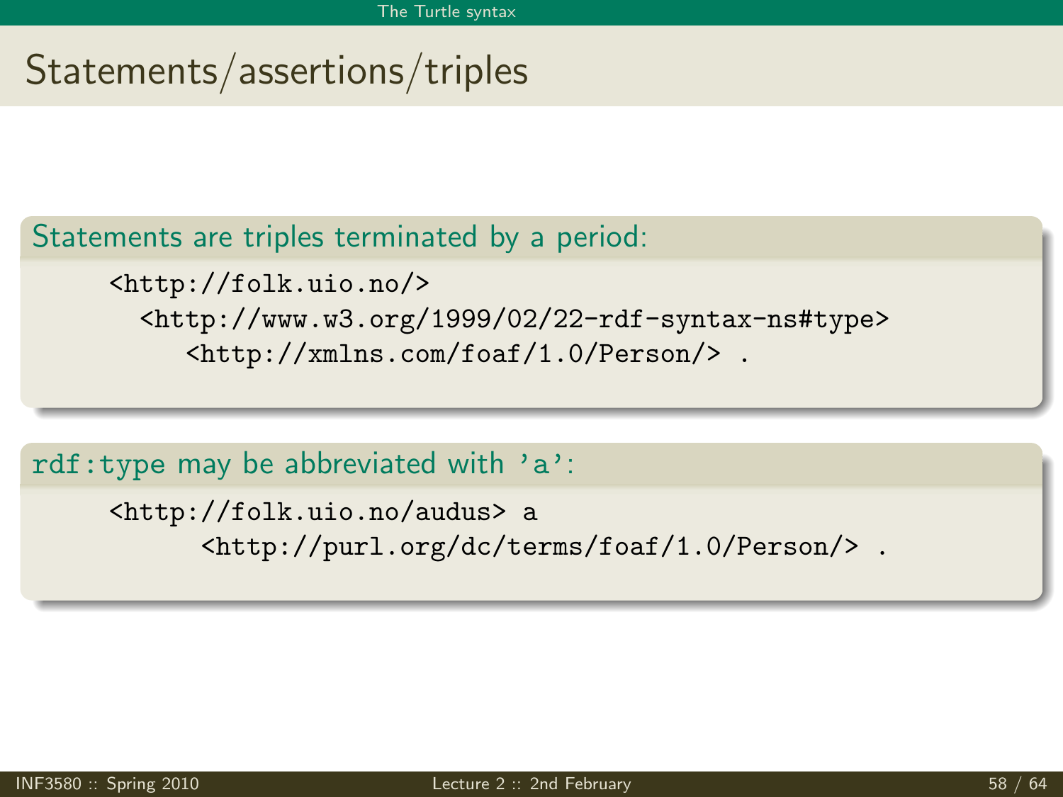# Statements/assertions/triples

Statements are triples terminated by a period:

```
<http://folk.uio.no/>
  <http://www.w3.org/1999/02/22-rdf-syntax-ns#type>
     <http://xmlns.com/foaf/1.0/Person/> .
```

`rdf:type` may be abbreviated with 'a':

```
<http://folk.uio.no/audus> a
      <http://purl.org/dc/terms/foaf/1.0/Person/> .
```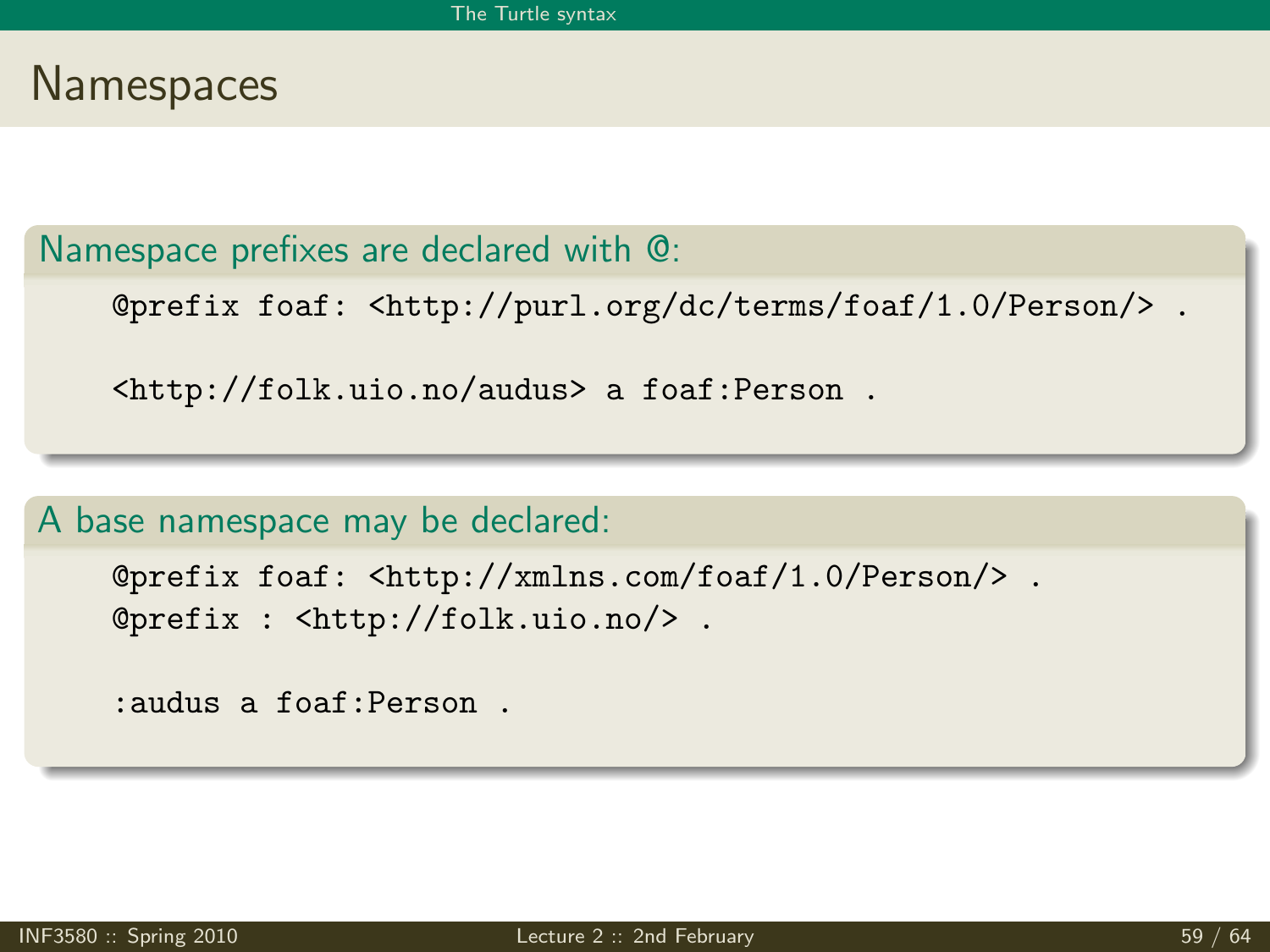# Namespaces

## Namespace prefixes are declared with @:

```
@prefix foaf: <http://purl.org/dc/terms/foaf/1.0/Person/> .

<http://folk.uio.no/audus> a foaf:Person .
```

## A base namespace may be declared:

```
@prefix foaf: <http://xmlns.com/foaf/1.0/Person/> .
@prefix : <http://folk.uio.no/> .

:audus a foaf:Person .
```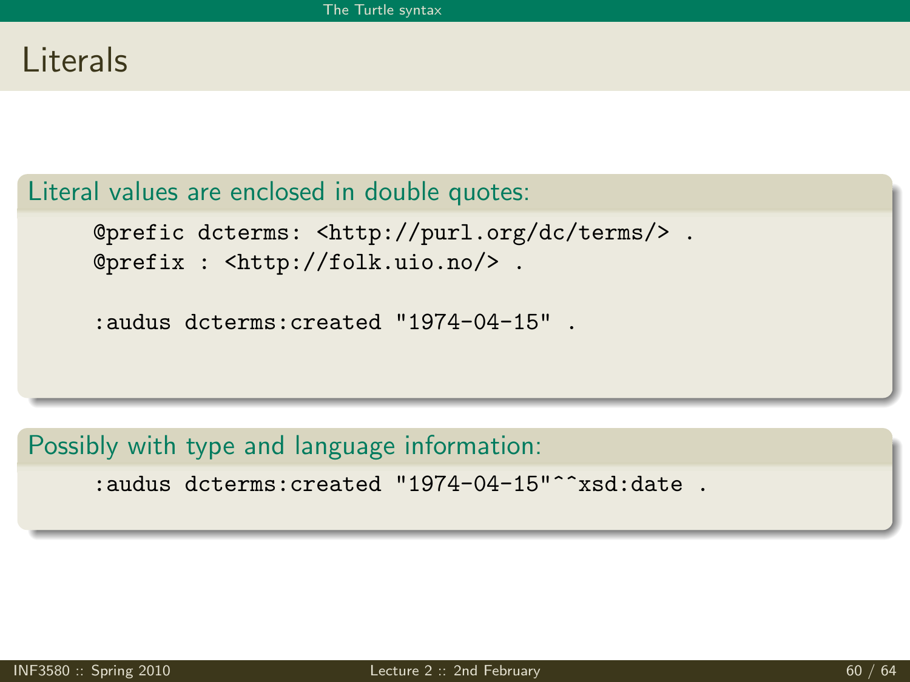# Literals

Literal values are enclosed in double quotes:

```
@prefic dcterms: <http://purl.org/dc/terms/> .
@prefix : <http://folk.uio.no/> .

:audus dcterms:created "1974-04-15" .
```

Possibly with type and language information:

```
:audus dcterms:created "1974-04-15"^^xsd:date .
```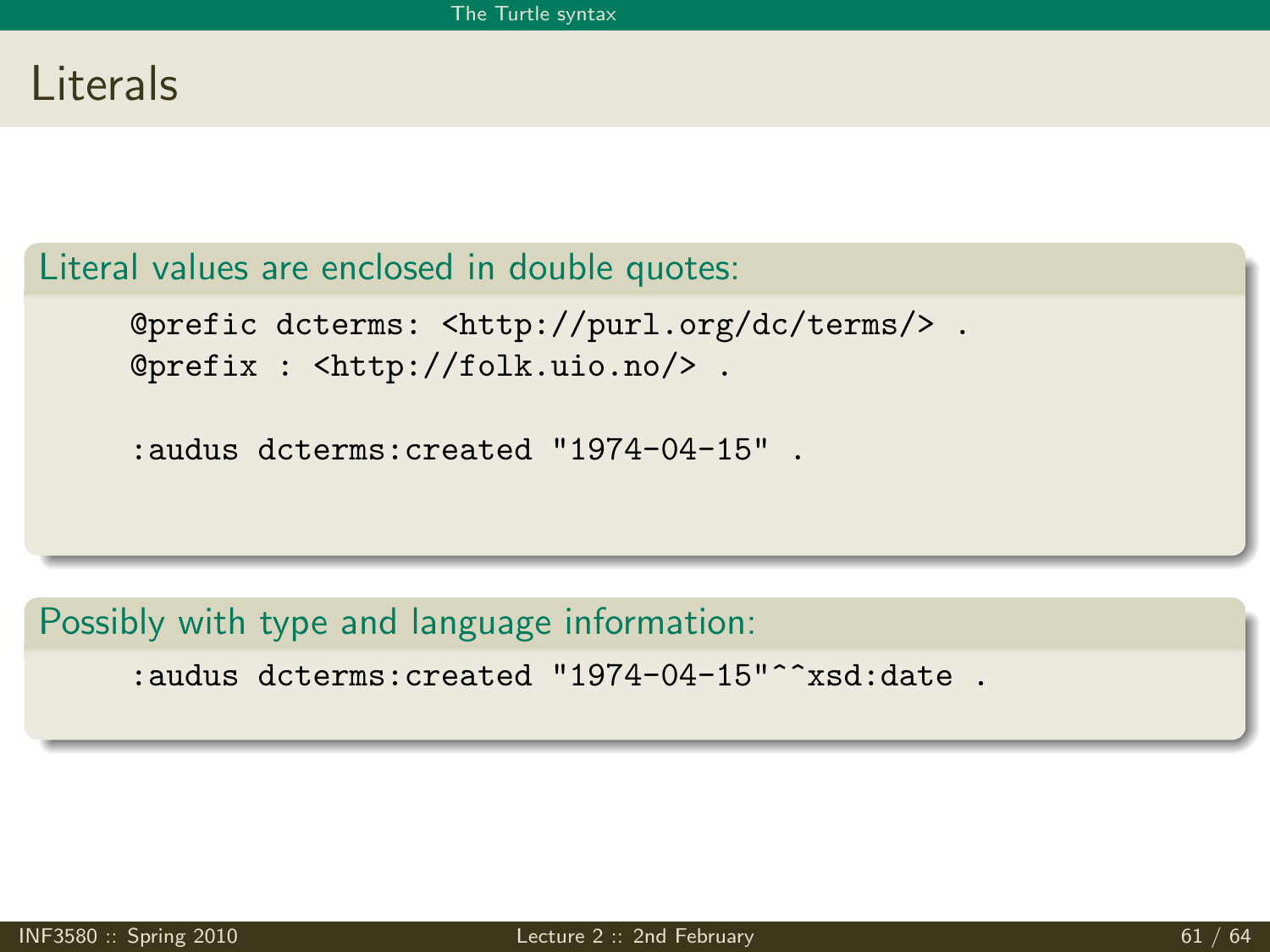# Literals

Literal values are enclosed in double quotes:

```
@prefic dcterms: <http://purl.org/dc/terms/> .
@prefix : <http://folk.uio.no/> .

:audus dcterms:created "1974-04-15" .
```

Possibly with type and language information:

```
:audus dcterms:created "1974-04-15"^^xsd:date .
```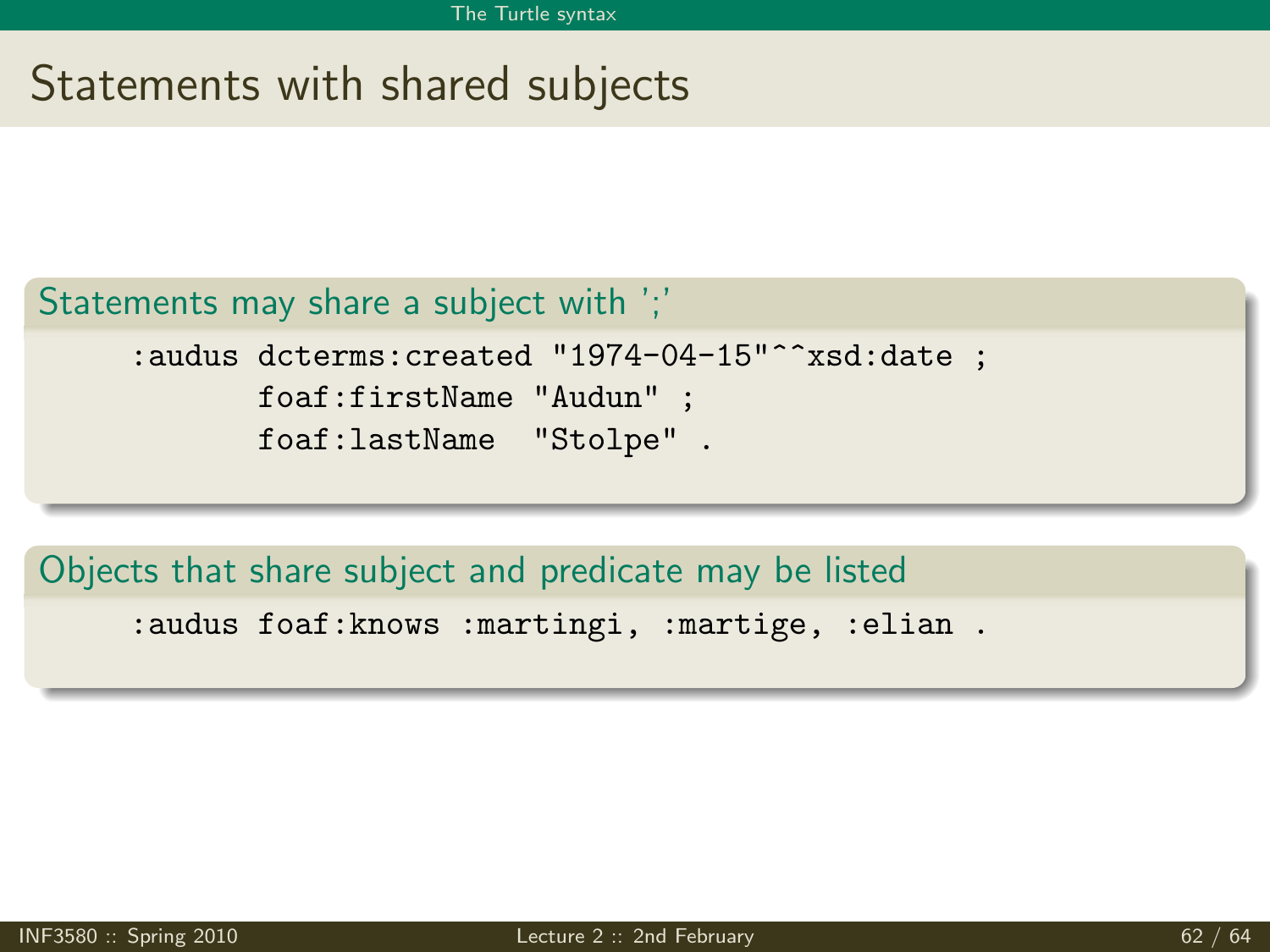# Statements with shared subjects

### Statements may share a subject with ';'

```
:audus dcterms:created "1974-04-15"^^xsd:date ;
       foaf:firstName "Audun" ;
       foaf:lastName  "Stolpe" .
```

### Objects that share subject and predicate may be listed

```
:audus foaf:knows :martingi, :martige, :elian .
```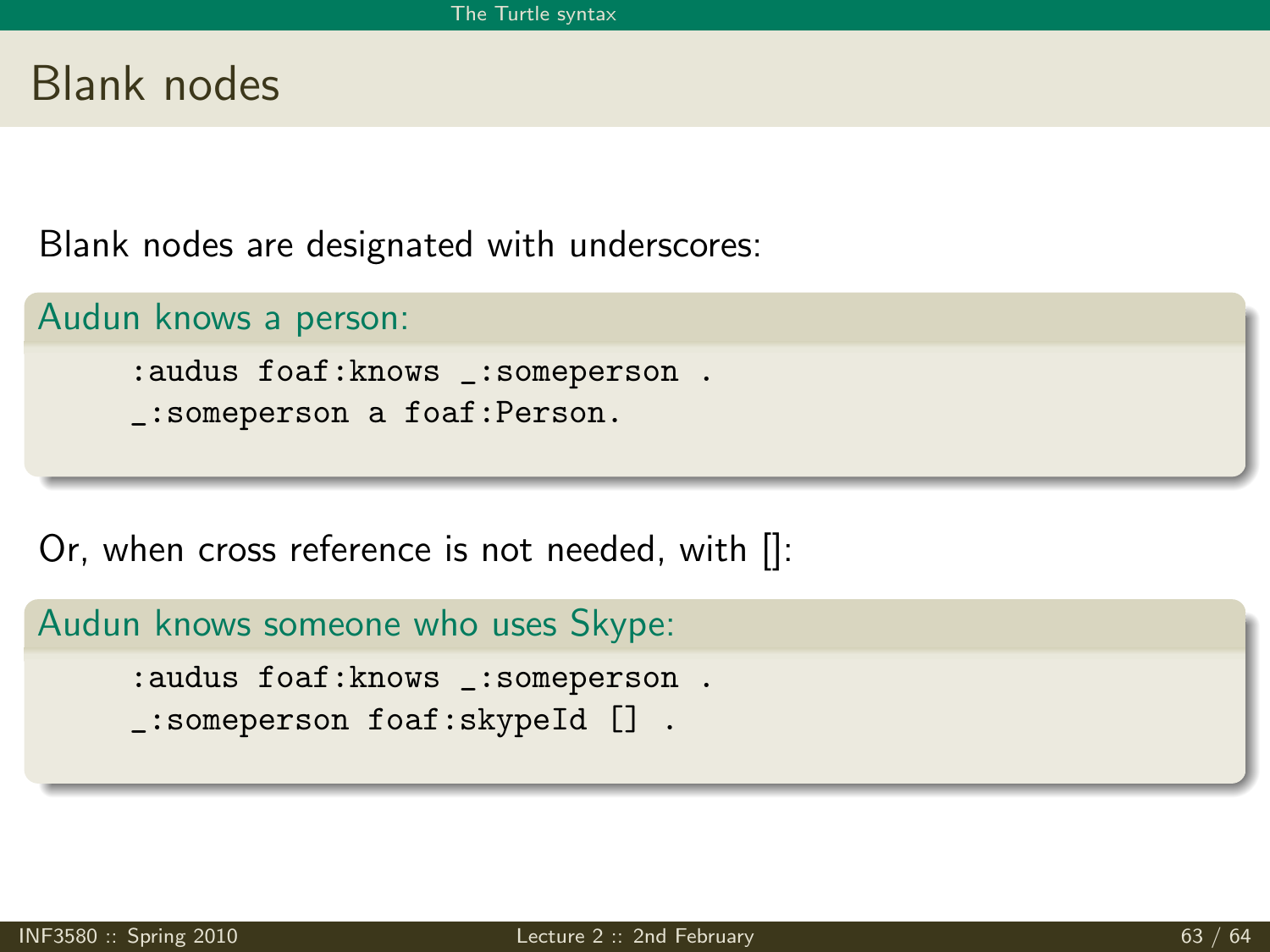# Blank nodes

Blank nodes are designated with underscores:

**Audun knows a person:**

```
:audus foaf:knows _:someperson .
_:someperson a foaf:Person.
```

Or, when cross reference is not needed, with []:

**Audun knows someone who uses Skype:**

```
:audus foaf:knows _:someperson .
_:someperson foaf:skypeId [] .
```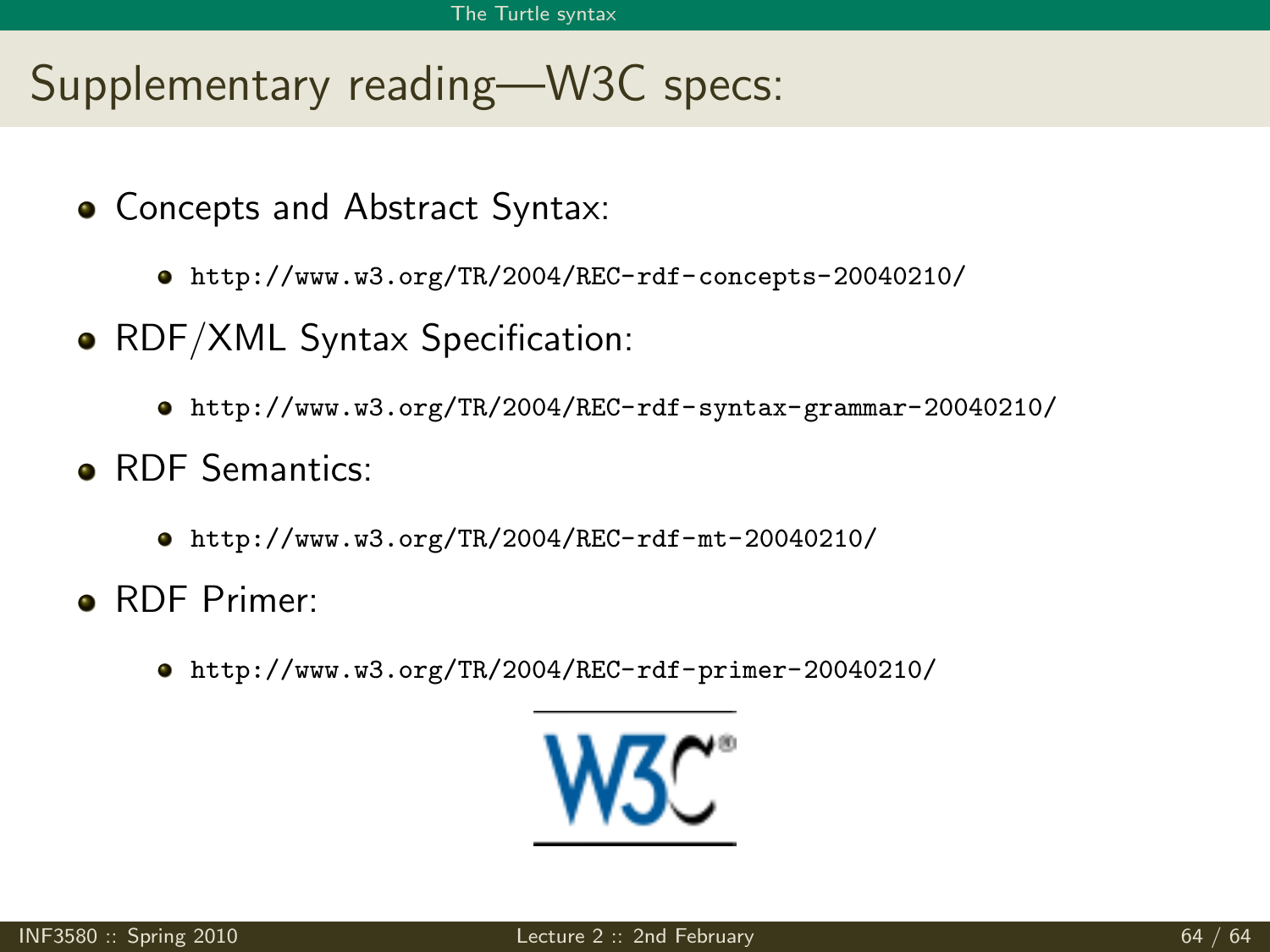# Supplementary reading—W3C specs:

- Concepts and Abstract Syntax:
  - http://www.w3.org/TR/2004/REC-rdf-concepts-20040210/
- RDF/XML Syntax Specification:
  - http://www.w3.org/TR/2004/REC-rdf-syntax-grammar-20040210/
- RDF Semantics:
  - http://www.w3.org/TR/2004/REC-rdf-mt-20040210/
- RDF Primer:
  - http://www.w3.org/TR/2004/REC-rdf-primer-20040210/